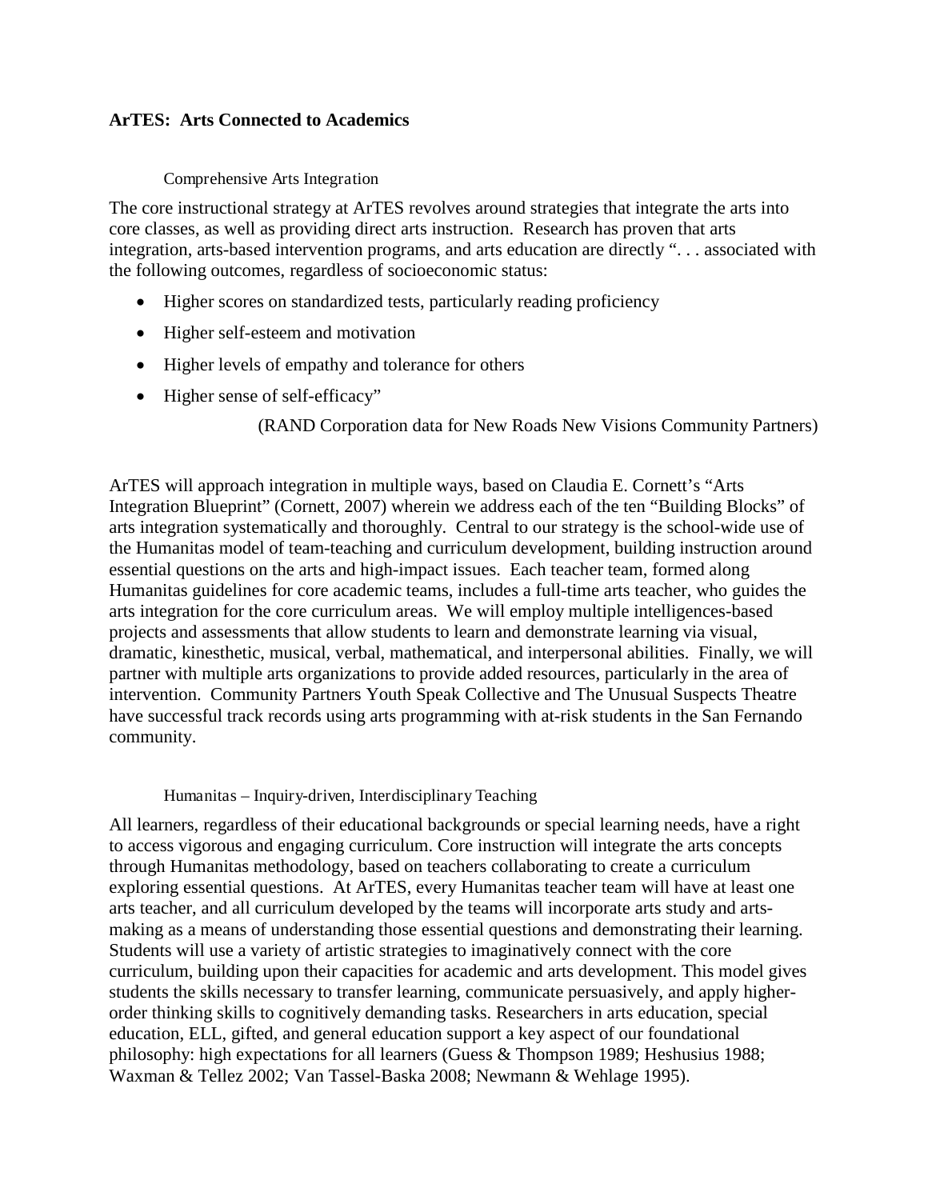**ArTES: Arts Connected to Academics**

### Comprehensive Arts Integration

The core instructional strategy at ArTES revolves around strategies that integrate the arts into core classes, as well as providing direct arts instruction. Research has proven that arts integration, arts-based intervention programs, and arts education are directly ". . . associated with the following outcomes, regardless of socioeconomic status:

- Higher scores on standardized tests, particularly reading proficiency
- Higher self-esteem and motivation
- Higher levels of empathy and tolerance for others
- Higher sense of self-efficacy"

(RAND Corporation data for New Roads New Visions Community Partners)

ArTES will approach integration in multiple ways, based on Claudia E. Cornett's "Arts Integration Blueprint" (Cornett, 2007) wherein we address each of the ten "Building Blocks" of arts integration systematically and thoroughly. Central to our strategy is the school-wide use of the Humanitas model of team-teaching and curriculum development, building instruction around essential questions on the arts and high-impact issues. Each teacher team, formed along Humanitas guidelines for core academic teams, includes a full-time arts teacher, who guides the arts integration for the core curriculum areas. We will employ multiple intelligences-based projects and assessments that allow students to learn and demonstrate learning via visual, dramatic, kinesthetic, musical, verbal, mathematical, and interpersonal abilities. Finally, we will partner with multiple arts organizations to provide added resources, particularly in the area of intervention. Community Partners Youth Speak Collective and The Unusual Suspects Theatre have successful track records using arts programming with at-risk students in the San Fernando community.

### Humanitas – Inquiry-driven, Interdisciplinary Teaching

All learners, regardless of their educational backgrounds or special learning needs, have a right to access vigorous and engaging curriculum. Core instruction will integrate the arts concepts through Humanitas methodology, based on teachers collaborating to create a curriculum exploring essential questions. At ArTES, every Humanitas teacher team will have at least one arts teacher, and all curriculum developed by the teams will incorporate arts study and arts-making as a means of understanding those essential questions and demonstrating their learning. Students will use a variety of artistic strategies to imaginatively connect with the core curriculum, building upon their capacities for academic and arts development. This model gives students the skills necessary to transfer learning, communicate persuasively, and apply higher-order thinking skills to cognitively demanding tasks. Researchers in arts education, special education, ELL, gifted, and general education support a key aspect of our foundational philosophy: high expectations for all learners (Guess & Thompson 1989; Heshusius 1988; Waxman & Tellez 2002; Van Tassel-Baska 2008; Newmann & Wehlage 1995).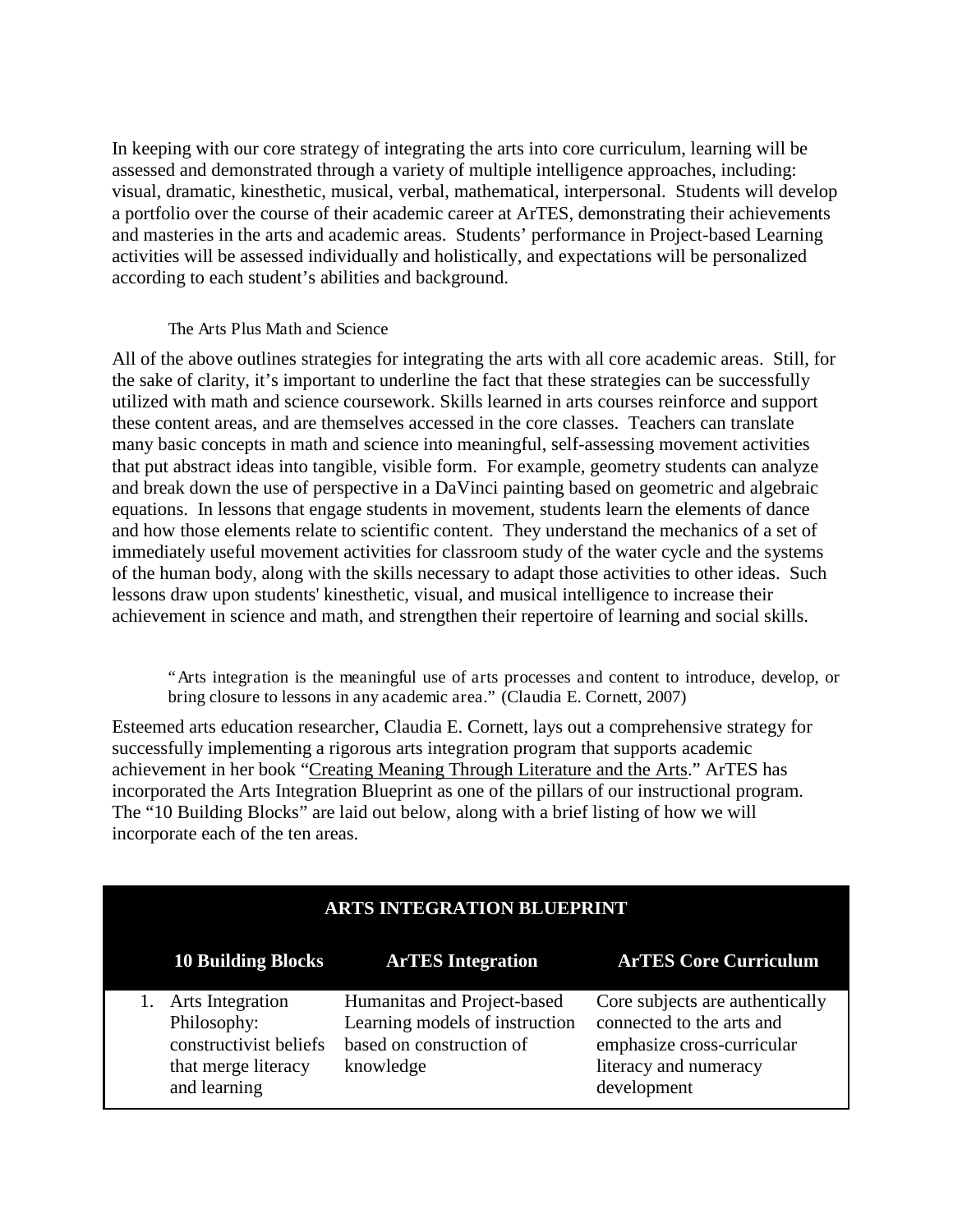In keeping with our core strategy of integrating the arts into core curriculum, learning will be assessed and demonstrated through a variety of multiple intelligence approaches, including: visual, dramatic, kinesthetic, musical, verbal, mathematical, interpersonal. Students will develop a portfolio over the course of their academic career at ArTES, demonstrating their achievements and masteries in the arts and academic areas. Students' performance in Project-based Learning activities will be assessed individually and holistically, and expectations will be personalized according to each student's abilities and background.

### The Arts Plus Math and Science

All of the above outlines strategies for integrating the arts with all core academic areas. Still, for the sake of clarity, it's important to underline the fact that these strategies can be successfully utilized with math and science coursework. Skills learned in arts courses reinforce and support these content areas, and are themselves accessed in the core classes. Teachers can translate many basic concepts in math and science into meaningful, self-assessing movement activities that put abstract ideas into tangible, visible form. For example, geometry students can analyze and break down the use of perspective in a DaVinci painting based on geometric and algebraic equations. In lessons that engage students in movement, students learn the elements of dance and how those elements relate to scientific content. They understand the mechanics of a set of immediately useful movement activities for classroom study of the water cycle and the systems of the human body, along with the skills necessary to adapt those activities to other ideas. Such lessons draw upon students' kinesthetic, visual, and musical intelligence to increase their achievement in science and math, and strengthen their repertoire of learning and social skills.

> "Arts integration is the meaningful use of arts processes and content to introduce, develop, or bring closure to lessons in any academic area." (Claudia E. Cornett, 2007)

Esteemed arts education researcher, Claudia E. Cornett, lays out a comprehensive strategy for successfully implementing a rigorous arts integration program that supports academic achievement in her book "Creating Meaning Through Literature and the Arts." ArTES has incorporated the Arts Integration Blueprint as one of the pillars of our instructional program. The "10 Building Blocks" are laid out below, along with a brief listing of how we will incorporate each of the ten areas.

| ARTS INTEGRATION BLUEPRINT | | |
|---|---|---|
| **10 Building Blocks** | **ArTES Integration** | **ArTES Core Curriculum** |
| 1. Arts Integration Philosophy: constructivist beliefs that merge literacy and learning | Humanitas and Project-based Learning models of instruction based on construction of knowledge | Core subjects are authentically connected to the arts and emphasize cross-curricular literacy and numeracy development |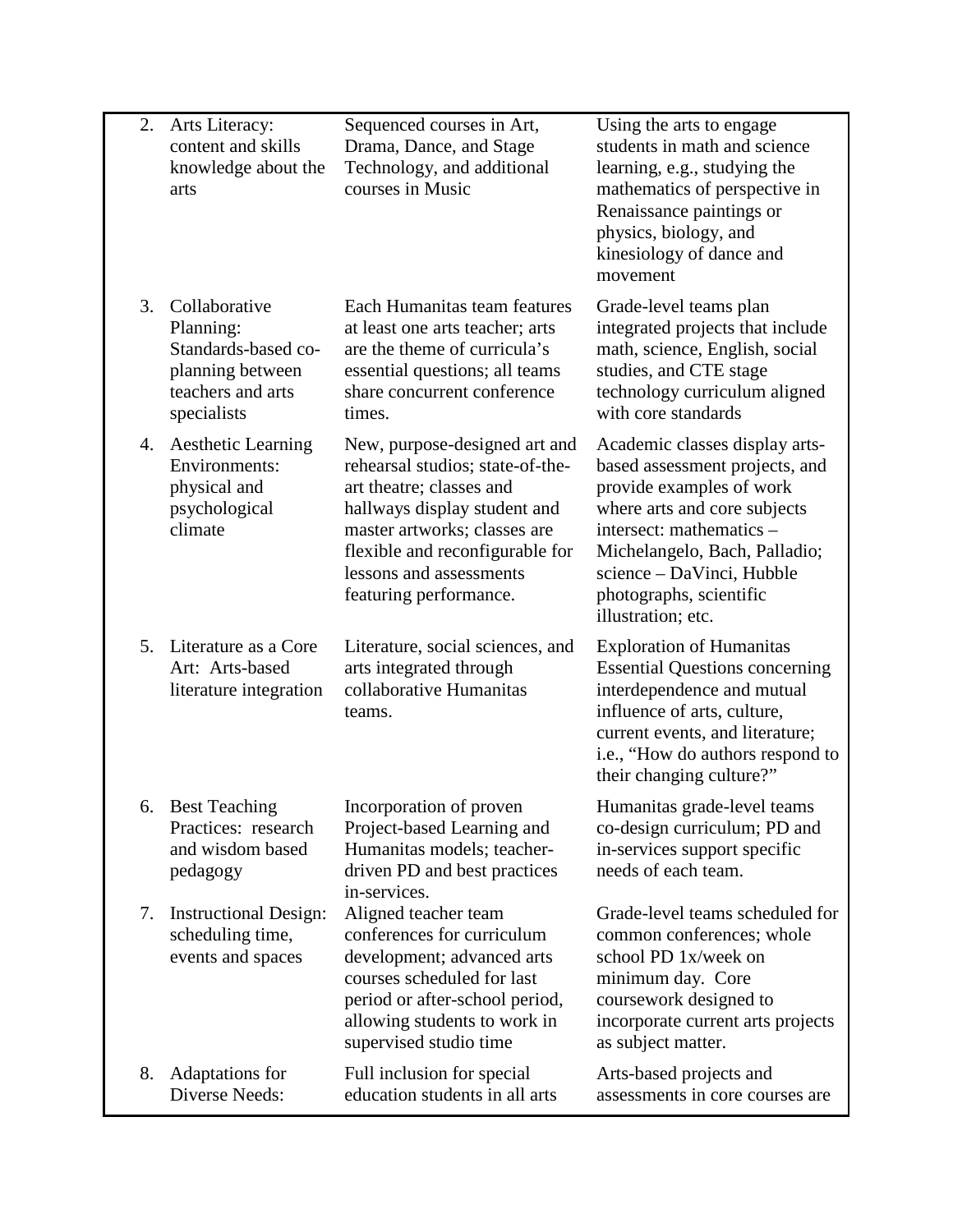| | | | |
|---|---|---|---|
| 2. | Arts Literacy: content and skills knowledge about the arts | Sequenced courses in Art, Drama, Dance, and Stage Technology, and additional courses in Music | Using the arts to engage students in math and science learning, e.g., studying the mathematics of perspective in Renaissance paintings or physics, biology, and kinesiology of dance and movement |
| 3. | Collaborative Planning: Standards-based co-planning between teachers and arts specialists | Each Humanitas team features at least one arts teacher; arts are the theme of curricula's essential questions; all teams share concurrent conference times. | Grade-level teams plan integrated projects that include math, science, English, social studies, and CTE stage technology curriculum aligned with core standards |
| 4. | Aesthetic Learning Environments: physical and psychological climate | New, purpose-designed art and rehearsal studios; state-of-the-art theatre; classes and hallways display student and master artworks; classes are flexible and reconfigurable for lessons and assessments featuring performance. | Academic classes display arts-based assessment projects, and provide examples of work where arts and core subjects intersect: mathematics – Michelangelo, Bach, Palladio; science – DaVinci, Hubble photographs, scientific illustration; etc. |
| 5. | Literature as a Core Art: Arts-based literature integration | Literature, social sciences, and arts integrated through collaborative Humanitas teams. | Exploration of Humanitas Essential Questions concerning interdependence and mutual influence of arts, culture, current events, and literature; i.e., "How do authors respond to their changing culture?" |
| 6. | Best Teaching Practices: research and wisdom based pedagogy | Incorporation of proven Project-based Learning and Humanitas models; teacher-driven PD and best practices in-services. | Humanitas grade-level teams co-design curriculum; PD and in-services support specific needs of each team. |
| 7. | Instructional Design: scheduling time, events and spaces | Aligned teacher team conferences for curriculum development; advanced arts courses scheduled for last period or after-school period, allowing students to work in supervised studio time | Grade-level teams scheduled for common conferences; whole school PD 1x/week on minimum day. Core coursework designed to incorporate current arts projects as subject matter. |
| 8. | Adaptations for Diverse Needs: | Full inclusion for special education students in all arts | Arts-based projects and assessments in core courses are |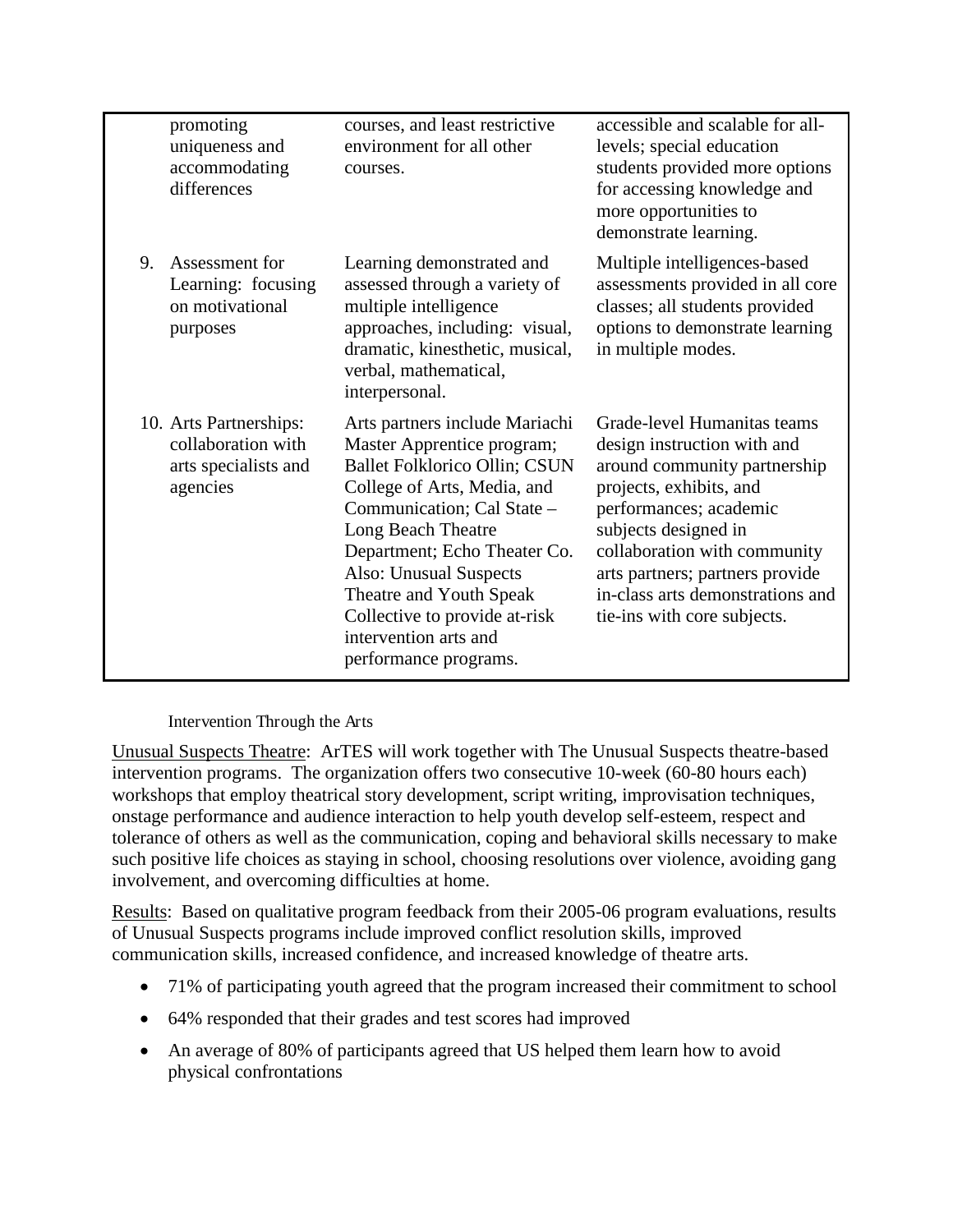| | | |
|---|---|---|
| promoting uniqueness and accommodating differences | courses, and least restrictive environment for all other courses. | accessible and scalable for all-levels; special education students provided more options for accessing knowledge and more opportunities to demonstrate learning. |
| 9. Assessment for Learning: focusing on motivational purposes | Learning demonstrated and assessed through a variety of multiple intelligence approaches, including: visual, dramatic, kinesthetic, musical, verbal, mathematical, interpersonal. | Multiple intelligences-based assessments provided in all core classes; all students provided options to demonstrate learning in multiple modes. |
| 10. Arts Partnerships: collaboration with arts specialists and agencies | Arts partners include Mariachi Master Apprentice program; Ballet Folklorico Ollin; CSUN College of Arts, Media, and Communication; Cal State – Long Beach Theatre Department; Echo Theater Co. Also: Unusual Suspects Theatre and Youth Speak Collective to provide at-risk intervention arts and performance programs. | Grade-level Humanitas teams design instruction with and around community partnership projects, exhibits, and performances; academic subjects designed in collaboration with community arts partners; partners provide in-class arts demonstrations and tie-ins with core subjects. |

Intervention Through the Arts

Unusual Suspects Theatre: ArTES will work together with The Unusual Suspects theatre-based intervention programs. The organization offers two consecutive 10-week (60-80 hours each) workshops that employ theatrical story development, script writing, improvisation techniques, onstage performance and audience interaction to help youth develop self-esteem, respect and tolerance of others as well as the communication, coping and behavioral skills necessary to make such positive life choices as staying in school, choosing resolutions over violence, avoiding gang involvement, and overcoming difficulties at home.

Results: Based on qualitative program feedback from their 2005-06 program evaluations, results of Unusual Suspects programs include improved conflict resolution skills, improved communication skills, increased confidence, and increased knowledge of theatre arts.

- 71% of participating youth agreed that the program increased their commitment to school
- 64% responded that their grades and test scores had improved
- An average of 80% of participants agreed that US helped them learn how to avoid physical confrontations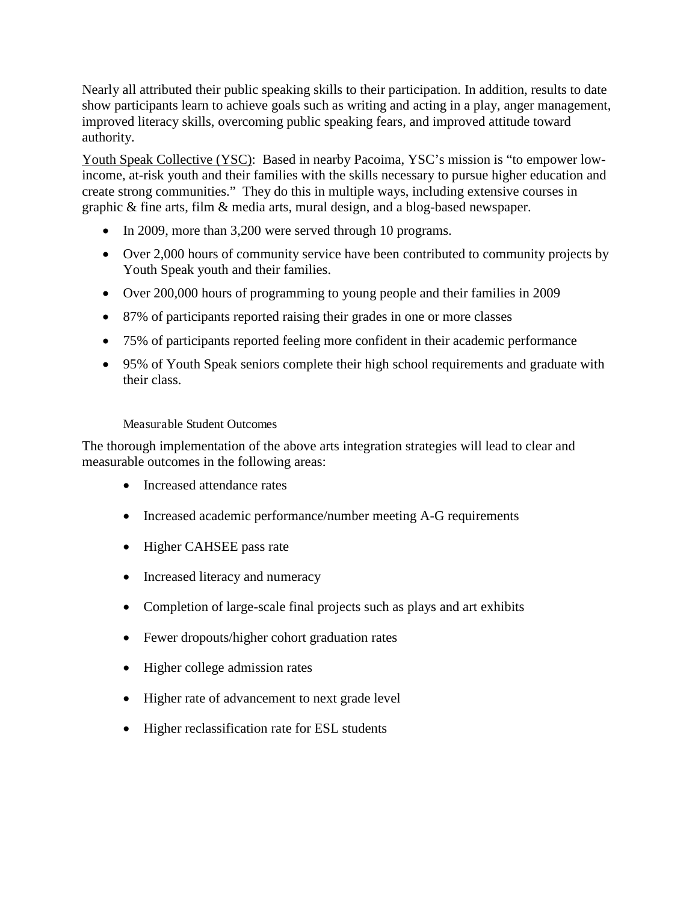Nearly all attributed their public speaking skills to their participation. In addition, results to date show participants learn to achieve goals such as writing and acting in a play, anger management, improved literacy skills, overcoming public speaking fears, and improved attitude toward authority.

<u>Youth Speak Collective (YSC)</u>: Based in nearby Pacoima, YSC's mission is "to empower low-income, at-risk youth and their families with the skills necessary to pursue higher education and create strong communities." They do this in multiple ways, including extensive courses in graphic & fine arts, film & media arts, mural design, and a blog-based newspaper.

- In 2009, more than 3,200 were served through 10 programs.
- Over 2,000 hours of community service have been contributed to community projects by Youth Speak youth and their families.
- Over 200,000 hours of programming to young people and their families in 2009
- 87% of participants reported raising their grades in one or more classes
- 75% of participants reported feeling more confident in their academic performance
- 95% of Youth Speak seniors complete their high school requirements and graduate with their class.

### Measurable Student Outcomes

The thorough implementation of the above arts integration strategies will lead to clear and measurable outcomes in the following areas:

- Increased attendance rates
- Increased academic performance/number meeting A-G requirements
- Higher CAHSEE pass rate
- Increased literacy and numeracy
- Completion of large-scale final projects such as plays and art exhibits
- Fewer dropouts/higher cohort graduation rates
- Higher college admission rates
- Higher rate of advancement to next grade level
- Higher reclassification rate for ESL students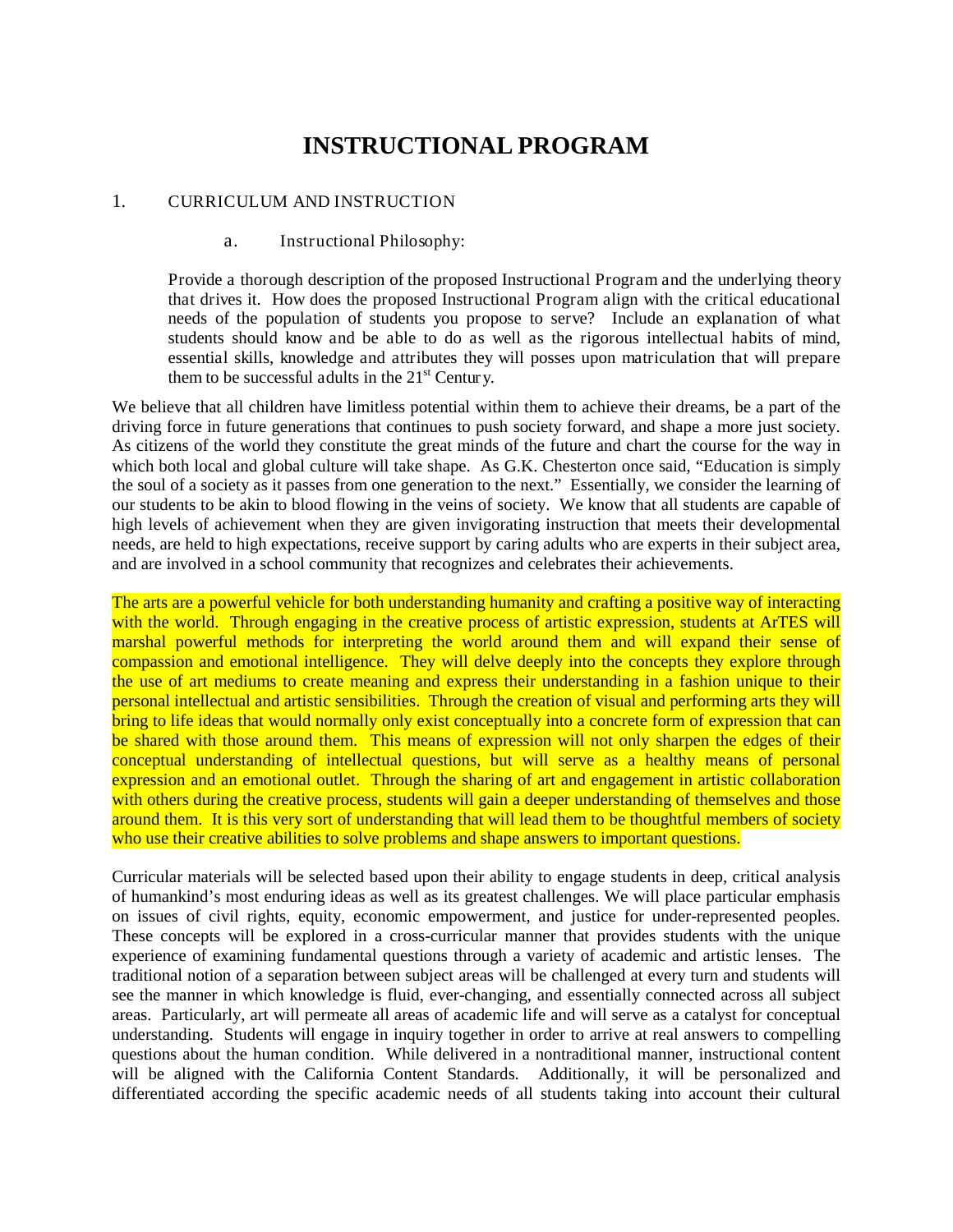# INSTRUCTIONAL PROGRAM

1. CURRICULUM AND INSTRUCTION

a. Instructional Philosophy:

> Provide a thorough description of the proposed Instructional Program and the underlying theory that drives it. How does the proposed Instructional Program align with the critical educational needs of the population of students you propose to serve? Include an explanation of what students should know and be able to do as well as the rigorous intellectual habits of mind, essential skills, knowledge and attributes they will posses upon matriculation that will prepare them to be successful adults in the 21st Century.

We believe that all children have limitless potential within them to achieve their dreams, be a part of the driving force in future generations that continues to push society forward, and shape a more just society. As citizens of the world they constitute the great minds of the future and chart the course for the way in which both local and global culture will take shape. As G.K. Chesterton once said, "Education is simply the soul of a society as it passes from one generation to the next." Essentially, we consider the learning of our students to be akin to blood flowing in the veins of society. We know that all students are capable of high levels of achievement when they are given invigorating instruction that meets their developmental needs, are held to high expectations, receive support by caring adults who are experts in their subject area, and are involved in a school community that recognizes and celebrates their achievements.

The arts are a powerful vehicle for both understanding humanity and crafting a positive way of interacting with the world. Through engaging in the creative process of artistic expression, students at ArTES will marshal powerful methods for interpreting the world around them and will expand their sense of compassion and emotional intelligence. They will delve deeply into the concepts they explore through the use of art mediums to create meaning and express their understanding in a fashion unique to their personal intellectual and artistic sensibilities. Through the creation of visual and performing arts they will bring to life ideas that would normally only exist conceptually into a concrete form of expression that can be shared with those around them. This means of expression will not only sharpen the edges of their conceptual understanding of intellectual questions, but will serve as a healthy means of personal expression and an emotional outlet. Through the sharing of art and engagement in artistic collaboration with others during the creative process, students will gain a deeper understanding of themselves and those around them. It is this very sort of understanding that will lead them to be thoughtful members of society who use their creative abilities to solve problems and shape answers to important questions.

Curricular materials will be selected based upon their ability to engage students in deep, critical analysis of humankind's most enduring ideas as well as its greatest challenges. We will place particular emphasis on issues of civil rights, equity, economic empowerment, and justice for under-represented peoples. These concepts will be explored in a cross-curricular manner that provides students with the unique experience of examining fundamental questions through a variety of academic and artistic lenses. The traditional notion of a separation between subject areas will be challenged at every turn and students will see the manner in which knowledge is fluid, ever-changing, and essentially connected across all subject areas. Particularly, art will permeate all areas of academic life and will serve as a catalyst for conceptual understanding. Students will engage in inquiry together in order to arrive at real answers to compelling questions about the human condition. While delivered in a nontraditional manner, instructional content will be aligned with the California Content Standards. Additionally, it will be personalized and differentiated according the specific academic needs of all students taking into account their cultural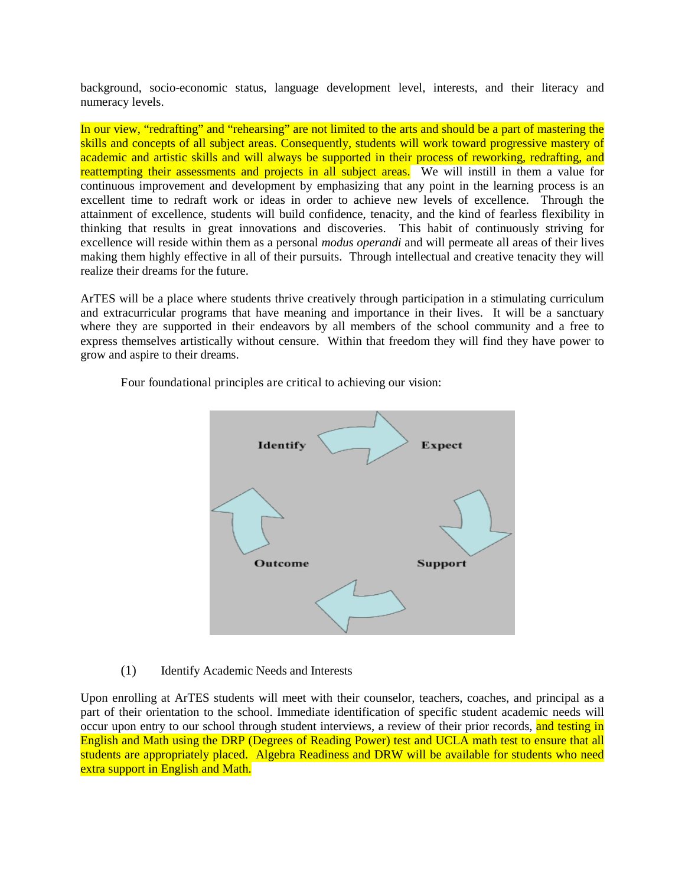background, socio-economic status, language development level, interests, and their literacy and numeracy levels.

In our view, "redrafting" and "rehearsing" are not limited to the arts and should be a part of mastering the skills and concepts of all subject areas. Consequently, students will work toward progressive mastery of academic and artistic skills and will always be supported in their process of reworking, redrafting, and reattempting their assessments and projects in all subject areas. We will instill in them a value for continuous improvement and development by emphasizing that any point in the learning process is an excellent time to redraft work or ideas in order to achieve new levels of excellence. Through the attainment of excellence, students will build confidence, tenacity, and the kind of fearless flexibility in thinking that results in great innovations and discoveries. This habit of continuously striving for excellence will reside within them as a personal *modus operandi* and will permeate all areas of their lives making them highly effective in all of their pursuits. Through intellectual and creative tenacity they will realize their dreams for the future.

ArTES will be a place where students thrive creatively through participation in a stimulating curriculum and extracurricular programs that have meaning and importance in their lives. It will be a sanctuary where they are supported in their endeavors by all members of the school community and a free to express themselves artistically without censure. Within that freedom they will find they have power to grow and aspire to their dreams.

Four foundational principles are critical to achieving our vision:

Identify → Expect → Support → Outcome → (back to Identify)

(1) Identify Academic Needs and Interests

Upon enrolling at ArTES students will meet with their counselor, teachers, coaches, and principal as a part of their orientation to the school. Immediate identification of specific student academic needs will occur upon entry to our school through student interviews, a review of their prior records, and testing in English and Math using the DRP (Degrees of Reading Power) test and UCLA math test to ensure that all students are appropriately placed. Algebra Readiness and DRW will be available for students who need extra support in English and Math.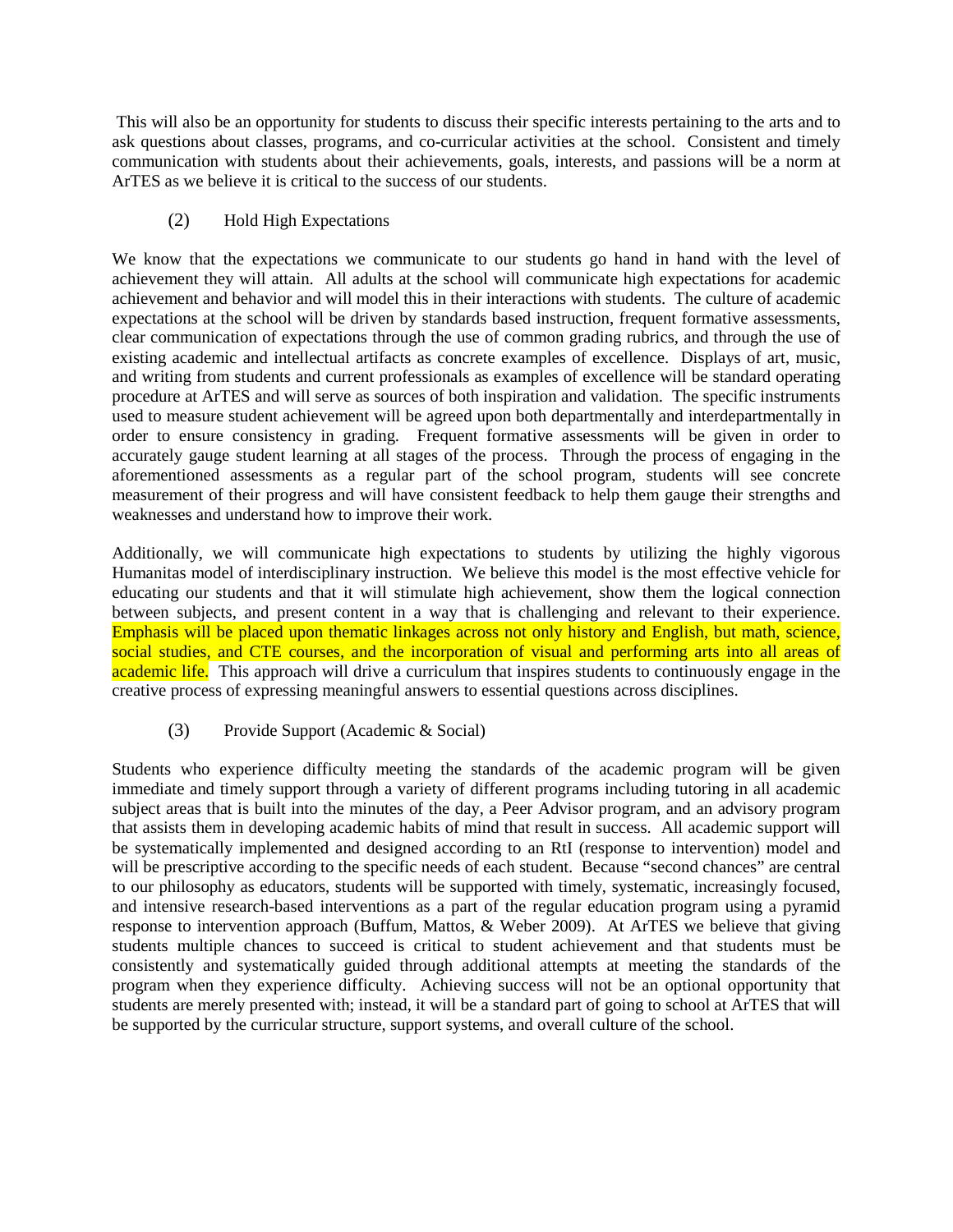This will also be an opportunity for students to discuss their specific interests pertaining to the arts and to ask questions about classes, programs, and co-curricular activities at the school. Consistent and timely communication with students about their achievements, goals, interests, and passions will be a norm at ArTES as we believe it is critical to the success of our students.

(2) Hold High Expectations

We know that the expectations we communicate to our students go hand in hand with the level of achievement they will attain. All adults at the school will communicate high expectations for academic achievement and behavior and will model this in their interactions with students. The culture of academic expectations at the school will be driven by standards based instruction, frequent formative assessments, clear communication of expectations through the use of common grading rubrics, and through the use of existing academic and intellectual artifacts as concrete examples of excellence. Displays of art, music, and writing from students and current professionals as examples of excellence will be standard operating procedure at ArTES and will serve as sources of both inspiration and validation. The specific instruments used to measure student achievement will be agreed upon both departmentally and interdepartmentally in order to ensure consistency in grading. Frequent formative assessments will be given in order to accurately gauge student learning at all stages of the process. Through the process of engaging in the aforementioned assessments as a regular part of the school program, students will see concrete measurement of their progress and will have consistent feedback to help them gauge their strengths and weaknesses and understand how to improve their work.

Additionally, we will communicate high expectations to students by utilizing the highly vigorous Humanitas model of interdisciplinary instruction. We believe this model is the most effective vehicle for educating our students and that it will stimulate high achievement, show them the logical connection between subjects, and present content in a way that is challenging and relevant to their experience. Emphasis will be placed upon thematic linkages across not only history and English, but math, science, social studies, and CTE courses, and the incorporation of visual and performing arts into all areas of academic life. This approach will drive a curriculum that inspires students to continuously engage in the creative process of expressing meaningful answers to essential questions across disciplines.

(3) Provide Support (Academic & Social)

Students who experience difficulty meeting the standards of the academic program will be given immediate and timely support through a variety of different programs including tutoring in all academic subject areas that is built into the minutes of the day, a Peer Advisor program, and an advisory program that assists them in developing academic habits of mind that result in success. All academic support will be systematically implemented and designed according to an RtI (response to intervention) model and will be prescriptive according to the specific needs of each student. Because "second chances" are central to our philosophy as educators, students will be supported with timely, systematic, increasingly focused, and intensive research-based interventions as a part of the regular education program using a pyramid response to intervention approach (Buffum, Mattos, & Weber 2009). At ArTES we believe that giving students multiple chances to succeed is critical to student achievement and that students must be consistently and systematically guided through additional attempts at meeting the standards of the program when they experience difficulty. Achieving success will not be an optional opportunity that students are merely presented with; instead, it will be a standard part of going to school at ArTES that will be supported by the curricular structure, support systems, and overall culture of the school.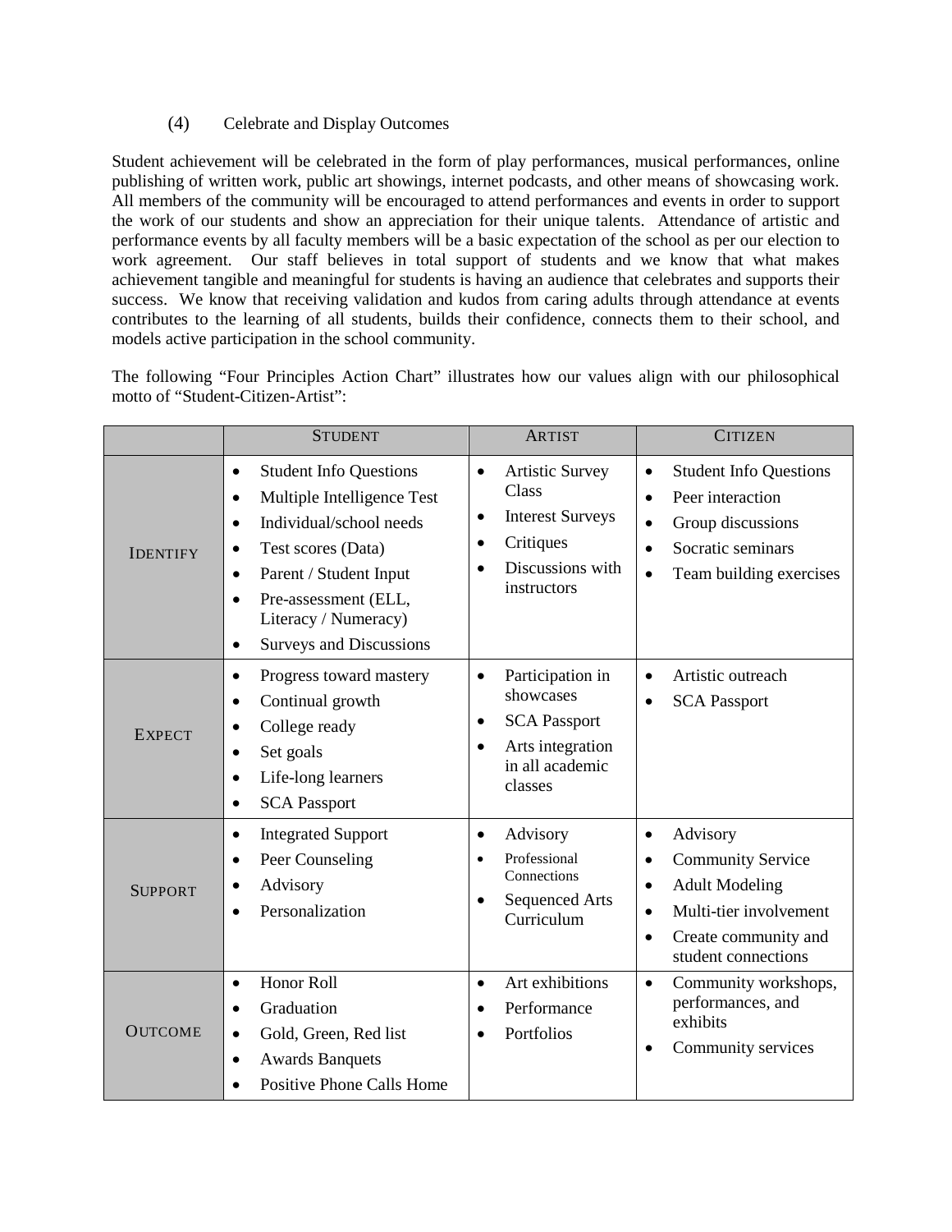### (4) Celebrate and Display Outcomes

Student achievement will be celebrated in the form of play performances, musical performances, online publishing of written work, public art showings, internet podcasts, and other means of showcasing work. All members of the community will be encouraged to attend performances and events in order to support the work of our students and show an appreciation for their unique talents. Attendance of artistic and performance events by all faculty members will be a basic expectation of the school as per our election to work agreement. Our staff believes in total support of students and we know that what makes achievement tangible and meaningful for students is having an audience that celebrates and supports their success. We know that receiving validation and kudos from caring adults through attendance at events contributes to the learning of all students, builds their confidence, connects them to their school, and models active participation in the school community.

The following "Four Principles Action Chart" illustrates how our values align with our philosophical motto of "Student-Citizen-Artist":

| | STUDENT | ARTIST | CITIZEN |
|---|---|---|---|
| IDENTIFY | • Student Info Questions<br>• Multiple Intelligence Test<br>• Individual/school needs<br>• Test scores (Data)<br>• Parent / Student Input<br>• Pre-assessment (ELL, Literacy / Numeracy)<br>• Surveys and Discussions | • Artistic Survey Class<br>• Interest Surveys<br>• Critiques<br>• Discussions with instructors | • Student Info Questions<br>• Peer interaction<br>• Group discussions<br>• Socratic seminars<br>• Team building exercises |
| EXPECT | • Progress toward mastery<br>• Continual growth<br>• College ready<br>• Set goals<br>• Life-long learners<br>• SCA Passport | • Participation in showcases<br>• SCA Passport<br>• Arts integration in all academic classes | • Artistic outreach<br>• SCA Passport |
| SUPPORT | • Integrated Support<br>• Peer Counseling<br>• Advisory<br>• Personalization | • Advisory<br>• Professional Connections<br>• Sequenced Arts Curriculum | • Advisory<br>• Community Service<br>• Adult Modeling<br>• Multi-tier involvement<br>• Create community and student connections |
| OUTCOME | • Honor Roll<br>• Graduation<br>• Gold, Green, Red list<br>• Awards Banquets<br>• Positive Phone Calls Home | • Art exhibitions<br>• Performance<br>• Portfolios | • Community workshops, performances, and exhibits<br>• Community services |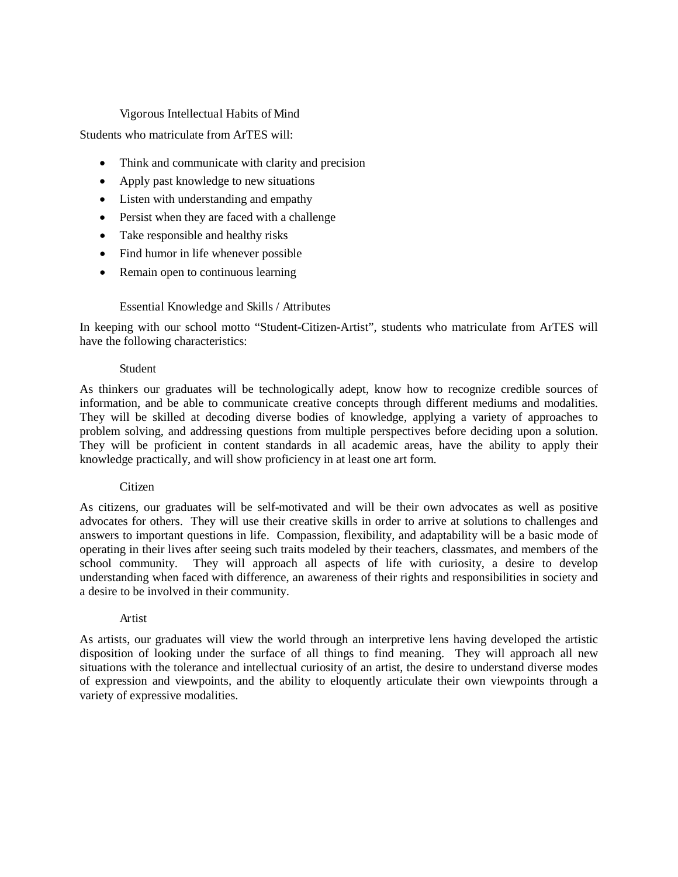### Vigorous Intellectual Habits of Mind

Students who matriculate from ArTES will:

- Think and communicate with clarity and precision
- Apply past knowledge to new situations
- Listen with understanding and empathy
- Persist when they are faced with a challenge
- Take responsible and healthy risks
- Find humor in life whenever possible
- Remain open to continuous learning

### Essential Knowledge and Skills / Attributes

In keeping with our school motto "Student-Citizen-Artist", students who matriculate from ArTES will have the following characteristics:

#### Student

As thinkers our graduates will be technologically adept, know how to recognize credible sources of information, and be able to communicate creative concepts through different mediums and modalities. They will be skilled at decoding diverse bodies of knowledge, applying a variety of approaches to problem solving, and addressing questions from multiple perspectives before deciding upon a solution. They will be proficient in content standards in all academic areas, have the ability to apply their knowledge practically, and will show proficiency in at least one art form.

#### Citizen

As citizens, our graduates will be self-motivated and will be their own advocates as well as positive advocates for others. They will use their creative skills in order to arrive at solutions to challenges and answers to important questions in life. Compassion, flexibility, and adaptability will be a basic mode of operating in their lives after seeing such traits modeled by their teachers, classmates, and members of the school community. They will approach all aspects of life with curiosity, a desire to develop understanding when faced with difference, an awareness of their rights and responsibilities in society and a desire to be involved in their community.

#### Artist

As artists, our graduates will view the world through an interpretive lens having developed the artistic disposition of looking under the surface of all things to find meaning. They will approach all new situations with the tolerance and intellectual curiosity of an artist, the desire to understand diverse modes of expression and viewpoints, and the ability to eloquently articulate their own viewpoints through a variety of expressive modalities.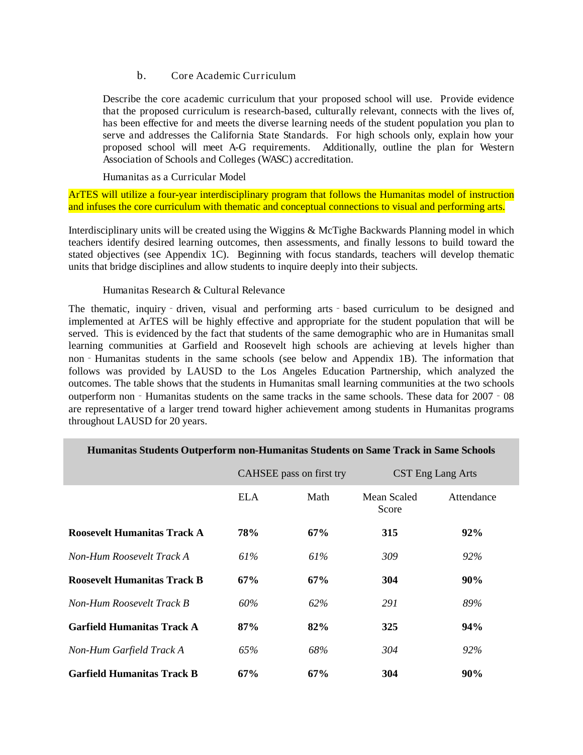### b. Core Academic Curriculum

Describe the core academic curriculum that your proposed school will use. Provide evidence that the proposed curriculum is research-based, culturally relevant, connects with the lives of, has been effective for and meets the diverse learning needs of the student population you plan to serve and addresses the California State Standards. For high schools only, explain how your proposed school will meet A-G requirements. Additionally, outline the plan for Western Association of Schools and Colleges (WASC) accreditation.

#### Humanitas as a Curricular Model

ArTES will utilize a four-year interdisciplinary program that follows the Humanitas model of instruction and infuses the core curriculum with thematic and conceptual connections to visual and performing arts.

Interdisciplinary units will be created using the Wiggins & McTighe Backwards Planning model in which teachers identify desired learning outcomes, then assessments, and finally lessons to build toward the stated objectives (see Appendix 1C). Beginning with focus standards, teachers will develop thematic units that bridge disciplines and allow students to inquire deeply into their subjects.

#### Humanitas Research & Cultural Relevance

The thematic, inquiry‑driven, visual and performing arts‑based curriculum to be designed and implemented at ArTES will be highly effective and appropriate for the student population that will be served. This is evidenced by the fact that students of the same demographic who are in Humanitas small learning communities at Garfield and Roosevelt high schools are achieving at levels higher than non‑Humanitas students in the same schools (see below and Appendix 1B). The information that follows was provided by LAUSD to the Los Angeles Education Partnership, which analyzed the outcomes. The table shows that the students in Humanitas small learning communities at the two schools outperform non‑Humanitas students on the same tracks in the same schools. These data for 2007‑08 are representative of a larger trend toward higher achievement among students in Humanitas programs throughout LAUSD for 20 years.

**Humanitas Students Outperform non-Humanitas Students on Same Track in Same Schools**

| | CAHSEE pass on first try | | CST Eng Lang Arts | |
|---|---|---|---|---|
| | ELA | Math | Mean Scaled Score | Attendance |
| **Roosevelt Humanitas Track A** | **78%** | **67%** | **315** | **92%** |
| *Non-Hum Roosevelt Track A* | *61%* | *61%* | *309* | *92%* |
| **Roosevelt Humanitas Track B** | **67%** | **67%** | **304** | **90%** |
| *Non-Hum Roosevelt Track B* | *60%* | *62%* | *291* | *89%* |
| **Garfield Humanitas Track A** | **87%** | **82%** | **325** | **94%** |
| *Non-Hum Garfield Track A* | *65%* | *68%* | *304* | *92%* |
| **Garfield Humanitas Track B** | **67%** | **67%** | **304** | **90%** |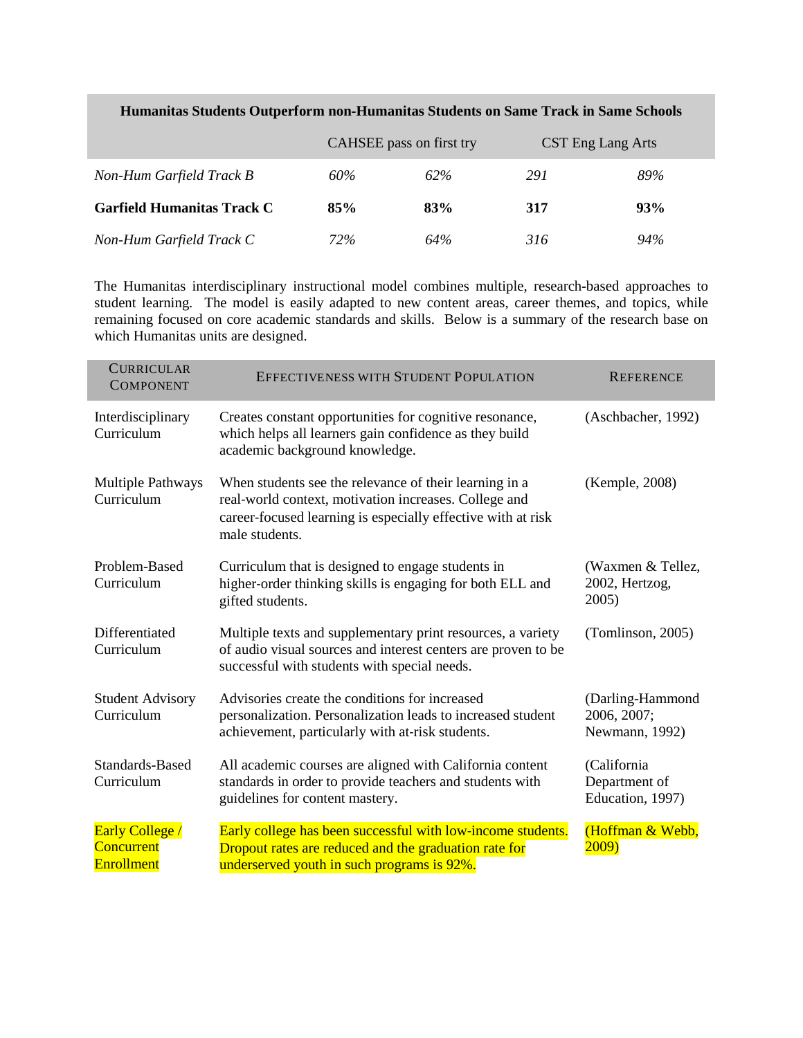| Humanitas Students Outperform non-Humanitas Students on Same Track in Same Schools | | | | |
|---|---|---|---|---|
| | CAHSEE pass on first try | | CST Eng Lang Arts | |
| *Non-Hum Garfield Track B* | *60%* | *62%* | *291* | *89%* |
| **Garfield Humanitas Track C** | **85%** | **83%** | **317** | **93%** |
| *Non-Hum Garfield Track C* | *72%* | *64%* | *316* | *94%* |

The Humanitas interdisciplinary instructional model combines multiple, research-based approaches to student learning. The model is easily adapted to new content areas, career themes, and topics, while remaining focused on core academic standards and skills. Below is a summary of the research base on which Humanitas units are designed.

| CURRICULAR COMPONENT | EFFECTIVENESS WITH STUDENT POPULATION | REFERENCE |
|---|---|---|
| Interdisciplinary Curriculum | Creates constant opportunities for cognitive resonance, which helps all learners gain confidence as they build academic background knowledge. | (Aschbacher, 1992) |
| Multiple Pathways Curriculum | When students see the relevance of their learning in a real-world context, motivation increases. College and career-focused learning is especially effective with at risk male students. | (Kemple, 2008) |
| Problem-Based Curriculum | Curriculum that is designed to engage students in higher-order thinking skills is engaging for both ELL and gifted students. | (Waxmen & Tellez, 2002, Hertzog, 2005) |
| Differentiated Curriculum | Multiple texts and supplementary print resources, a variety of audio visual sources and interest centers are proven to be successful with students with special needs. | (Tomlinson, 2005) |
| Student Advisory Curriculum | Advisories create the conditions for increased personalization. Personalization leads to increased student achievement, particularly with at-risk students. | (Darling-Hammond 2006, 2007; Newmann, 1992) |
| Standards-Based Curriculum | All academic courses are aligned with California content standards in order to provide teachers and students with guidelines for content mastery. | (California Department of Education, 1997) |
| Early College / Concurrent Enrollment | Early college has been successful with low-income students. Dropout rates are reduced and the graduation rate for underserved youth in such programs is 92%. | (Hoffman & Webb, 2009) |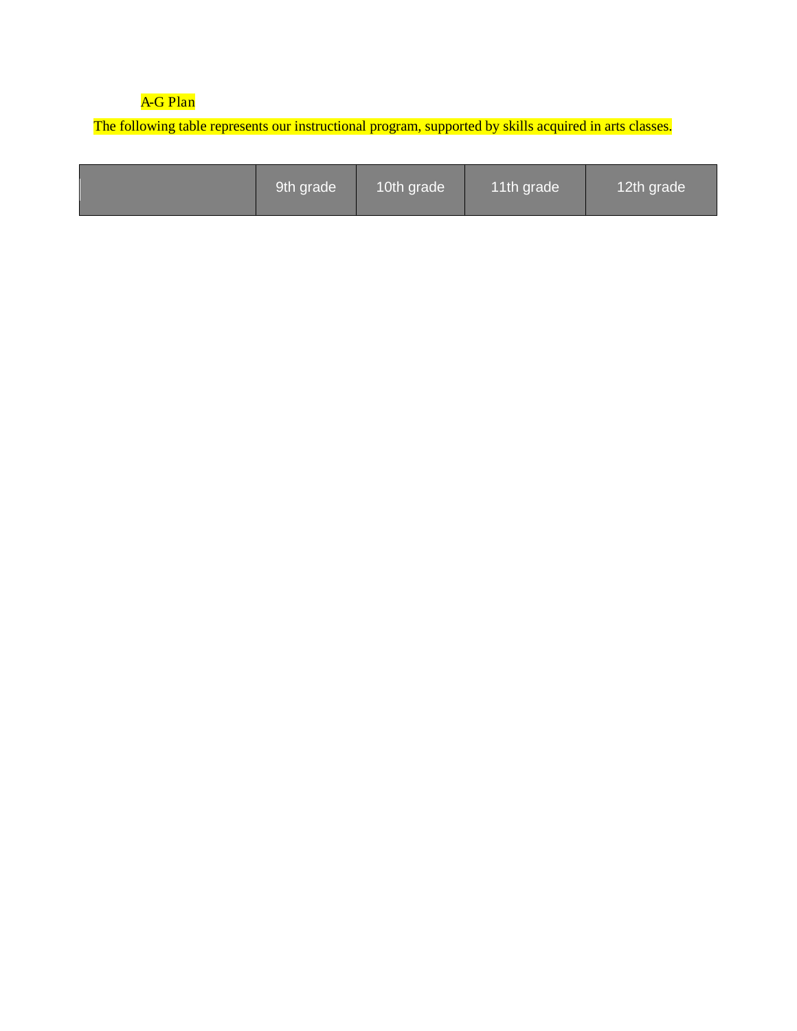A-G Plan

The following table represents our instructional program, supported by skills acquired in arts classes.

| | 9th grade | 10th grade | 11th grade | 12th grade |
|---|---|---|---|---|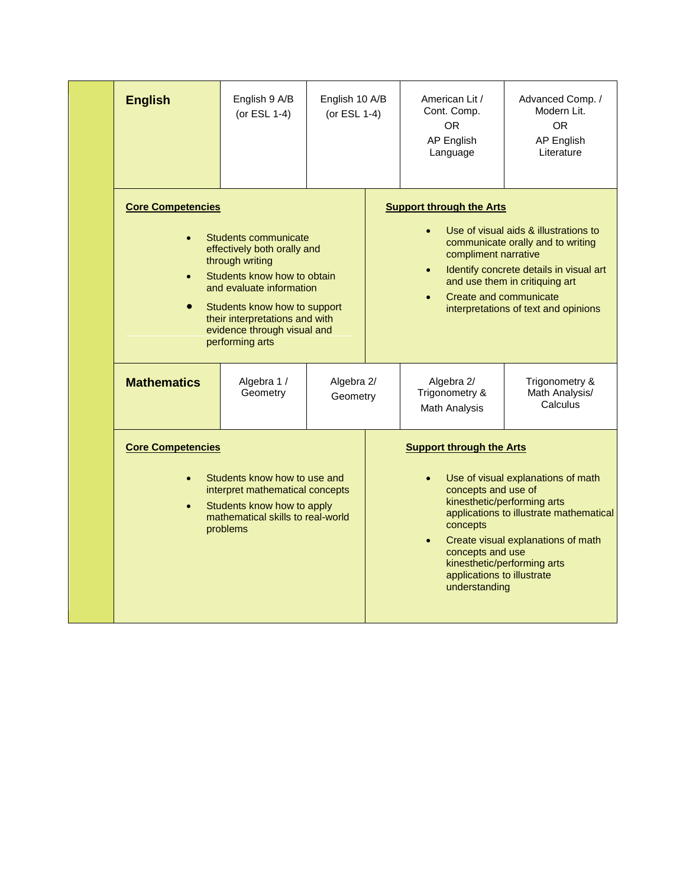| English | English 9 A/B (or ESL 1-4) | English 10 A/B (or ESL 1-4) | American Lit / Cont. Comp. OR AP English Language | Advanced Comp. / Modern Lit. OR AP English Literature |
|---|---|---|---|---|

**Core Competencies**

- Students communicate effectively both orally and through writing
- Students know how to obtain and evaluate information
- Students know how to support their interpretations and with evidence through visual and performing arts

**Support through the Arts**

- Use of visual aids & illustrations to communicate orally and to writing compliment narrative
- Identify concrete details in visual art and use them in critiquing art
- Create and communicate interpretations of text and opinions

| Mathematics | Algebra 1 / Geometry | Algebra 2/ Geometry | Algebra 2/ Trigonometry & Math Analysis | Trigonometry & Math Analysis/ Calculus |
|---|---|---|---|---|

**Core Competencies**

- Students know how to use and interpret mathematical concepts
- Students know how to apply mathematical skills to real-world problems

**Support through the Arts**

- Use of visual explanations of math concepts and use of kinesthetic/performing arts applications to illustrate mathematical concepts
- Create visual explanations of math concepts and use kinesthetic/performing arts applications to illustrate understanding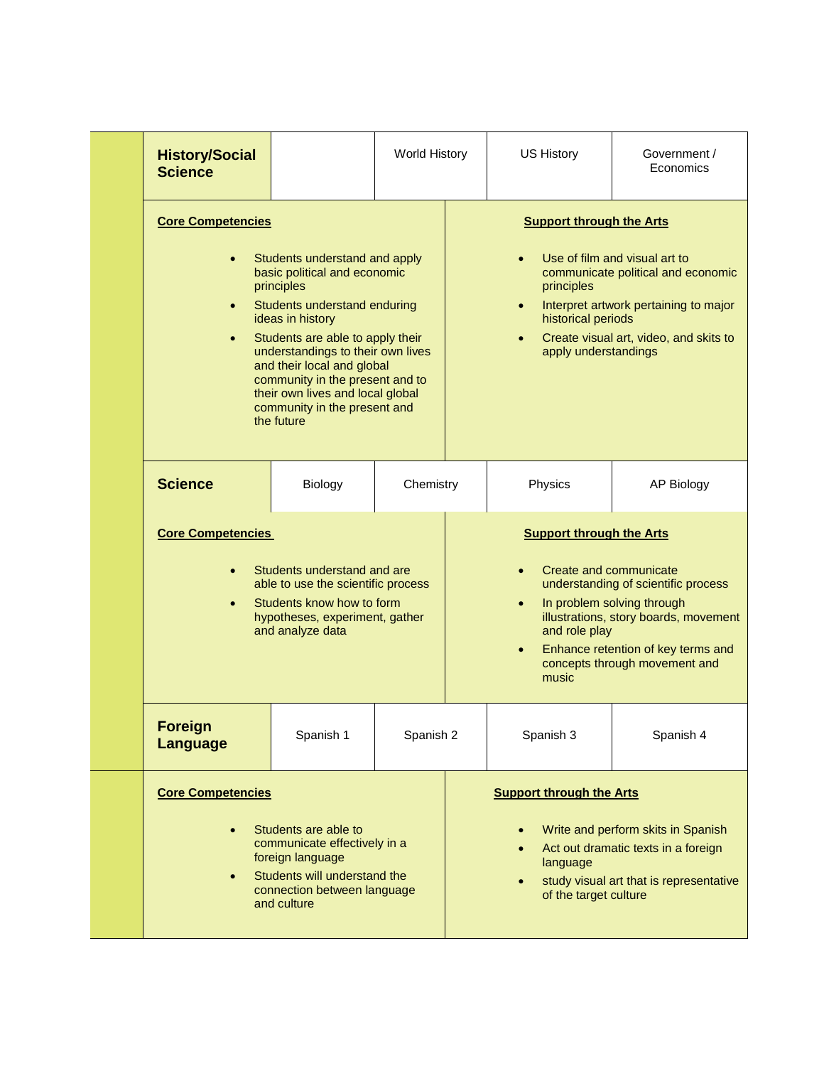## History/Social Science

| | World History | US History | Government / Economics |
|---|---|---|---|

**Core Competencies**

- Students understand and apply basic political and economic principles
- Students understand enduring ideas in history
- Students are able to apply their understandings to their own lives and their local and global community in the present and to their own lives and local global community in the present and the future

**Support through the Arts**

- Use of film and visual art to communicate political and economic principles
- Interpret artwork pertaining to major historical periods
- Create visual art, video, and skits to apply understandings

## Science

| Biology | Chemistry | Physics | AP Biology |
|---|---|---|---|

**Core Competencies**

- Students understand and are able to use the scientific process
- Students know how to form hypotheses, experiment, gather and analyze data

**Support through the Arts**

- Create and communicate understanding of scientific process
- In problem solving through illustrations, story boards, movement and role play
- Enhance retention of key terms and concepts through movement and music

## Foreign Language

| Spanish 1 | Spanish 2 | Spanish 3 | Spanish 4 |
|---|---|---|---|

**Core Competencies**

- Students are able to communicate effectively in a foreign language
- Students will understand the connection between language and culture

**Support through the Arts**

- Write and perform skits in Spanish
- Act out dramatic texts in a foreign language
- study visual art that is representative of the target culture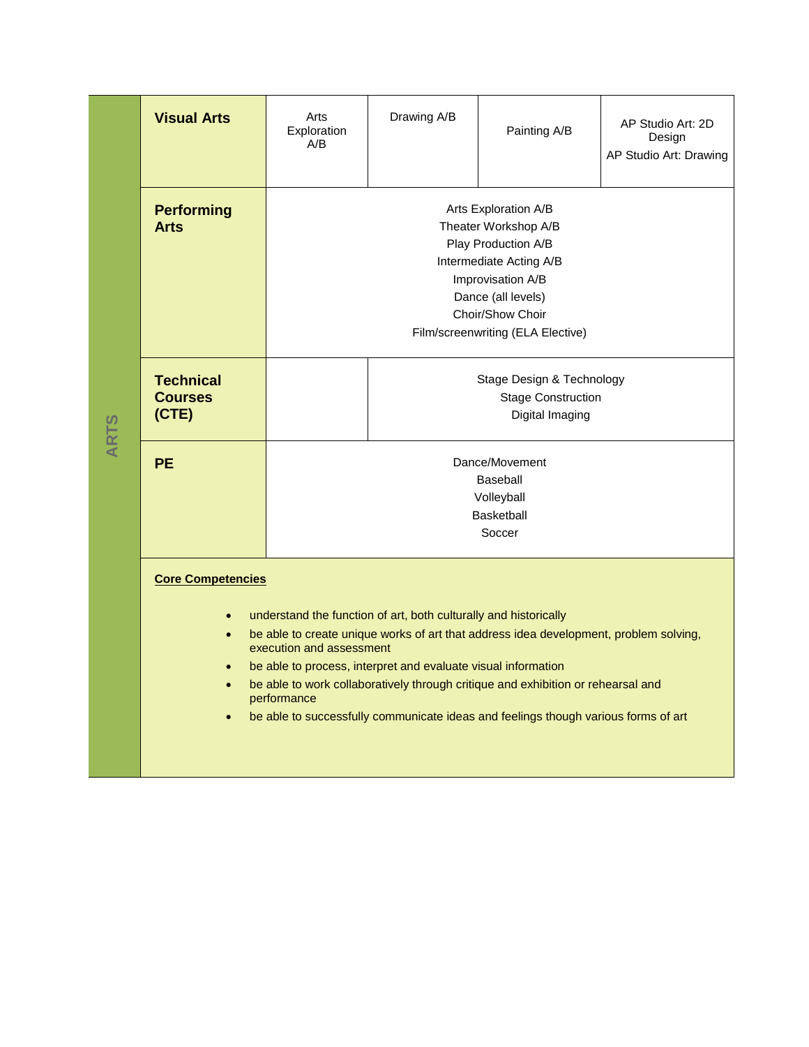# ARTS

| | | | | |
|---|---|---|---|---|
| **Visual Arts** | Arts Exploration A/B | Drawing A/B | Painting A/B | AP Studio Art: 2D Design<br>AP Studio Art: Drawing |
| **Performing Arts** | Arts Exploration A/B<br>Theater Workshop A/B<br>Play Production A/B<br>Intermediate Acting A/B<br>Improvisation A/B<br>Dance (all levels)<br>Choir/Show Choir<br>Film/screenwriting (ELA Elective) | | | |
| **Technical Courses (CTE)** | | Stage Design & Technology<br>Stage Construction<br>Digital Imaging | | |
| **PE** | Dance/Movement<br>Baseball<br>Volleyball<br>Basketball<br>Soccer | | | |

**Core Competencies**

- understand the function of art, both culturally and historically
- be able to create unique works of art that address idea development, problem solving, execution and assessment
- be able to process, interpret and evaluate visual information
- be able to work collaboratively through critique and exhibition or rehearsal and performance
- be able to successfully communicate ideas and feelings though various forms of art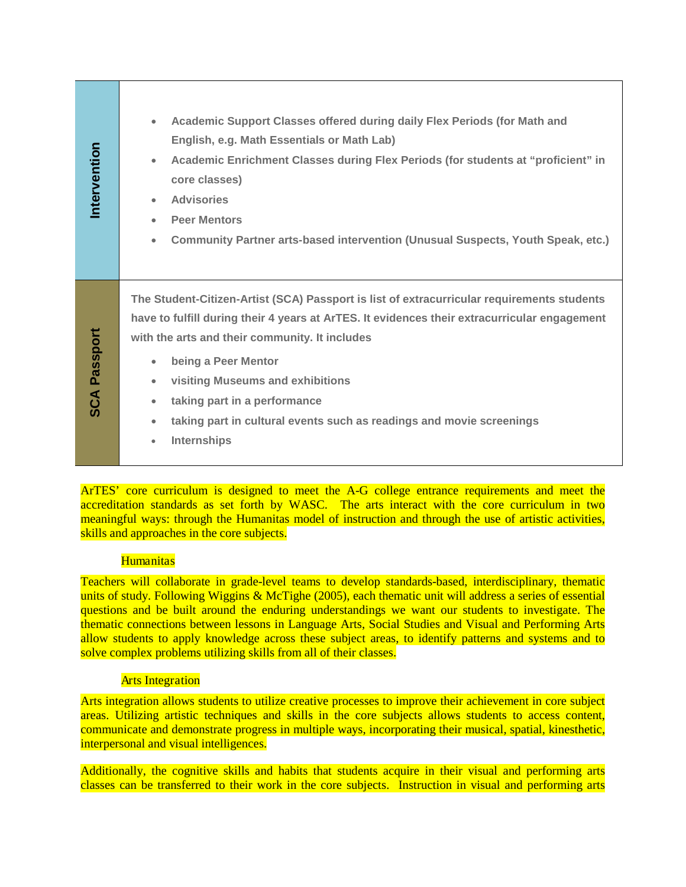| | |
|---|---|
| **Intervention** | • **Academic Support Classes offered during daily Flex Periods (for Math and English, e.g. Math Essentials or Math Lab)**<br>• **Academic Enrichment Classes during Flex Periods (for students at "proficient" in core classes)**<br>• **Advisories**<br>• **Peer Mentors**<br>• **Community Partner arts-based intervention (Unusual Suspects, Youth Speak, etc.)** |
| **SCA Passport** | **The Student-Citizen-Artist (SCA) Passport is list of extracurricular requirements students have to fulfill during their 4 years at ArTES. It evidences their extracurricular engagement with the arts and their community. It includes**<br>• **being a Peer Mentor**<br>• **visiting Museums and exhibitions**<br>• **taking part in a performance**<br>• **taking part in cultural events such as readings and movie screenings**<br>• **Internships** |

ArTES' core curriculum is designed to meet the A-G college entrance requirements and meet the accreditation standards as set forth by WASC. The arts interact with the core curriculum in two meaningful ways: through the Humanitas model of instruction and through the use of artistic activities, skills and approaches in the core subjects.

### Humanitas

Teachers will collaborate in grade-level teams to develop standards-based, interdisciplinary, thematic units of study. Following Wiggins & McTighe (2005), each thematic unit will address a series of essential questions and be built around the enduring understandings we want our students to investigate. The thematic connections between lessons in Language Arts, Social Studies and Visual and Performing Arts allow students to apply knowledge across these subject areas, to identify patterns and systems and to solve complex problems utilizing skills from all of their classes.

### Arts Integration

Arts integration allows students to utilize creative processes to improve their achievement in core subject areas. Utilizing artistic techniques and skills in the core subjects allows students to access content, communicate and demonstrate progress in multiple ways, incorporating their musical, spatial, kinesthetic, interpersonal and visual intelligences.

Additionally, the cognitive skills and habits that students acquire in their visual and performing arts classes can be transferred to their work in the core subjects. Instruction in visual and performing arts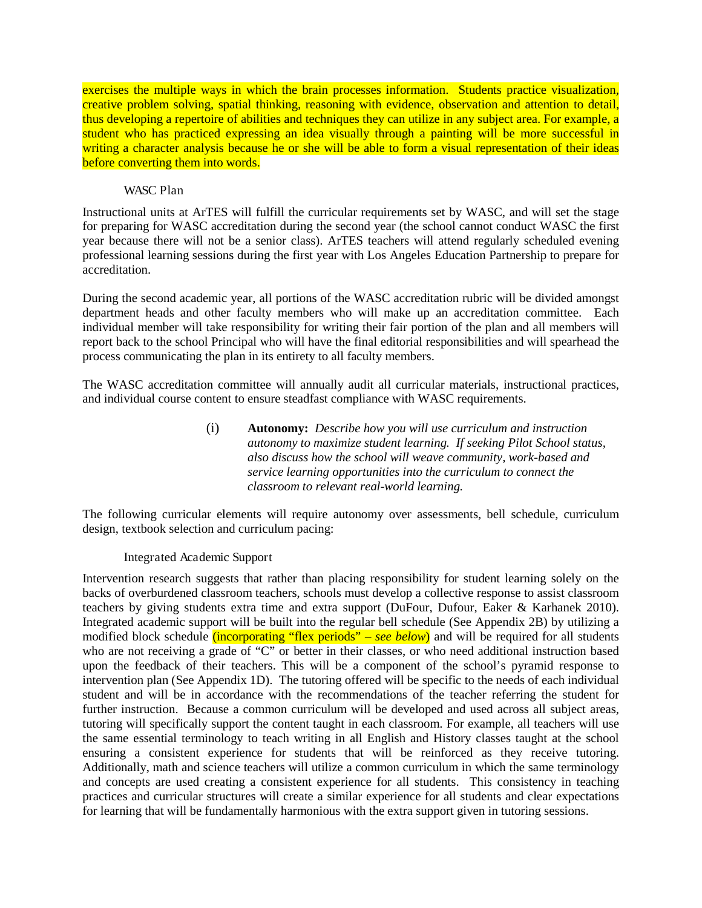exercises the multiple ways in which the brain processes information. Students practice visualization, creative problem solving, spatial thinking, reasoning with evidence, observation and attention to detail, thus developing a repertoire of abilities and techniques they can utilize in any subject area. For example, a student who has practiced expressing an idea visually through a painting will be more successful in writing a character analysis because he or she will be able to form a visual representation of their ideas before converting them into words.

WASC Plan

Instructional units at ArTES will fulfill the curricular requirements set by WASC, and will set the stage for preparing for WASC accreditation during the second year (the school cannot conduct WASC the first year because there will not be a senior class). ArTES teachers will attend regularly scheduled evening professional learning sessions during the first year with Los Angeles Education Partnership to prepare for accreditation.

During the second academic year, all portions of the WASC accreditation rubric will be divided amongst department heads and other faculty members who will make up an accreditation committee. Each individual member will take responsibility for writing their fair portion of the plan and all members will report back to the school Principal who will have the final editorial responsibilities and will spearhead the process communicating the plan in its entirety to all faculty members.

The WASC accreditation committee will annually audit all curricular materials, instructional practices, and individual course content to ensure steadfast compliance with WASC requirements.

(i) **Autonomy:** *Describe how you will use curriculum and instruction autonomy to maximize student learning. If seeking Pilot School status, also discuss how the school will weave community, work-based and service learning opportunities into the curriculum to connect the classroom to relevant real-world learning.*

The following curricular elements will require autonomy over assessments, bell schedule, curriculum design, textbook selection and curriculum pacing:

Integrated Academic Support

Intervention research suggests that rather than placing responsibility for student learning solely on the backs of overburdened classroom teachers, schools must develop a collective response to assist classroom teachers by giving students extra time and extra support (DuFour, Dufour, Eaker & Karhanek 2010). Integrated academic support will be built into the regular bell schedule (See Appendix 2B) by utilizing a modified block schedule (incorporating "flex periods" – *see below*) and will be required for all students who are not receiving a grade of "C" or better in their classes, or who need additional instruction based upon the feedback of their teachers. This will be a component of the school's pyramid response to intervention plan (See Appendix 1D). The tutoring offered will be specific to the needs of each individual student and will be in accordance with the recommendations of the teacher referring the student for further instruction. Because a common curriculum will be developed and used across all subject areas, tutoring will specifically support the content taught in each classroom. For example, all teachers will use the same essential terminology to teach writing in all English and History classes taught at the school ensuring a consistent experience for students that will be reinforced as they receive tutoring. Additionally, math and science teachers will utilize a common curriculum in which the same terminology and concepts are used creating a consistent experience for all students. This consistency in teaching practices and curricular structures will create a similar experience for all students and clear expectations for learning that will be fundamentally harmonious with the extra support given in tutoring sessions.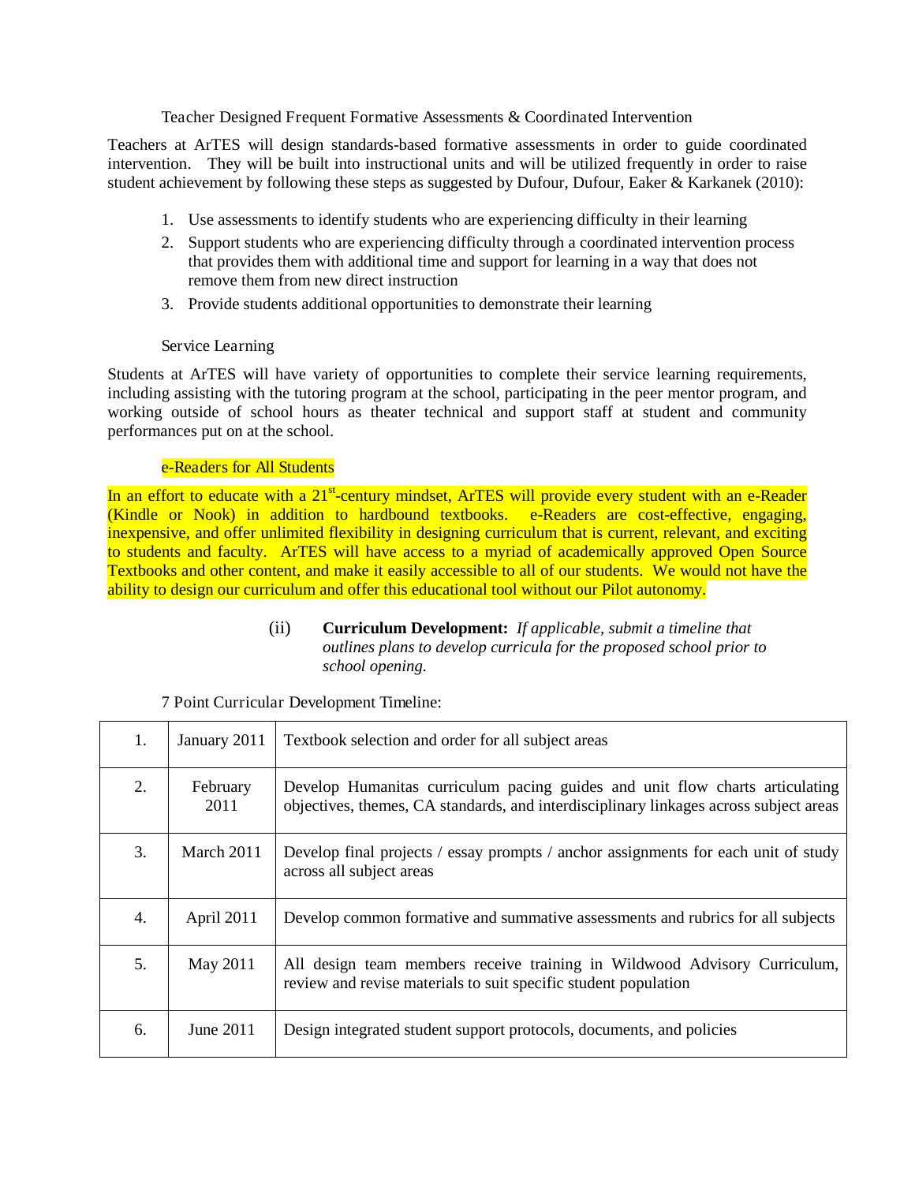### Teacher Designed Frequent Formative Assessments & Coordinated Intervention

Teachers at ArTES will design standards-based formative assessments in order to guide coordinated intervention. They will be built into instructional units and will be utilized frequently in order to raise student achievement by following these steps as suggested by Dufour, Dufour, Eaker & Karkanek (2010):

1. Use assessments to identify students who are experiencing difficulty in their learning
2. Support students who are experiencing difficulty through a coordinated intervention process that provides them with additional time and support for learning in a way that does not remove them from new direct instruction
3. Provide students additional opportunities to demonstrate their learning

### Service Learning

Students at ArTES will have variety of opportunities to complete their service learning requirements, including assisting with the tutoring program at the school, participating in the peer mentor program, and working outside of school hours as theater technical and support staff at student and community performances put on at the school.

### e-Readers for All Students

In an effort to educate with a 21st-century mindset, ArTES will provide every student with an e-Reader (Kindle or Nook) in addition to hardbound textbooks. e-Readers are cost-effective, engaging, inexpensive, and offer unlimited flexibility in designing curriculum that is current, relevant, and exciting to students and faculty. ArTES will have access to a myriad of academically approved Open Source Textbooks and other content, and make it easily accessible to all of our students. We would not have the ability to design our curriculum and offer this educational tool without our Pilot autonomy.

(ii) **Curriculum Development:** *If applicable, submit a timeline that outlines plans to develop curricula for the proposed school prior to school opening.*

7 Point Curricular Development Timeline:

| | | |
|---|---|---|
| 1. | January 2011 | Textbook selection and order for all subject areas |
| 2. | February 2011 | Develop Humanitas curriculum pacing guides and unit flow charts articulating objectives, themes, CA standards, and interdisciplinary linkages across subject areas |
| 3. | March 2011 | Develop final projects / essay prompts / anchor assignments for each unit of study across all subject areas |
| 4. | April 2011 | Develop common formative and summative assessments and rubrics for all subjects |
| 5. | May 2011 | All design team members receive training in Wildwood Advisory Curriculum, review and revise materials to suit specific student population |
| 6. | June 2011 | Design integrated student support protocols, documents, and policies |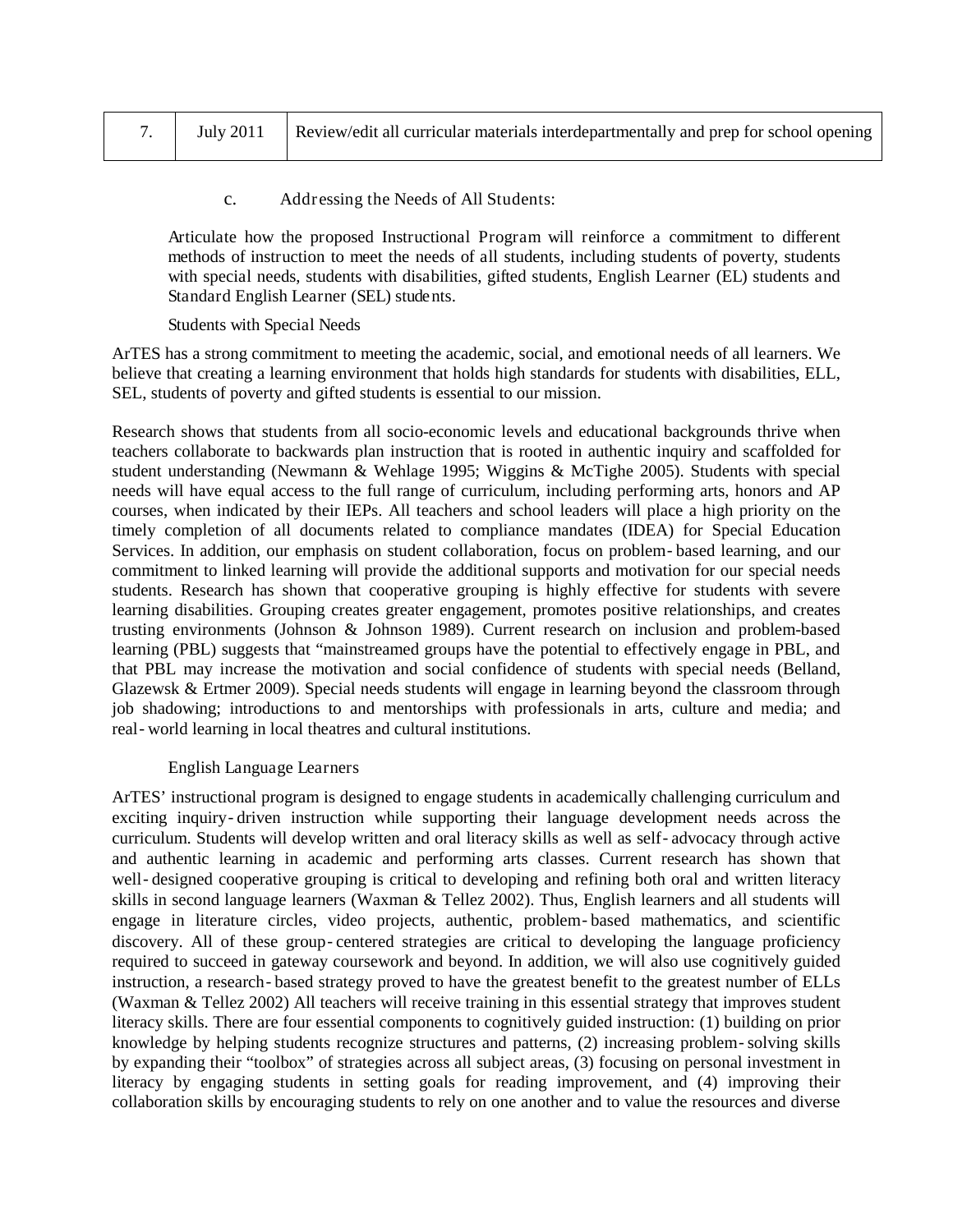| 7. | July 2011 | Review/edit all curricular materials interdepartmentally and prep for school opening |
| --- | --- | --- |

c. Addressing the Needs of All Students:

Articulate how the proposed Instructional Program will reinforce a commitment to different methods of instruction to meet the needs of all students, including students of poverty, students with special needs, students with disabilities, gifted students, English Learner (EL) students and Standard English Learner (SEL) students.

Students with Special Needs

ArTES has a strong commitment to meeting the academic, social, and emotional needs of all learners. We believe that creating a learning environment that holds high standards for students with disabilities, ELL, SEL, students of poverty and gifted students is essential to our mission.

Research shows that students from all socio-economic levels and educational backgrounds thrive when teachers collaborate to backwards plan instruction that is rooted in authentic inquiry and scaffolded for student understanding (Newmann & Wehlage 1995; Wiggins & McTighe 2005). Students with special needs will have equal access to the full range of curriculum, including performing arts, honors and AP courses, when indicated by their IEPs. All teachers and school leaders will place a high priority on the timely completion of all documents related to compliance mandates (IDEA) for Special Education Services. In addition, our emphasis on student collaboration, focus on problem-based learning, and our commitment to linked learning will provide the additional supports and motivation for our special needs students. Research has shown that cooperative grouping is highly effective for students with severe learning disabilities. Grouping creates greater engagement, promotes positive relationships, and creates trusting environments (Johnson & Johnson 1989). Current research on inclusion and problem-based learning (PBL) suggests that "mainstreamed groups have the potential to effectively engage in PBL, and that PBL may increase the motivation and social confidence of students with special needs (Belland, Glazewsk & Ertmer 2009). Special needs students will engage in learning beyond the classroom through job shadowing; introductions to and mentorships with professionals in arts, culture and media; and real-world learning in local theatres and cultural institutions.

English Language Learners

ArTES' instructional program is designed to engage students in academically challenging curriculum and exciting inquiry-driven instruction while supporting their language development needs across the curriculum. Students will develop written and oral literacy skills as well as self-advocacy through active and authentic learning in academic and performing arts classes. Current research has shown that well-designed cooperative grouping is critical to developing and refining both oral and written literacy skills in second language learners (Waxman & Tellez 2002). Thus, English learners and all students will engage in literature circles, video projects, authentic, problem-based mathematics, and scientific discovery. All of these group-centered strategies are critical to developing the language proficiency required to succeed in gateway coursework and beyond. In addition, we will also use cognitively guided instruction, a research-based strategy proved to have the greatest benefit to the greatest number of ELLs (Waxman & Tellez 2002) All teachers will receive training in this essential strategy that improves student literacy skills. There are four essential components to cognitively guided instruction: (1) building on prior knowledge by helping students recognize structures and patterns, (2) increasing problem-solving skills by expanding their "toolbox" of strategies across all subject areas, (3) focusing on personal investment in literacy by engaging students in setting goals for reading improvement, and (4) improving their collaboration skills by encouraging students to rely on one another and to value the resources and diverse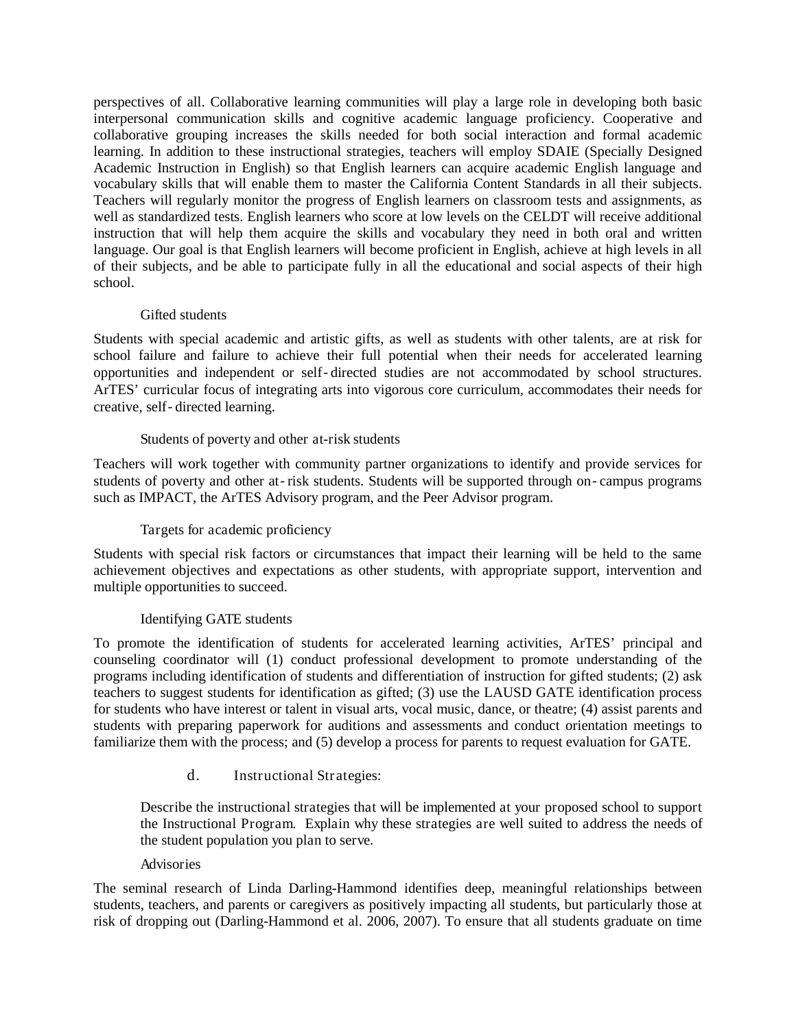perspectives of all. Collaborative learning communities will play a large role in developing both basic interpersonal communication skills and cognitive academic language proficiency. Cooperative and collaborative grouping increases the skills needed for both social interaction and formal academic learning. In addition to these instructional strategies, teachers will employ SDAIE (Specially Designed Academic Instruction in English) so that English learners can acquire academic English language and vocabulary skills that will enable them to master the California Content Standards in all their subjects. Teachers will regularly monitor the progress of English learners on classroom tests and assignments, as well as standardized tests. English learners who score at low levels on the CELDT will receive additional instruction that will help them acquire the skills and vocabulary they need in both oral and written language. Our goal is that English learners will become proficient in English, achieve at high levels in all of their subjects, and be able to participate fully in all the educational and social aspects of their high school.

Gifted students

Students with special academic and artistic gifts, as well as students with other talents, are at risk for school failure and failure to achieve their full potential when their needs for accelerated learning opportunities and independent or self-directed studies are not accommodated by school structures. ArTES' curricular focus of integrating arts into vigorous core curriculum, accommodates their needs for creative, self-directed learning.

Students of poverty and other at-risk students

Teachers will work together with community partner organizations to identify and provide services for students of poverty and other at-risk students. Students will be supported through on-campus programs such as IMPACT, the ArTES Advisory program, and the Peer Advisor program.

Targets for academic proficiency

Students with special risk factors or circumstances that impact their learning will be held to the same achievement objectives and expectations as other students, with appropriate support, intervention and multiple opportunities to succeed.

Identifying GATE students

To promote the identification of students for accelerated learning activities, ArTES' principal and counseling coordinator will (1) conduct professional development to promote understanding of the programs including identification of students and differentiation of instruction for gifted students; (2) ask teachers to suggest students for identification as gifted; (3) use the LAUSD GATE identification process for students who have interest or talent in visual arts, vocal music, dance, or theatre; (4) assist parents and students with preparing paperwork for auditions and assessments and conduct orientation meetings to familiarize them with the process; and (5) develop a process for parents to request evaluation for GATE.

d. Instructional Strategies:

Describe the instructional strategies that will be implemented at your proposed school to support the Instructional Program. Explain why these strategies are well suited to address the needs of the student population you plan to serve.

Advisories

The seminal research of Linda Darling-Hammond identifies deep, meaningful relationships between students, teachers, and parents or caregivers as positively impacting all students, but particularly those at risk of dropping out (Darling-Hammond et al. 2006, 2007). To ensure that all students graduate on time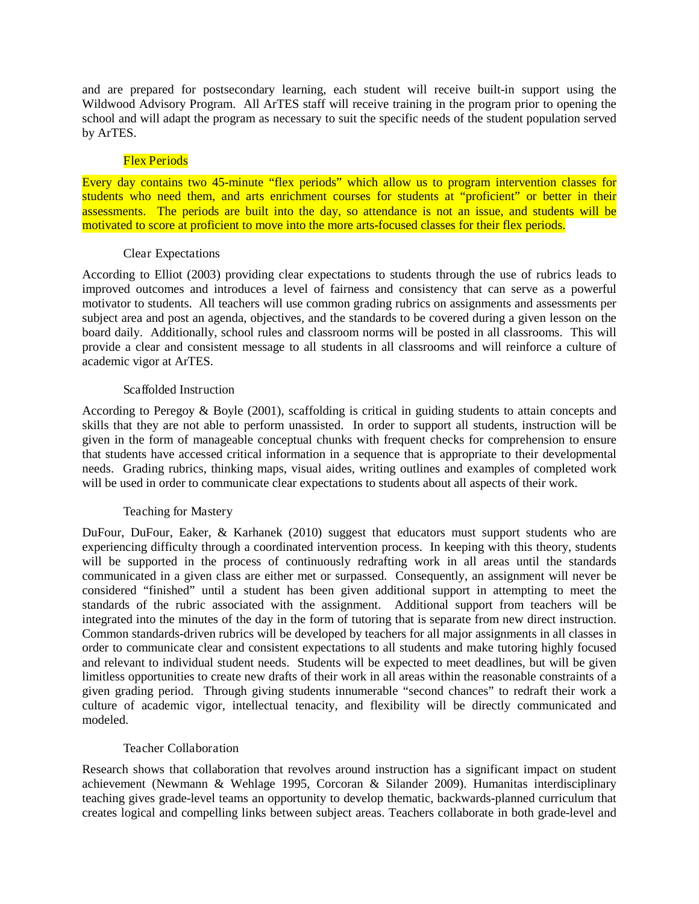and are prepared for postsecondary learning, each student will receive built-in support using the Wildwood Advisory Program. All ArTES staff will receive training in the program prior to opening the school and will adapt the program as necessary to suit the specific needs of the student population served by ArTES.

### Flex Periods

Every day contains two 45-minute "flex periods" which allow us to program intervention classes for students who need them, and arts enrichment courses for students at "proficient" or better in their assessments. The periods are built into the day, so attendance is not an issue, and students will be motivated to score at proficient to move into the more arts-focused classes for their flex periods.

### Clear Expectations

According to Elliot (2003) providing clear expectations to students through the use of rubrics leads to improved outcomes and introduces a level of fairness and consistency that can serve as a powerful motivator to students. All teachers will use common grading rubrics on assignments and assessments per subject area and post an agenda, objectives, and the standards to be covered during a given lesson on the board daily. Additionally, school rules and classroom norms will be posted in all classrooms. This will provide a clear and consistent message to all students in all classrooms and will reinforce a culture of academic vigor at ArTES.

### Scaffolded Instruction

According to Peregoy & Boyle (2001), scaffolding is critical in guiding students to attain concepts and skills that they are not able to perform unassisted. In order to support all students, instruction will be given in the form of manageable conceptual chunks with frequent checks for comprehension to ensure that students have accessed critical information in a sequence that is appropriate to their developmental needs. Grading rubrics, thinking maps, visual aides, writing outlines and examples of completed work will be used in order to communicate clear expectations to students about all aspects of their work.

### Teaching for Mastery

DuFour, DuFour, Eaker, & Karhanek (2010) suggest that educators must support students who are experiencing difficulty through a coordinated intervention process. In keeping with this theory, students will be supported in the process of continuously redrafting work in all areas until the standards communicated in a given class are either met or surpassed. Consequently, an assignment will never be considered "finished" until a student has been given additional support in attempting to meet the standards of the rubric associated with the assignment. Additional support from teachers will be integrated into the minutes of the day in the form of tutoring that is separate from new direct instruction. Common standards-driven rubrics will be developed by teachers for all major assignments in all classes in order to communicate clear and consistent expectations to all students and make tutoring highly focused and relevant to individual student needs. Students will be expected to meet deadlines, but will be given limitless opportunities to create new drafts of their work in all areas within the reasonable constraints of a given grading period. Through giving students innumerable "second chances" to redraft their work a culture of academic vigor, intellectual tenacity, and flexibility will be directly communicated and modeled.

### Teacher Collaboration

Research shows that collaboration that revolves around instruction has a significant impact on student achievement (Newmann & Wehlage 1995, Corcoran & Silander 2009). Humanitas interdisciplinary teaching gives grade-level teams an opportunity to develop thematic, backwards-planned curriculum that creates logical and compelling links between subject areas. Teachers collaborate in both grade-level and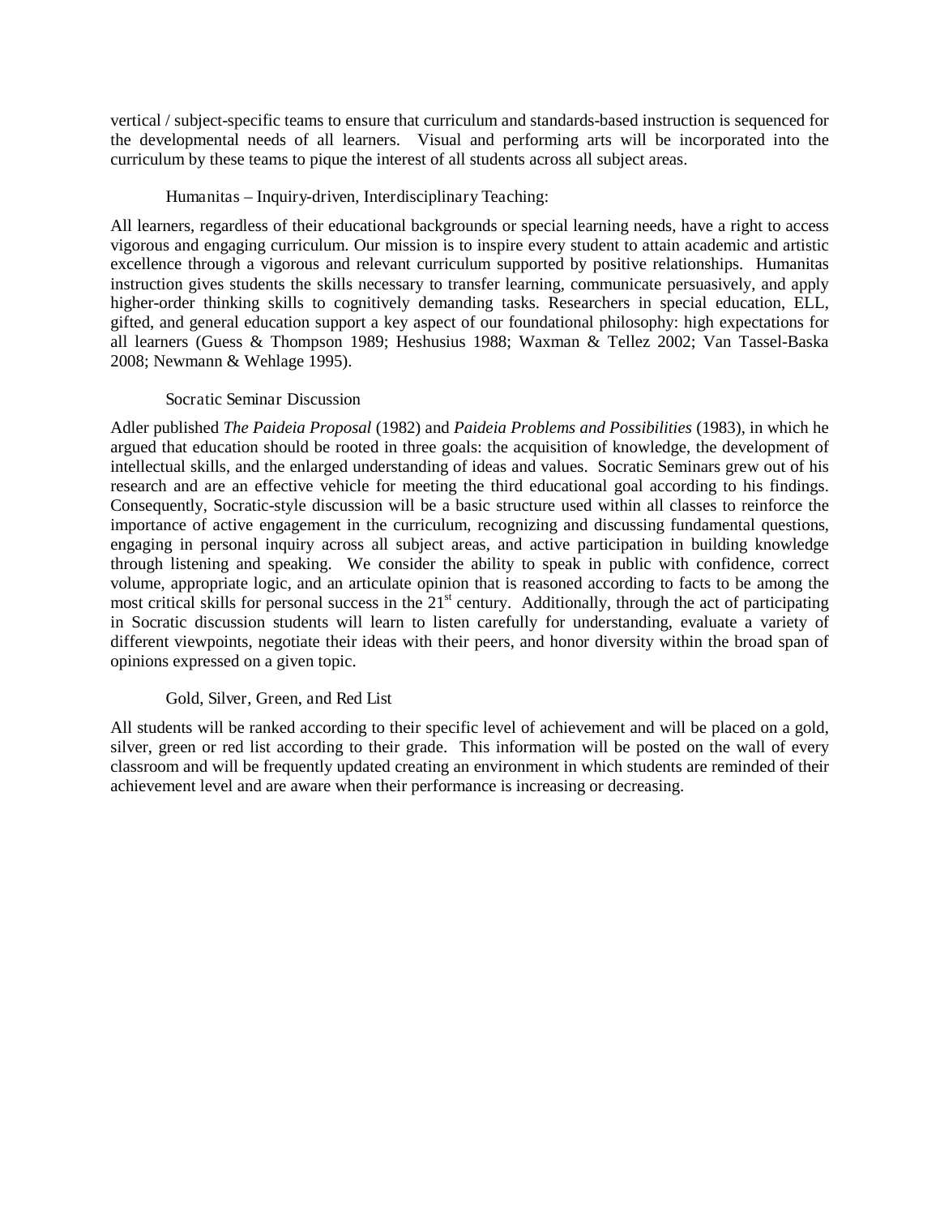vertical / subject-specific teams to ensure that curriculum and standards-based instruction is sequenced for the developmental needs of all learners. Visual and performing arts will be incorporated into the curriculum by these teams to pique the interest of all students across all subject areas.

### Humanitas – Inquiry-driven, Interdisciplinary Teaching:

All learners, regardless of their educational backgrounds or special learning needs, have a right to access vigorous and engaging curriculum. Our mission is to inspire every student to attain academic and artistic excellence through a vigorous and relevant curriculum supported by positive relationships. Humanitas instruction gives students the skills necessary to transfer learning, communicate persuasively, and apply higher-order thinking skills to cognitively demanding tasks. Researchers in special education, ELL, gifted, and general education support a key aspect of our foundational philosophy: high expectations for all learners (Guess & Thompson 1989; Heshusius 1988; Waxman & Tellez 2002; Van Tassel-Baska 2008; Newmann & Wehlage 1995).

### Socratic Seminar Discussion

Adler published *The Paideia Proposal* (1982) and *Paideia Problems and Possibilities* (1983), in which he argued that education should be rooted in three goals: the acquisition of knowledge, the development of intellectual skills, and the enlarged understanding of ideas and values. Socratic Seminars grew out of his research and are an effective vehicle for meeting the third educational goal according to his findings. Consequently, Socratic-style discussion will be a basic structure used within all classes to reinforce the importance of active engagement in the curriculum, recognizing and discussing fundamental questions, engaging in personal inquiry across all subject areas, and active participation in building knowledge through listening and speaking. We consider the ability to speak in public with confidence, correct volume, appropriate logic, and an articulate opinion that is reasoned according to facts to be among the most critical skills for personal success in the 21st century. Additionally, through the act of participating in Socratic discussion students will learn to listen carefully for understanding, evaluate a variety of different viewpoints, negotiate their ideas with their peers, and honor diversity within the broad span of opinions expressed on a given topic.

### Gold, Silver, Green, and Red List

All students will be ranked according to their specific level of achievement and will be placed on a gold, silver, green or red list according to their grade. This information will be posted on the wall of every classroom and will be frequently updated creating an environment in which students are reminded of their achievement level and are aware when their performance is increasing or decreasing.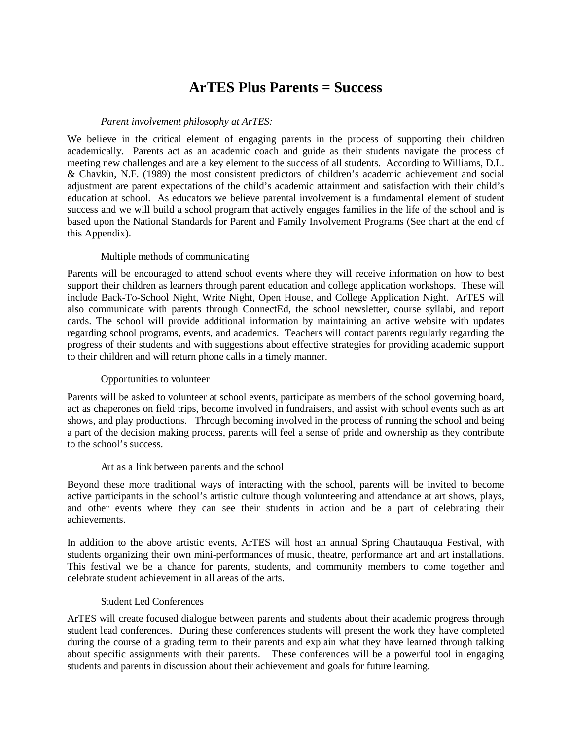# ArTES Plus Parents = Success

*Parent involvement philosophy at ArTES:*

We believe in the critical element of engaging parents in the process of supporting their children academically. Parents act as an academic coach and guide as their students navigate the process of meeting new challenges and are a key element to the success of all students. According to Williams, D.L. & Chavkin, N.F. (1989) the most consistent predictors of children's academic achievement and social adjustment are parent expectations of the child's academic attainment and satisfaction with their child's education at school. As educators we believe parental involvement is a fundamental element of student success and we will build a school program that actively engages families in the life of the school and is based upon the National Standards for Parent and Family Involvement Programs (See chart at the end of this Appendix).

Multiple methods of communicating

Parents will be encouraged to attend school events where they will receive information on how to best support their children as learners through parent education and college application workshops. These will include Back-To-School Night, Write Night, Open House, and College Application Night. ArTES will also communicate with parents through ConnectEd, the school newsletter, course syllabi, and report cards. The school will provide additional information by maintaining an active website with updates regarding school programs, events, and academics. Teachers will contact parents regularly regarding the progress of their students and with suggestions about effective strategies for providing academic support to their children and will return phone calls in a timely manner.

Opportunities to volunteer

Parents will be asked to volunteer at school events, participate as members of the school governing board, act as chaperones on field trips, become involved in fundraisers, and assist with school events such as art shows, and play productions. Through becoming involved in the process of running the school and being a part of the decision making process, parents will feel a sense of pride and ownership as they contribute to the school's success.

Art as a link between parents and the school

Beyond these more traditional ways of interacting with the school, parents will be invited to become active participants in the school's artistic culture though volunteering and attendance at art shows, plays, and other events where they can see their students in action and be a part of celebrating their achievements.

In addition to the above artistic events, ArTES will host an annual Spring Chautauqua Festival, with students organizing their own mini-performances of music, theatre, performance art and art installations. This festival we be a chance for parents, students, and community members to come together and celebrate student achievement in all areas of the arts.

Student Led Conferences

ArTES will create focused dialogue between parents and students about their academic progress through student lead conferences. During these conferences students will present the work they have completed during the course of a grading term to their parents and explain what they have learned through talking about specific assignments with their parents. These conferences will be a powerful tool in engaging students and parents in discussion about their achievement and goals for future learning.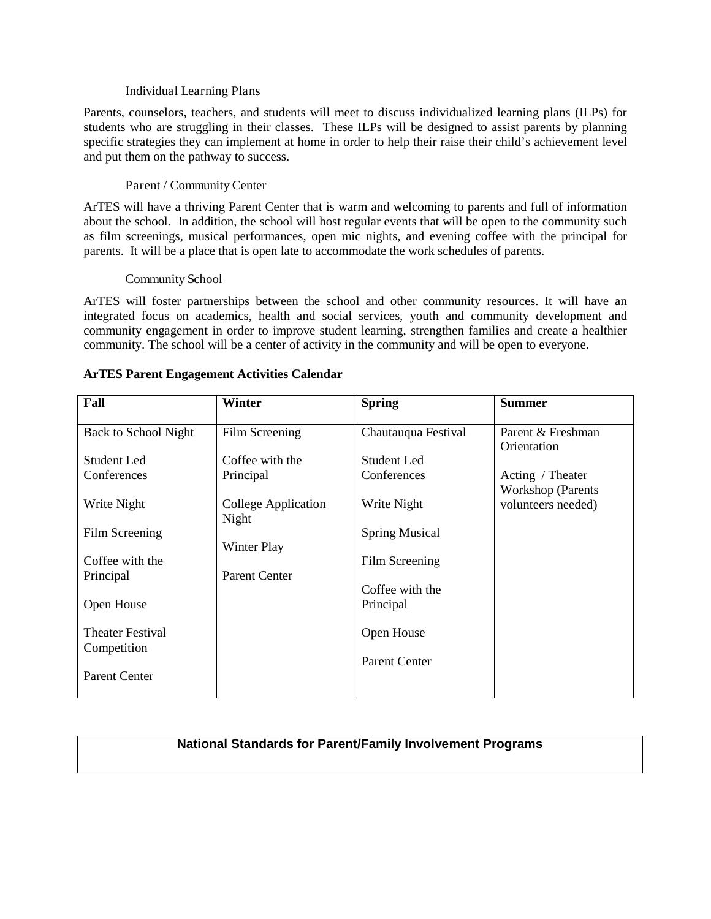### Individual Learning Plans

Parents, counselors, teachers, and students will meet to discuss individualized learning plans (ILPs) for students who are struggling in their classes. These ILPs will be designed to assist parents by planning specific strategies they can implement at home in order to help their raise their child's achievement level and put them on the pathway to success.

### Parent / Community Center

ArTES will have a thriving Parent Center that is warm and welcoming to parents and full of information about the school. In addition, the school will host regular events that will be open to the community such as film screenings, musical performances, open mic nights, and evening coffee with the principal for parents. It will be a place that is open late to accommodate the work schedules of parents.

### Community School

ArTES will foster partnerships between the school and other community resources. It will have an integrated focus on academics, health and social services, youth and community development and community engagement in order to improve student learning, strengthen families and create a healthier community. The school will be a center of activity in the community and will be open to everyone.

**ArTES Parent Engagement Activities Calendar**

| **Fall** | **Winter** | **Spring** | **Summer** |
|---|---|---|---|
| Back to School Night | Film Screening | Chautauqua Festival | Parent & Freshman Orientation |
| Student Led Conferences | Coffee with the Principal | Student Led Conferences | Acting / Theater Workshop (Parents volunteers needed) |
| Write Night | College Application Night | Write Night | |
| Film Screening | Winter Play | Spring Musical | |
| Coffee with the Principal | Parent Center | Film Screening | |
| Open House | | Coffee with the Principal | |
| Theater Festival Competition | | Open House | |
| Parent Center | | Parent Center | |

## National Standards for Parent/Family Involvement Programs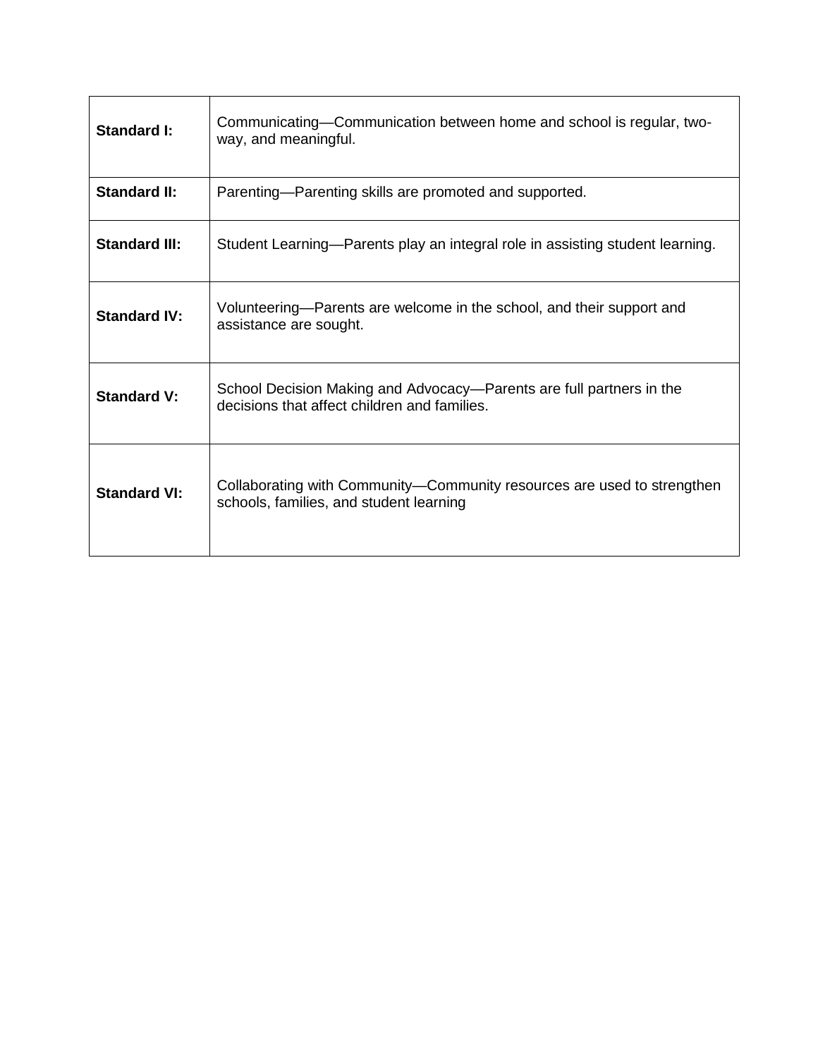| | |
|---|---|
| **Standard I:** | Communicating—Communication between home and school is regular, two-way, and meaningful. |
| **Standard II:** | Parenting—Parenting skills are promoted and supported. |
| **Standard III:** | Student Learning—Parents play an integral role in assisting student learning. |
| **Standard IV:** | Volunteering—Parents are welcome in the school, and their support and assistance are sought. |
| **Standard V:** | School Decision Making and Advocacy—Parents are full partners in the decisions that affect children and families. |
| **Standard VI:** | Collaborating with Community—Community resources are used to strengthen schools, families, and student learning |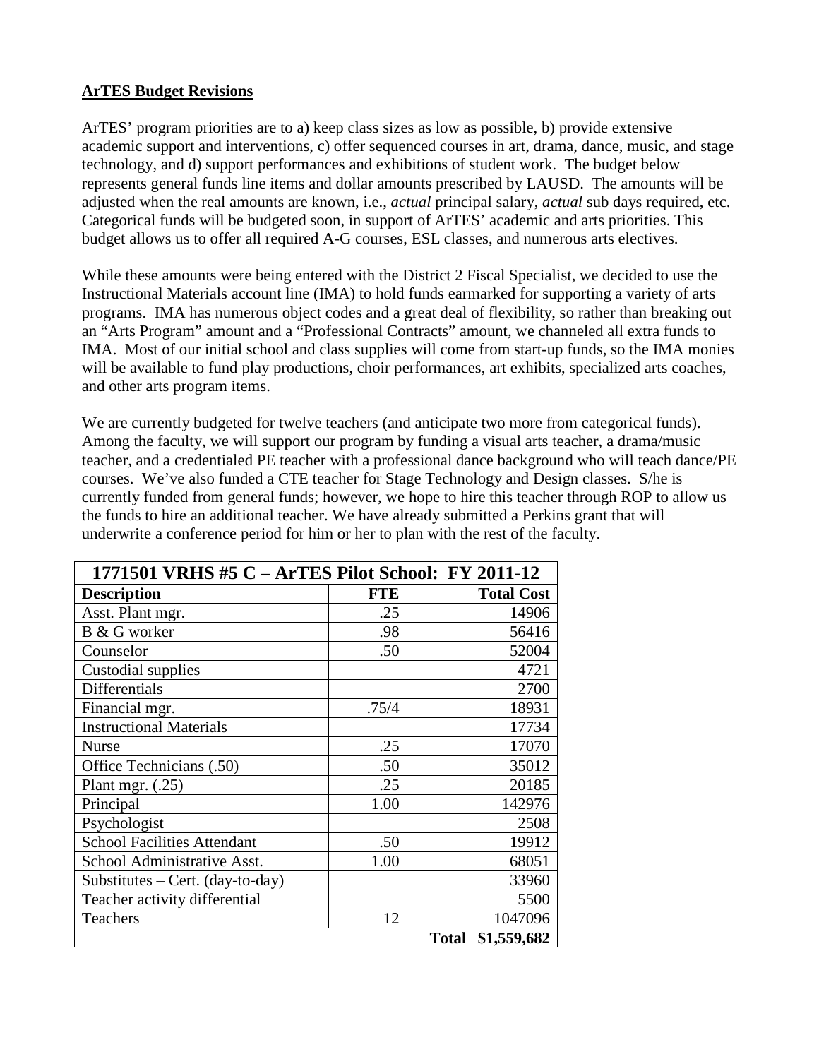**ArTES Budget Revisions**

ArTES' program priorities are to a) keep class sizes as low as possible, b) provide extensive academic support and interventions, c) offer sequenced courses in art, drama, dance, music, and stage technology, and d) support performances and exhibitions of student work. The budget below represents general funds line items and dollar amounts prescribed by LAUSD. The amounts will be adjusted when the real amounts are known, i.e., *actual* principal salary, *actual* sub days required, etc. Categorical funds will be budgeted soon, in support of ArTES' academic and arts priorities. This budget allows us to offer all required A-G courses, ESL classes, and numerous arts electives.

While these amounts were being entered with the District 2 Fiscal Specialist, we decided to use the Instructional Materials account line (IMA) to hold funds earmarked for supporting a variety of arts programs. IMA has numerous object codes and a great deal of flexibility, so rather than breaking out an "Arts Program" amount and a "Professional Contracts" amount, we channeled all extra funds to IMA. Most of our initial school and class supplies will come from start-up funds, so the IMA monies will be available to fund play productions, choir performances, art exhibits, specialized arts coaches, and other arts program items.

We are currently budgeted for twelve teachers (and anticipate two more from categorical funds). Among the faculty, we will support our program by funding a visual arts teacher, a drama/music teacher, and a credentialed PE teacher with a professional dance background who will teach dance/PE courses. We've also funded a CTE teacher for Stage Technology and Design classes. S/he is currently funded from general funds; however, we hope to hire this teacher through ROP to allow us the funds to hire an additional teacher. We have already submitted a Perkins grant that will underwrite a conference period for him or her to plan with the rest of the faculty.

| 1771501 VRHS #5 C – ArTES Pilot School: FY 2011-12 | | |
|---|---|---|
| **Description** | **FTE** | **Total Cost** |
| Asst. Plant mgr. | .25 | 14906 |
| B & G worker | .98 | 56416 |
| Counselor | .50 | 52004 |
| Custodial supplies | | 4721 |
| Differentials | | 2700 |
| Financial mgr. | .75/4 | 18931 |
| Instructional Materials | | 17734 |
| Nurse | .25 | 17070 |
| Office Technicians (.50) | .50 | 35012 |
| Plant mgr. (.25) | .25 | 20185 |
| Principal | 1.00 | 142976 |
| Psychologist | | 2508 |
| School Facilities Attendant | .50 | 19912 |
| School Administrative Asst. | 1.00 | 68051 |
| Substitutes – Cert. (day-to-day) | | 33960 |
| Teacher activity differential | | 5500 |
| Teachers | 12 | 1047096 |
| | | **Total $1,559,682** |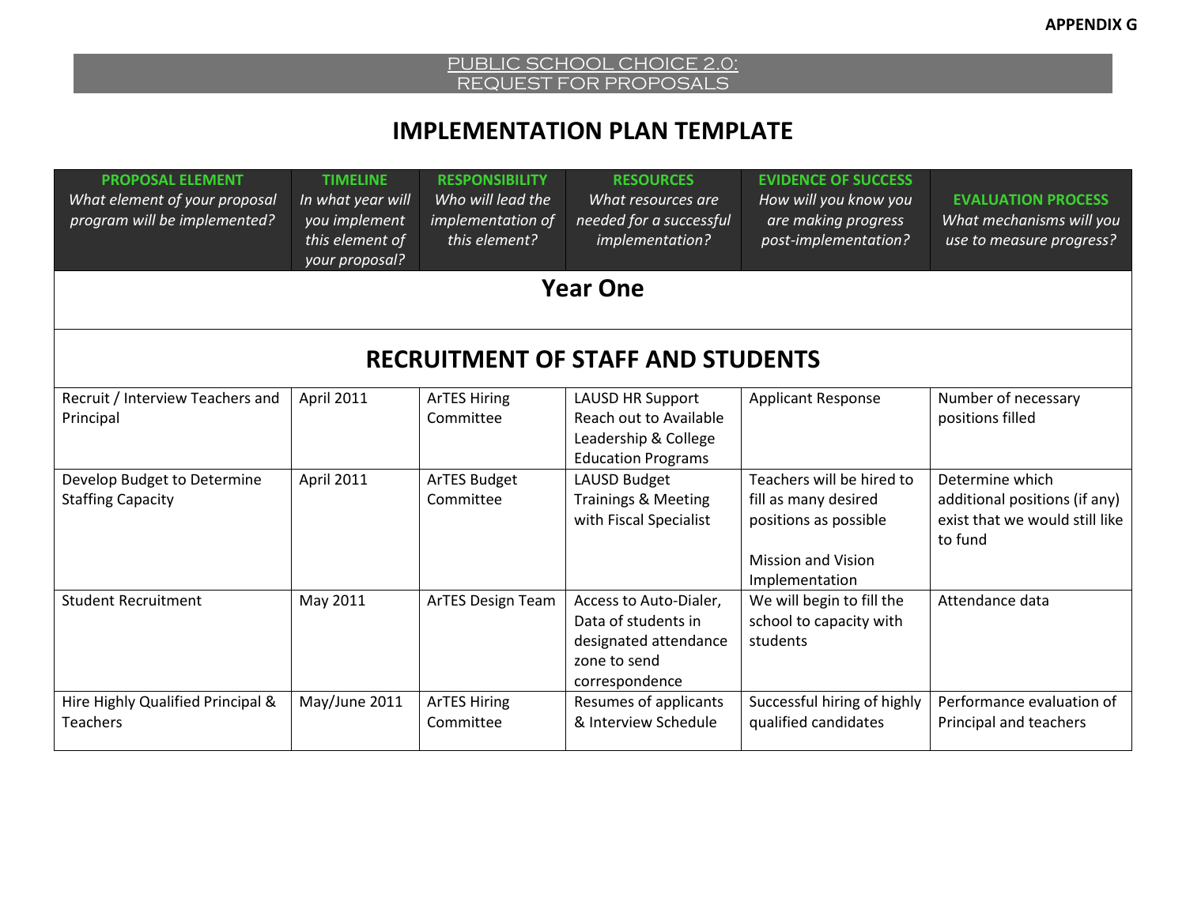APPENDIX G

PUBLIC SCHOOL CHOICE 2.0:
REQUEST FOR PROPOSALS

# IMPLEMENTATION PLAN TEMPLATE

| **PROPOSAL ELEMENT** *What element of your proposal program will be implemented?* | **TIMELINE** *In what year will you implement this element of your proposal?* | **RESPONSIBILITY** *Who will lead the implementation of this element?* | **RESOURCES** *What resources are needed for a successful implementation?* | **EVIDENCE OF SUCCESS** *How will you know you are making progress post-implementation?* | **EVALUATION PROCESS** *What mechanisms will you use to measure progress?* |
|---|---|---|---|---|---|
| **Year One** | | | | | |
| **RECRUITMENT OF STAFF AND STUDENTS** | | | | | |
| Recruit / Interview Teachers and Principal | April 2011 | ArTES Hiring Committee | LAUSD HR Support Reach out to Available Leadership & College Education Programs | Applicant Response | Number of necessary positions filled |
| Develop Budget to Determine Staffing Capacity | April 2011 | ArTES Budget Committee | LAUSD Budget Trainings & Meeting with Fiscal Specialist | Teachers will be hired to fill as many desired positions as possible<br><br>Mission and Vision Implementation | Determine which additional positions (if any) exist that we would still like to fund |
| Student Recruitment | May 2011 | ArTES Design Team | Access to Auto-Dialer, Data of students in designated attendance zone to send correspondence | We will begin to fill the school to capacity with students | Attendance data |
| Hire Highly Qualified Principal & Teachers | May/June 2011 | ArTES Hiring Committee | Resumes of applicants & Interview Schedule | Successful hiring of highly qualified candidates | Performance evaluation of Principal and teachers |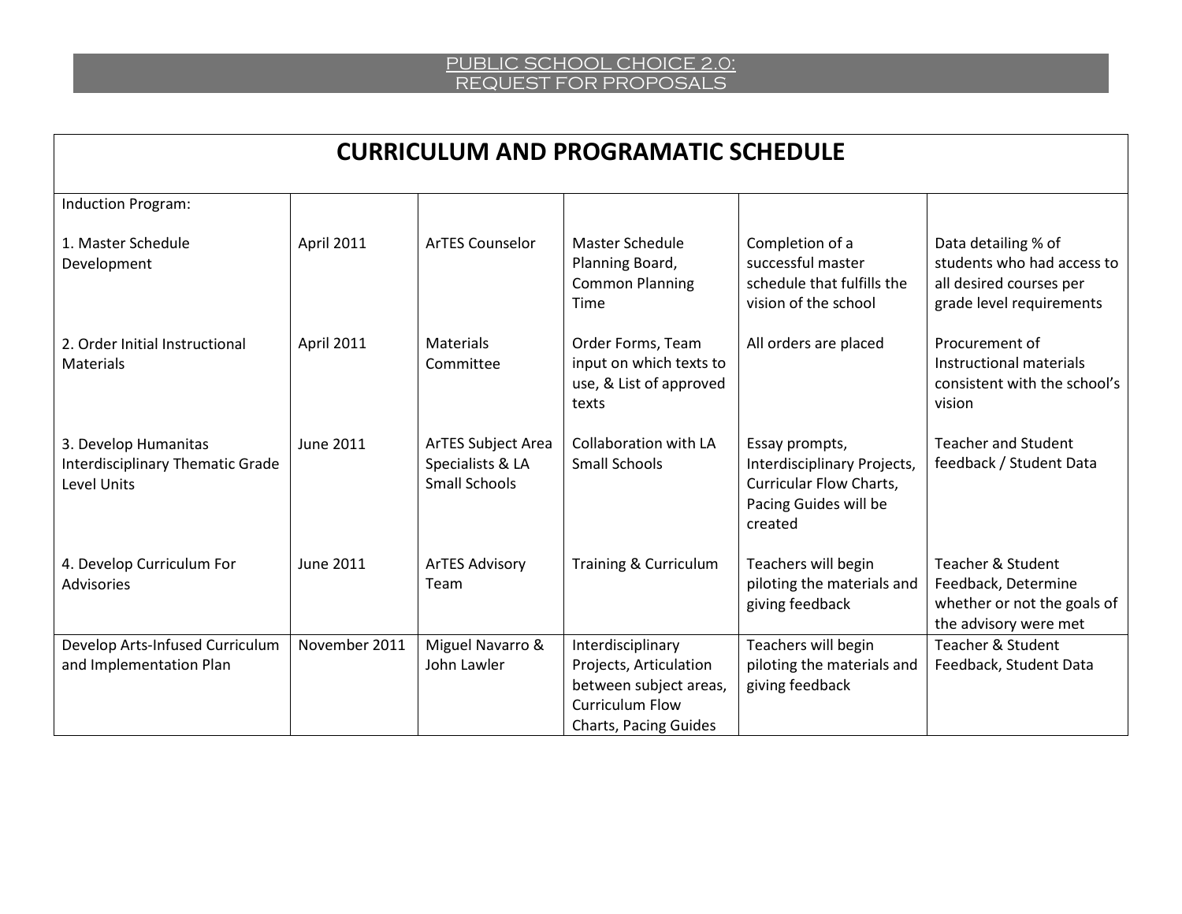## CURRICULUM AND PROGRAMATIC SCHEDULE

| | | | | | |
|---|---|---|---|---|---|
| Induction Program:<br><br>1. Master Schedule Development | April 2011 | ArTES Counselor | Master Schedule Planning Board, Common Planning Time | Completion of a successful master schedule that fulfills the vision of the school | Data detailing % of students who had access to all desired courses per grade level requirements |
| 2. Order Initial Instructional Materials | April 2011 | Materials Committee | Order Forms, Team input on which texts to use, & List of approved texts | All orders are placed | Procurement of Instructional materials consistent with the school's vision |
| 3. Develop Humanitas Interdisciplinary Thematic Grade Level Units | June 2011 | ArTES Subject Area Specialists & LA Small Schools | Collaboration with LA Small Schools | Essay prompts, Interdisciplinary Projects, Curricular Flow Charts, Pacing Guides will be created | Teacher and Student feedback / Student Data |
| 4. Develop Curriculum For Advisories | June 2011 | ArTES Advisory Team | Training & Curriculum | Teachers will begin piloting the materials and giving feedback | Teacher & Student Feedback, Determine whether or not the goals of the advisory were met |
| Develop Arts-Infused Curriculum and Implementation Plan | November 2011 | Miguel Navarro & John Lawler | Interdisciplinary Projects, Articulation between subject areas, Curriculum Flow Charts, Pacing Guides | Teachers will begin piloting the materials and giving feedback | Teacher & Student Feedback, Student Data |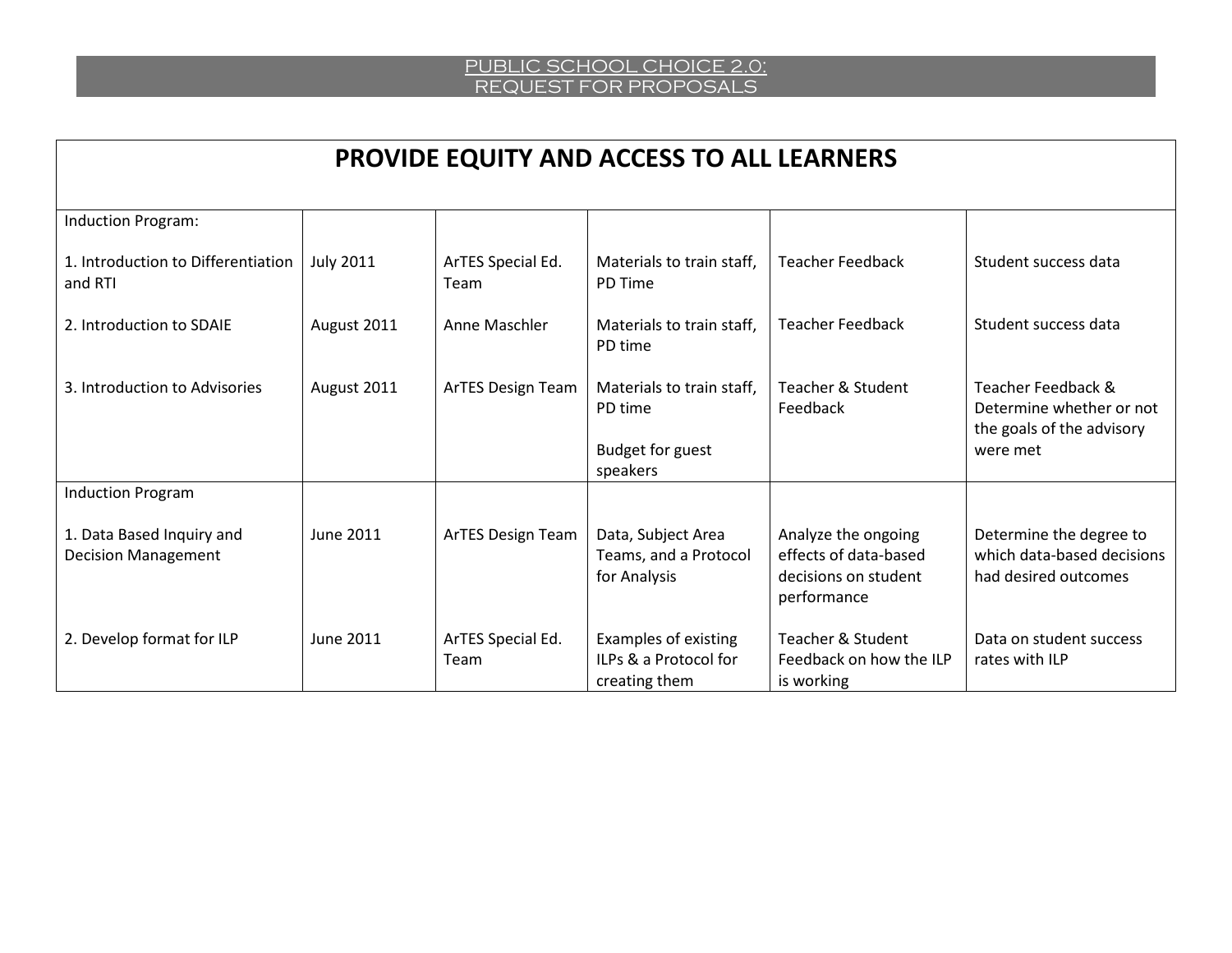| PROVIDE EQUITY AND ACCESS TO ALL LEARNERS | | | | | |
|---|---|---|---|---|---|
| Induction Program: | | | | | |
| 1. Introduction to Differentiation and RTI | July 2011 | ArTES Special Ed. Team | Materials to train staff, PD Time | Teacher Feedback | Student success data |
| 2. Introduction to SDAIE | August 2011 | Anne Maschler | Materials to train staff, PD time | Teacher Feedback | Student success data |
| 3. Introduction to Advisories | August 2011 | ArTES Design Team | Materials to train staff, PD time<br><br>Budget for guest speakers | Teacher & Student Feedback | Teacher Feedback & Determine whether or not the goals of the advisory were met |
| Induction Program | | | | | |
| 1. Data Based Inquiry and Decision Management | June 2011 | ArTES Design Team | Data, Subject Area Teams, and a Protocol for Analysis | Analyze the ongoing effects of data-based decisions on student performance | Determine the degree to which data-based decisions had desired outcomes |
| 2. Develop format for ILP | June 2011 | ArTES Special Ed. Team | Examples of existing ILPs & a Protocol for creating them | Teacher & Student Feedback on how the ILP is working | Data on student success rates with ILP |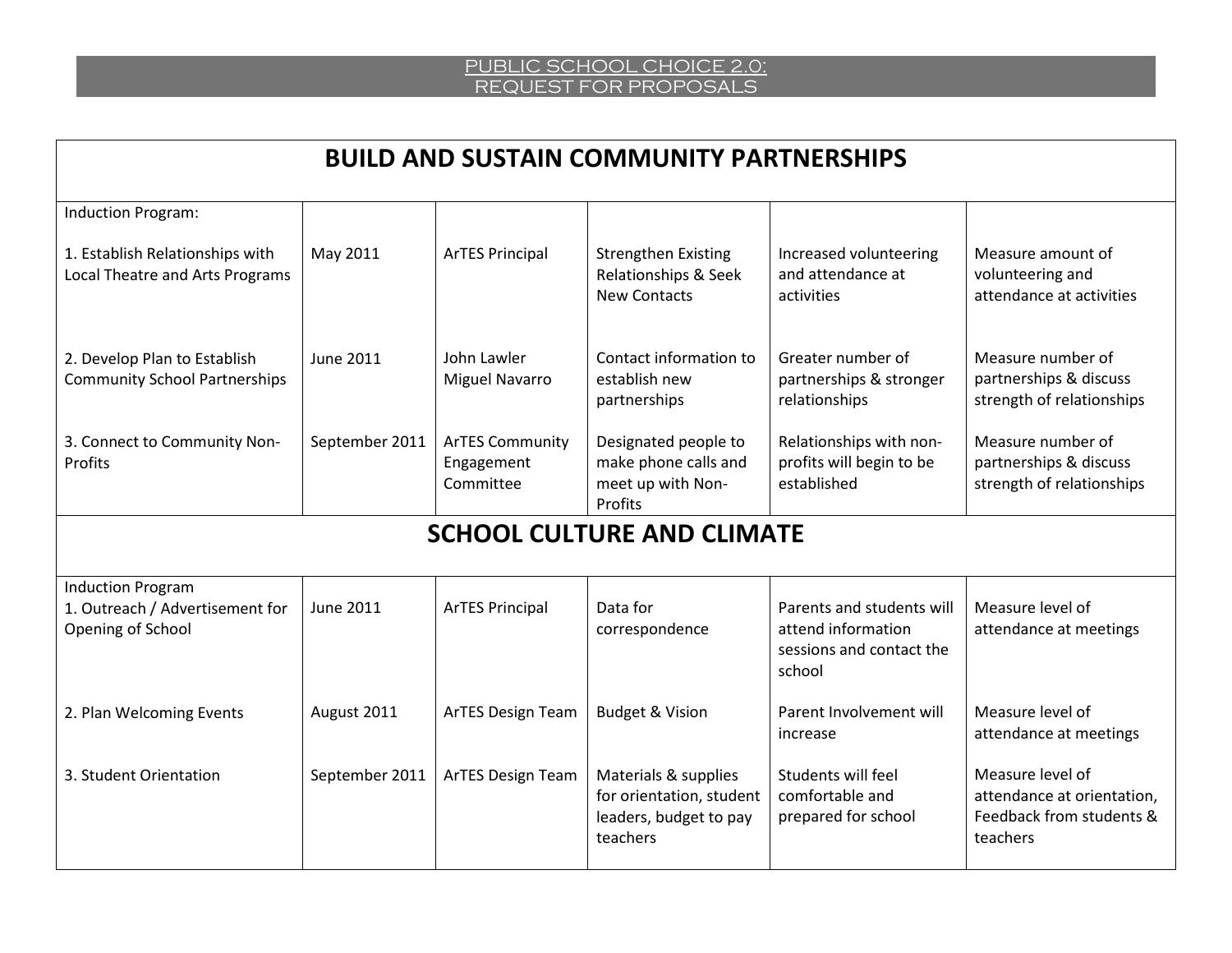| BUILD AND SUSTAIN COMMUNITY PARTNERSHIPS | | | | | |
|---|---|---|---|---|---|
| Induction Program:<br><br>1. Establish Relationships with Local Theatre and Arts Programs | May 2011 | ArTES Principal | Strengthen Existing Relationships & Seek New Contacts | Increased volunteering and attendance at activities | Measure amount of volunteering and attendance at activities |
| 2. Develop Plan to Establish Community School Partnerships | June 2011 | John Lawler<br>Miguel Navarro | Contact information to establish new partnerships | Greater number of partnerships & stronger relationships | Measure number of partnerships & discuss strength of relationships |
| 3. Connect to Community Non-Profits | September 2011 | ArTES Community Engagement Committee | Designated people to make phone calls and meet up with Non-Profits | Relationships with non-profits will begin to be established | Measure number of partnerships & discuss strength of relationships |
| **SCHOOL CULTURE AND CLIMATE** | | | | | |
| Induction Program<br>1. Outreach / Advertisement for Opening of School | June 2011 | ArTES Principal | Data for correspondence | Parents and students will attend information sessions and contact the school | Measure level of attendance at meetings |
| 2. Plan Welcoming Events | August 2011 | ArTES Design Team | Budget & Vision | Parent Involvement will increase | Measure level of attendance at meetings |
| 3. Student Orientation | September 2011 | ArTES Design Team | Materials & supplies for orientation, student leaders, budget to pay teachers | Students will feel comfortable and prepared for school | Measure level of attendance at orientation, Feedback from students & teachers |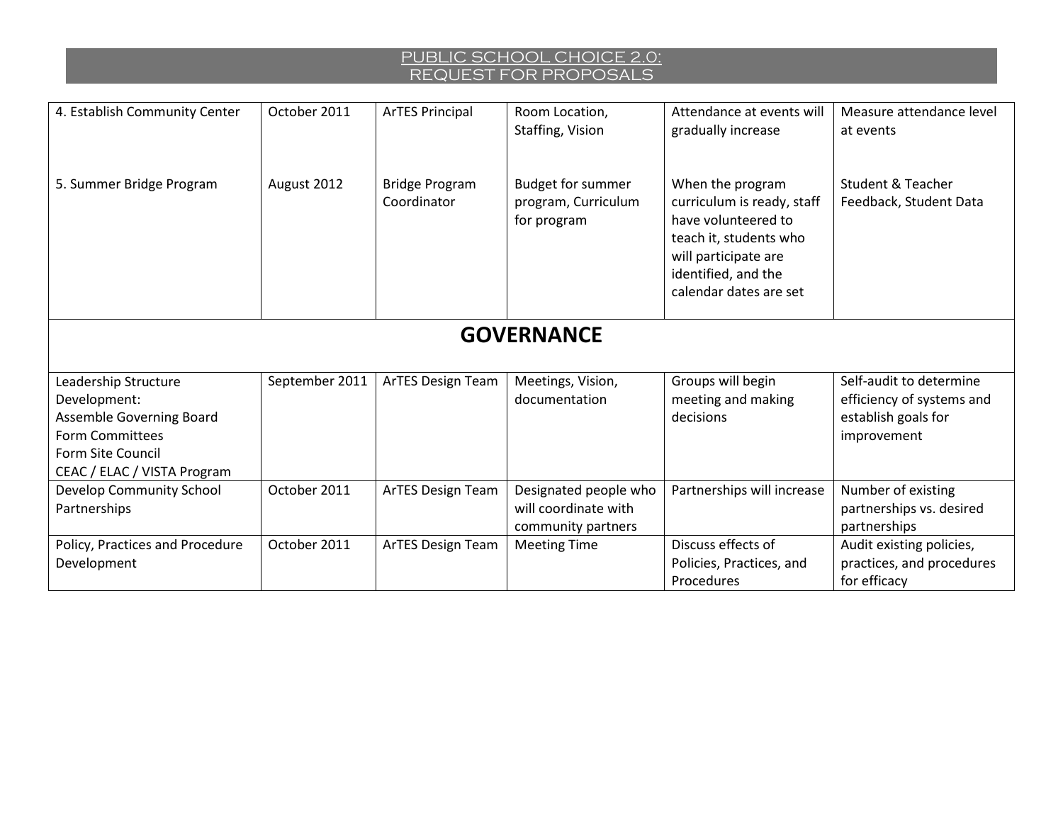| | | | | | |
|---|---|---|---|---|---|
| 4. Establish Community Center | October 2011 | ArTES Principal | Room Location, Staffing, Vision | Attendance at events will gradually increase | Measure attendance level at events |
| 5. Summer Bridge Program | August 2012 | Bridge Program Coordinator | Budget for summer program, Curriculum for program | When the program curriculum is ready, staff have volunteered to teach it, students who will participate are identified, and the calendar dates are set | Student & Teacher Feedback, Student Data |
| **GOVERNANCE** | | | | | |
| Leadership Structure Development:<br>Assemble Governing Board<br>Form Committees<br>Form Site Council<br>CEAC / ELAC / VISTA Program | September 2011 | ArTES Design Team | Meetings, Vision, documentation | Groups will begin meeting and making decisions | Self-audit to determine efficiency of systems and establish goals for improvement |
| Develop Community School Partnerships | October 2011 | ArTES Design Team | Designated people who will coordinate with community partners | Partnerships will increase | Number of existing partnerships vs. desired partnerships |
| Policy, Practices and Procedure Development | October 2011 | ArTES Design Team | Meeting Time | Discuss effects of Policies, Practices, and Procedures | Audit existing policies, practices, and procedures for efficacy |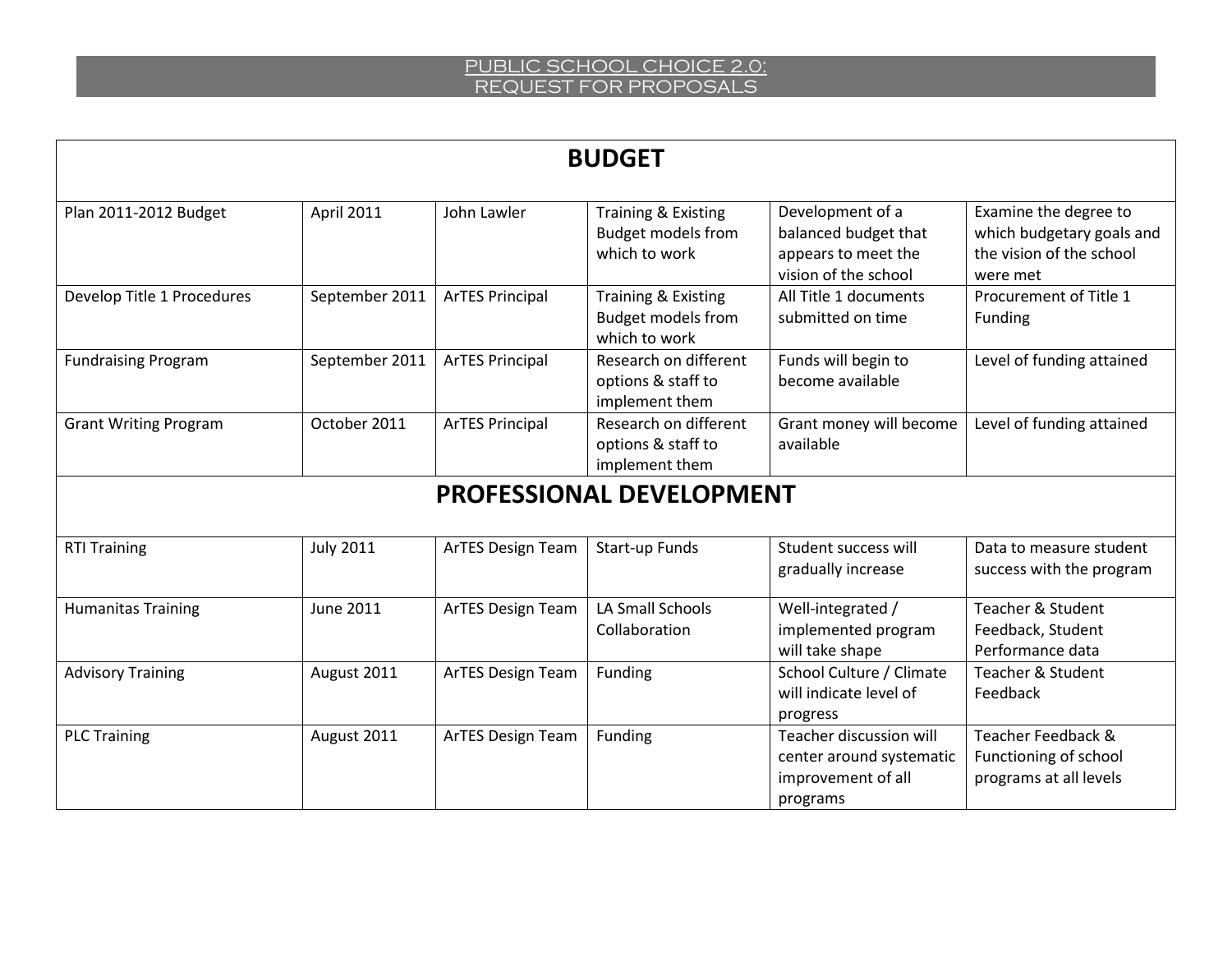| BUDGET | | | | | |
|---|---|---|---|---|---|
| Plan 2011-2012 Budget | April 2011 | John Lawler | Training & Existing Budget models from which to work | Development of a balanced budget that appears to meet the vision of the school | Examine the degree to which budgetary goals and the vision of the school were met |
| Develop Title 1 Procedures | September 2011 | ArTES Principal | Training & Existing Budget models from which to work | All Title 1 documents submitted on time | Procurement of Title 1 Funding |
| Fundraising Program | September 2011 | ArTES Principal | Research on different options & staff to implement them | Funds will begin to become available | Level of funding attained |
| Grant Writing Program | October 2011 | ArTES Principal | Research on different options & staff to implement them | Grant money will become available | Level of funding attained |
| **PROFESSIONAL DEVELOPMENT** | | | | | |
| RTI Training | July 2011 | ArTES Design Team | Start-up Funds | Student success will gradually increase | Data to measure student success with the program |
| Humanitas Training | June 2011 | ArTES Design Team | LA Small Schools Collaboration | Well-integrated / implemented program will take shape | Teacher & Student Feedback, Student Performance data |
| Advisory Training | August 2011 | ArTES Design Team | Funding | School Culture / Climate will indicate level of progress | Teacher & Student Feedback |
| PLC Training | August 2011 | ArTES Design Team | Funding | Teacher discussion will center around systematic improvement of all programs | Teacher Feedback & Functioning of school programs at all levels |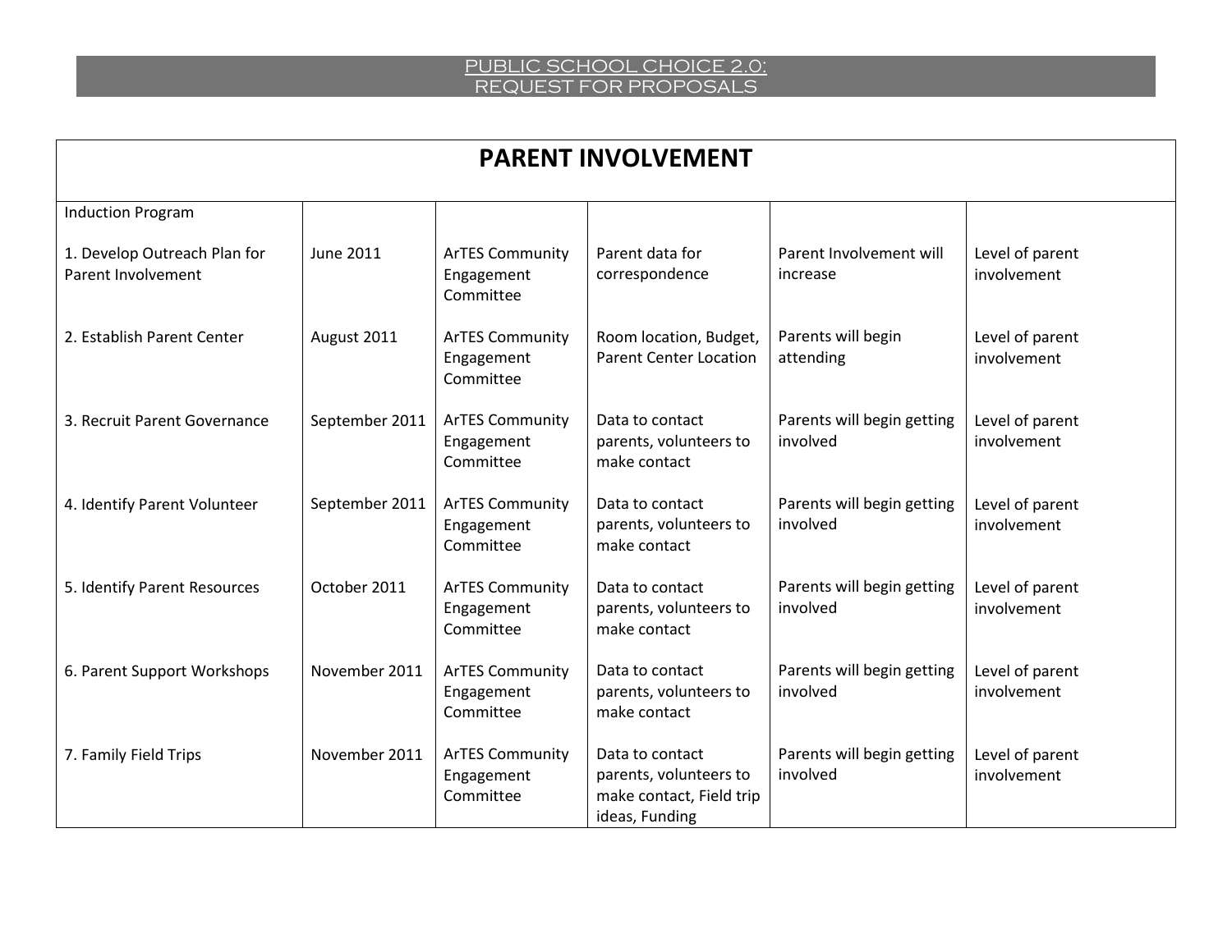## PARENT INVOLVEMENT

| Induction Program | | | | | |
|---|---|---|---|---|---|
| 1. Develop Outreach Plan for Parent Involvement | June 2011 | ArTES Community Engagement Committee | Parent data for correspondence | Parent Involvement will increase | Level of parent involvement |
| 2. Establish Parent Center | August 2011 | ArTES Community Engagement Committee | Room location, Budget, Parent Center Location | Parents will begin attending | Level of parent involvement |
| 3. Recruit Parent Governance | September 2011 | ArTES Community Engagement Committee | Data to contact parents, volunteers to make contact | Parents will begin getting involved | Level of parent involvement |
| 4. Identify Parent Volunteer | September 2011 | ArTES Community Engagement Committee | Data to contact parents, volunteers to make contact | Parents will begin getting involved | Level of parent involvement |
| 5. Identify Parent Resources | October 2011 | ArTES Community Engagement Committee | Data to contact parents, volunteers to make contact | Parents will begin getting involved | Level of parent involvement |
| 6. Parent Support Workshops | November 2011 | ArTES Community Engagement Committee | Data to contact parents, volunteers to make contact | Parents will begin getting involved | Level of parent involvement |
| 7. Family Field Trips | November 2011 | ArTES Community Engagement Committee | Data to contact parents, volunteers to make contact, Field trip ideas, Funding | Parents will begin getting involved | Level of parent involvement |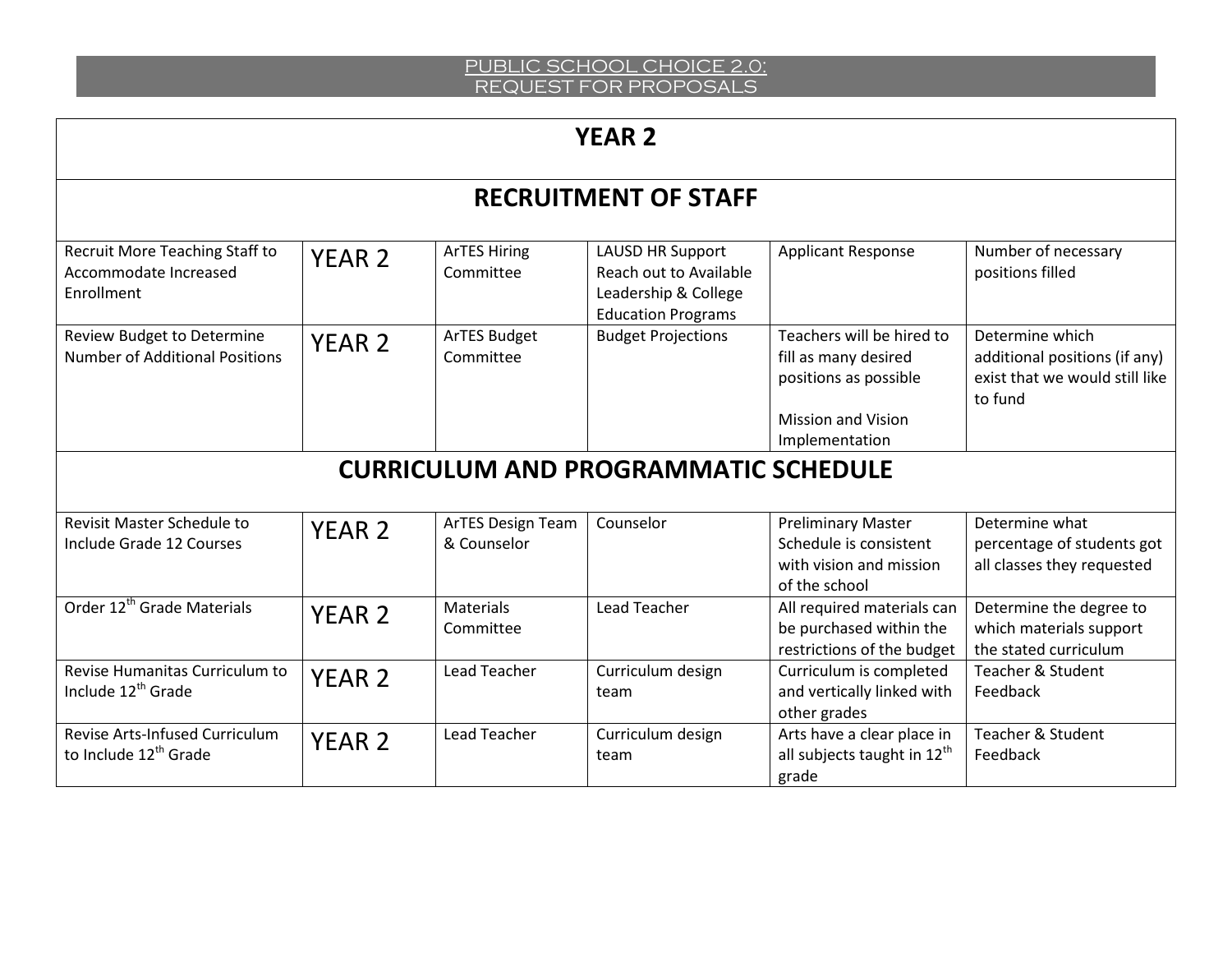| YEAR 2 | | | | | |
|---|---|---|---|---|---|
| **RECRUITMENT OF STAFF** | | | | | |
| Recruit More Teaching Staff to Accommodate Increased Enrollment | YEAR 2 | ArTES Hiring Committee | LAUSD HR Support Reach out to Available Leadership & College Education Programs | Applicant Response | Number of necessary positions filled |
| Review Budget to Determine Number of Additional Positions | YEAR 2 | ArTES Budget Committee | Budget Projections | Teachers will be hired to fill as many desired positions as possible<br><br>Mission and Vision Implementation | Determine which additional positions (if any) exist that we would still like to fund |
| **CURRICULUM AND PROGRAMMATIC SCHEDULE** | | | | | |
| Revisit Master Schedule to Include Grade 12 Courses | YEAR 2 | ArTES Design Team & Counselor | Counselor | Preliminary Master Schedule is consistent with vision and mission of the school | Determine what percentage of students got all classes they requested |
| Order 12th Grade Materials | YEAR 2 | Materials Committee | Lead Teacher | All required materials can be purchased within the restrictions of the budget | Determine the degree to which materials support the stated curriculum |
| Revise Humanitas Curriculum to Include 12th Grade | YEAR 2 | Lead Teacher | Curriculum design team | Curriculum is completed and vertically linked with other grades | Teacher & Student Feedback |
| Revise Arts-Infused Curriculum to Include 12th Grade | YEAR 2 | Lead Teacher | Curriculum design team | Arts have a clear place in all subjects taught in 12th grade | Teacher & Student Feedback |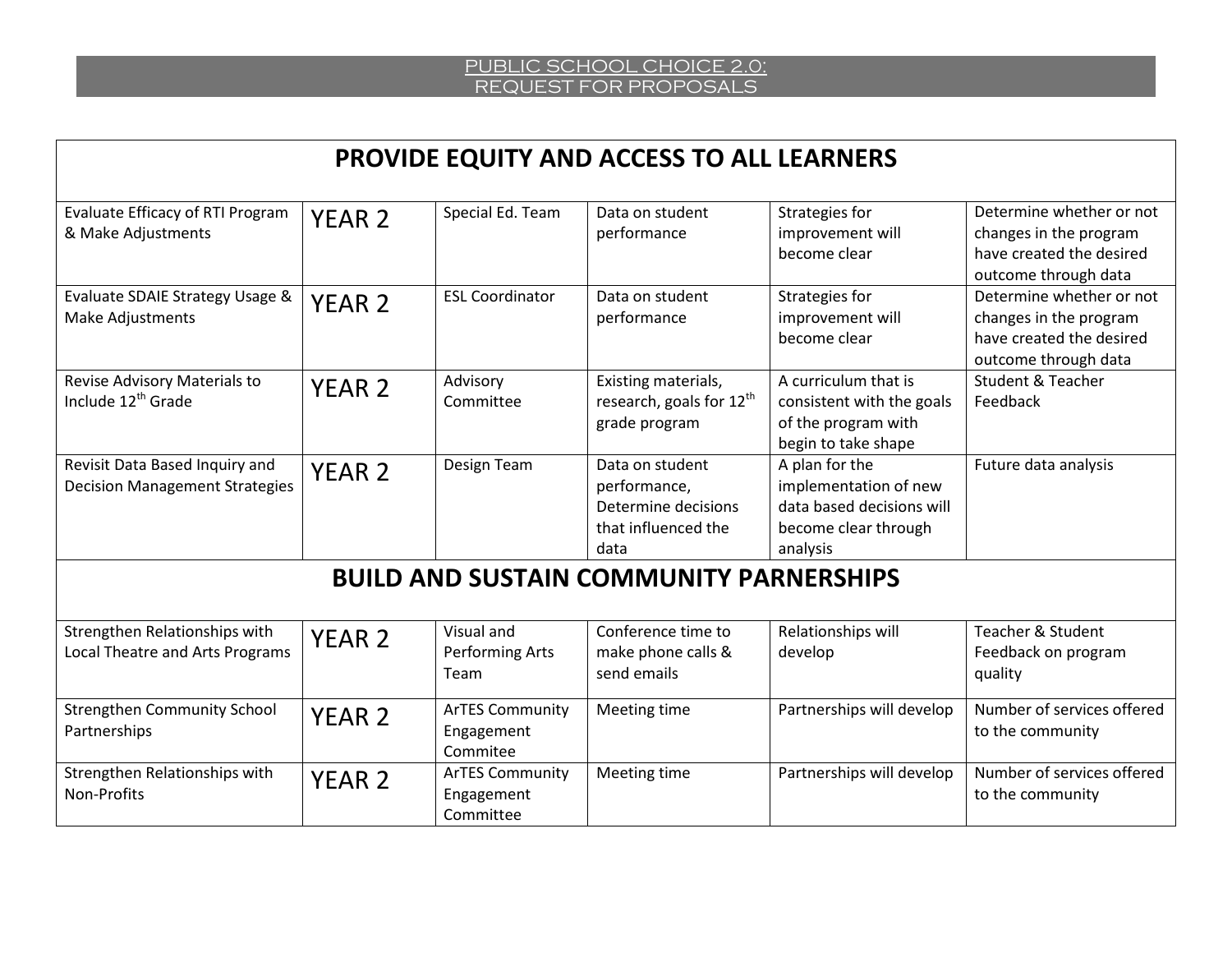| PROVIDE EQUITY AND ACCESS TO ALL LEARNERS | | | | | |
|---|---|---|---|---|---|
| Evaluate Efficacy of RTI Program & Make Adjustments | YEAR 2 | Special Ed. Team | Data on student performance | Strategies for improvement will become clear | Determine whether or not changes in the program have created the desired outcome through data |
| Evaluate SDAIE Strategy Usage & Make Adjustments | YEAR 2 | ESL Coordinator | Data on student performance | Strategies for improvement will become clear | Determine whether or not changes in the program have created the desired outcome through data |
| Revise Advisory Materials to Include 12th Grade | YEAR 2 | Advisory Committee | Existing materials, research, goals for 12th grade program | A curriculum that is consistent with the goals of the program with begin to take shape | Student & Teacher Feedback |
| Revisit Data Based Inquiry and Decision Management Strategies | YEAR 2 | Design Team | Data on student performance, Determine decisions that influenced the data | A plan for the implementation of new data based decisions will become clear through analysis | Future data analysis |
| **BUILD AND SUSTAIN COMMUNITY PARNERSHIPS** | | | | | |
| Strengthen Relationships with Local Theatre and Arts Programs | YEAR 2 | Visual and Performing Arts Team | Conference time to make phone calls & send emails | Relationships will develop | Teacher & Student Feedback on program quality |
| Strengthen Community School Partnerships | YEAR 2 | ArTES Community Engagement Commitee | Meeting time | Partnerships will develop | Number of services offered to the community |
| Strengthen Relationships with Non-Profits | YEAR 2 | ArTES Community Engagement Committee | Meeting time | Partnerships will develop | Number of services offered to the community |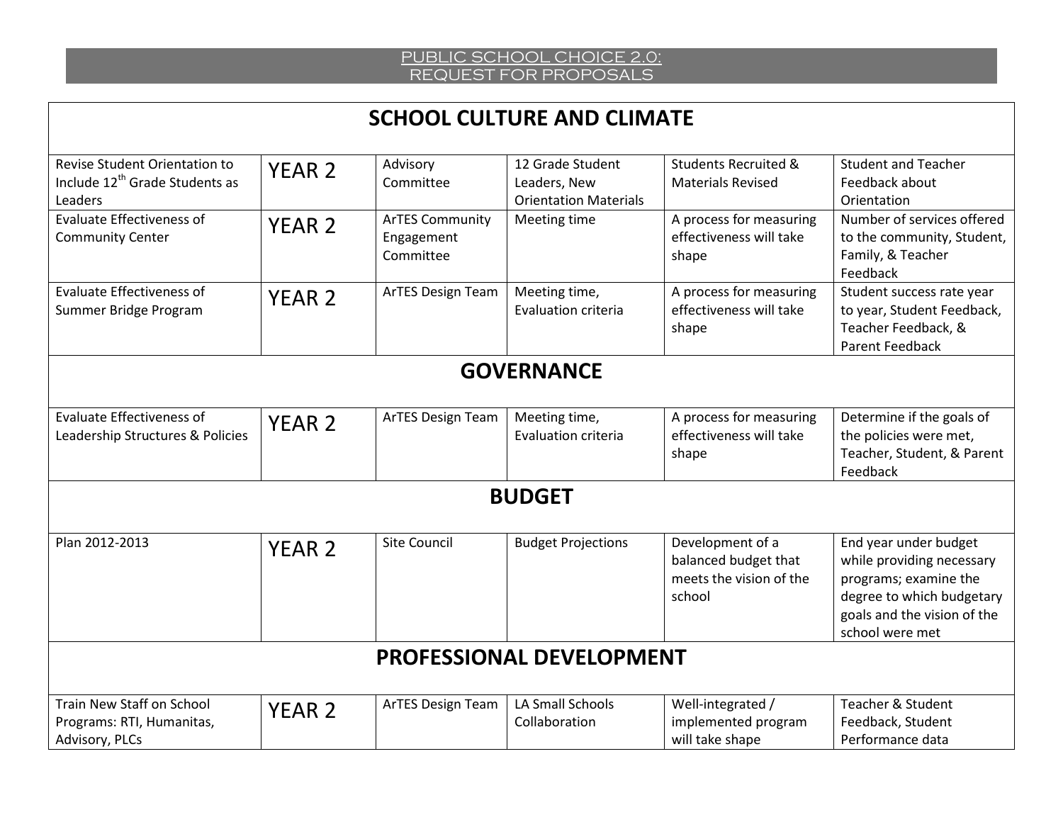| SCHOOL CULTURE AND CLIMATE | | | | | |
|---|---|---|---|---|---|
| Revise Student Orientation to Include 12th Grade Students as Leaders | YEAR 2 | Advisory Committee | 12 Grade Student Leaders, New Orientation Materials | Students Recruited & Materials Revised | Student and Teacher Feedback about Orientation |
| Evaluate Effectiveness of Community Center | YEAR 2 | ArTES Community Engagement Committee | Meeting time | A process for measuring effectiveness will take shape | Number of services offered to the community, Student, Family, & Teacher Feedback |
| Evaluate Effectiveness of Summer Bridge Program | YEAR 2 | ArTES Design Team | Meeting time, Evaluation criteria | A process for measuring effectiveness will take shape | Student success rate year to year, Student Feedback, Teacher Feedback, & Parent Feedback |
| **GOVERNANCE** | | | | | |
| Evaluate Effectiveness of Leadership Structures & Policies | YEAR 2 | ArTES Design Team | Meeting time, Evaluation criteria | A process for measuring effectiveness will take shape | Determine if the goals of the policies were met, Teacher, Student, & Parent Feedback |
| **BUDGET** | | | | | |
| Plan 2012-2013 | YEAR 2 | Site Council | Budget Projections | Development of a balanced budget that meets the vision of the school | End year under budget while providing necessary programs; examine the degree to which budgetary goals and the vision of the school were met |
| **PROFESSIONAL DEVELOPMENT** | | | | | |
| Train New Staff on School Programs: RTI, Humanitas, Advisory, PLCs | YEAR 2 | ArTES Design Team | LA Small Schools Collaboration | Well-integrated / implemented program will take shape | Teacher & Student Feedback, Student Performance data |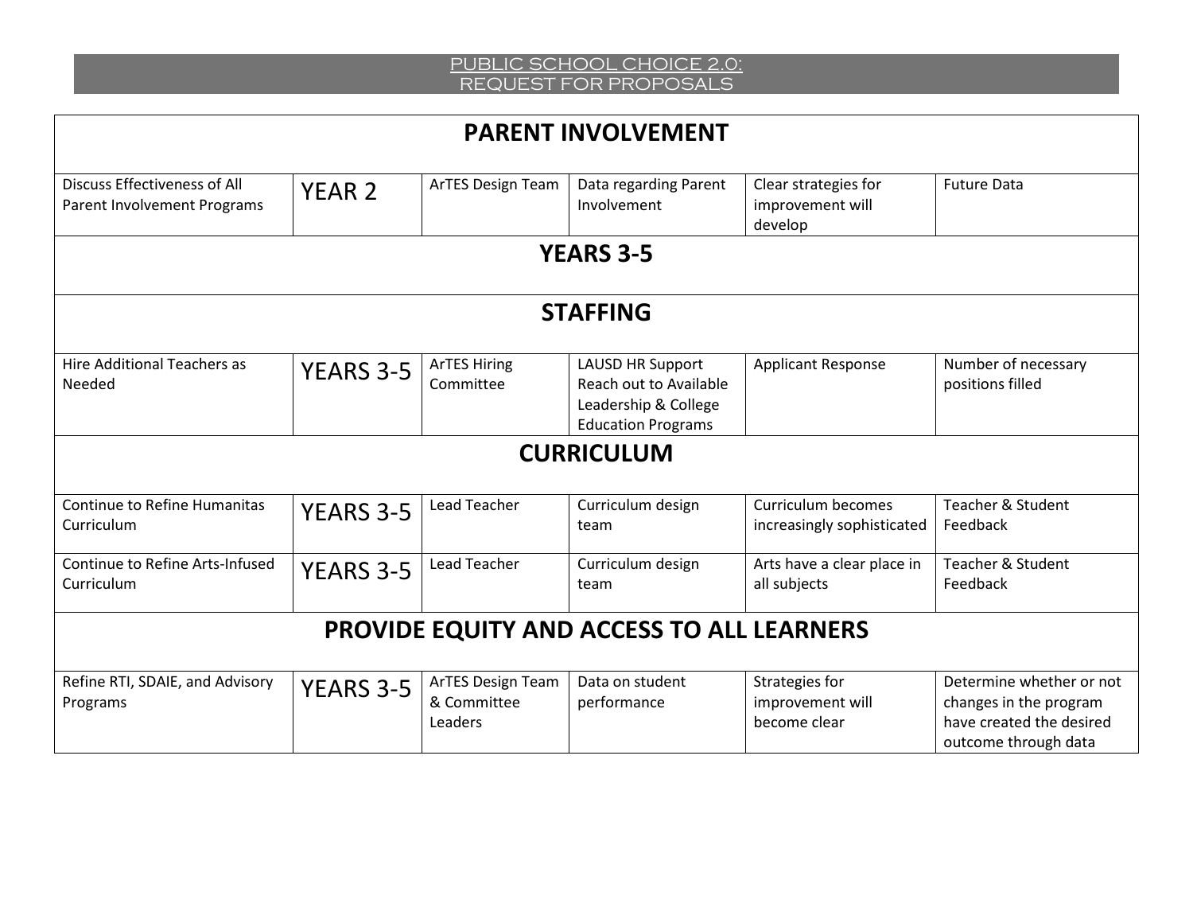| PARENT INVOLVEMENT | | | | | |
|---|---|---|---|---|---|
| Discuss Effectiveness of All Parent Involvement Programs | YEAR 2 | ArTES Design Team | Data regarding Parent Involvement | Clear strategies for improvement will develop | Future Data |
| **YEARS 3-5** | | | | | |
| **STAFFING** | | | | | |
| Hire Additional Teachers as Needed | YEARS 3-5 | ArTES Hiring Committee | LAUSD HR Support Reach out to Available Leadership & College Education Programs | Applicant Response | Number of necessary positions filled |
| **CURRICULUM** | | | | | |
| Continue to Refine Humanitas Curriculum | YEARS 3-5 | Lead Teacher | Curriculum design team | Curriculum becomes increasingly sophisticated | Teacher & Student Feedback |
| Continue to Refine Arts-Infused Curriculum | YEARS 3-5 | Lead Teacher | Curriculum design team | Arts have a clear place in all subjects | Teacher & Student Feedback |
| **PROVIDE EQUITY AND ACCESS TO ALL LEARNERS** | | | | | |
| Refine RTI, SDAIE, and Advisory Programs | YEARS 3-5 | ArTES Design Team & Committee Leaders | Data on student performance | Strategies for improvement will become clear | Determine whether or not changes in the program have created the desired outcome through data |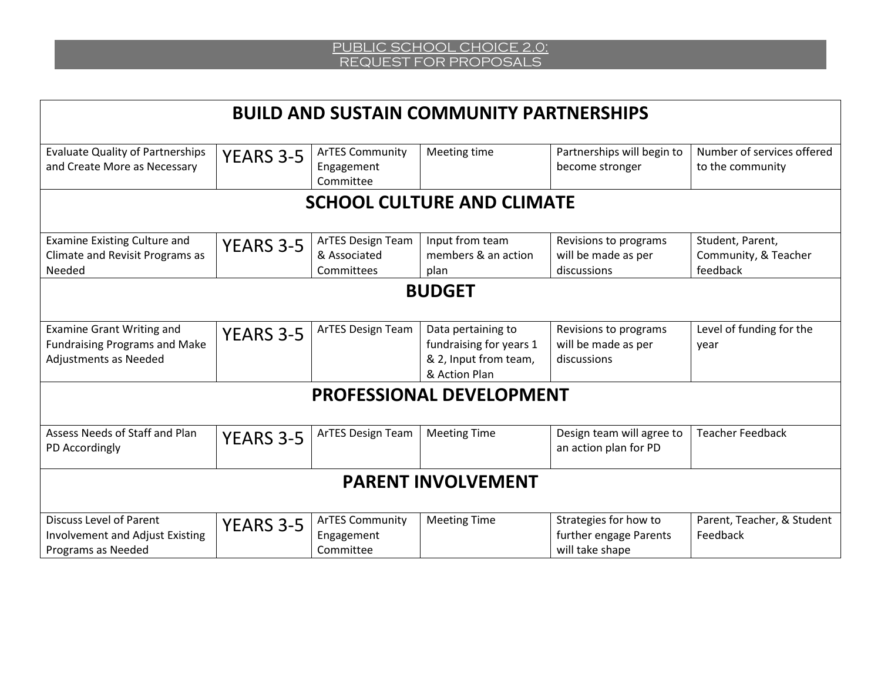| BUILD AND SUSTAIN COMMUNITY PARTNERSHIPS | | | | | |
|---|---|---|---|---|---|
| Evaluate Quality of Partnerships and Create More as Necessary | YEARS 3-5 | ArTES Community Engagement Committee | Meeting time | Partnerships will begin to become stronger | Number of services offered to the community |
| **SCHOOL CULTURE AND CLIMATE** | | | | | |
| Examine Existing Culture and Climate and Revisit Programs as Needed | YEARS 3-5 | ArTES Design Team & Associated Committees | Input from team members & an action plan | Revisions to programs will be made as per discussions | Student, Parent, Community, & Teacher feedback |
| **BUDGET** | | | | | |
| Examine Grant Writing and Fundraising Programs and Make Adjustments as Needed | YEARS 3-5 | ArTES Design Team | Data pertaining to fundraising for years 1 & 2, Input from team, & Action Plan | Revisions to programs will be made as per discussions | Level of funding for the year |
| **PROFESSIONAL DEVELOPMENT** | | | | | |
| Assess Needs of Staff and Plan PD Accordingly | YEARS 3-5 | ArTES Design Team | Meeting Time | Design team will agree to an action plan for PD | Teacher Feedback |
| **PARENT INVOLVEMENT** | | | | | |
| Discuss Level of Parent Involvement and Adjust Existing Programs as Needed | YEARS 3-5 | ArTES Community Engagement Committee | Meeting Time | Strategies for how to further engage Parents will take shape | Parent, Teacher, & Student Feedback |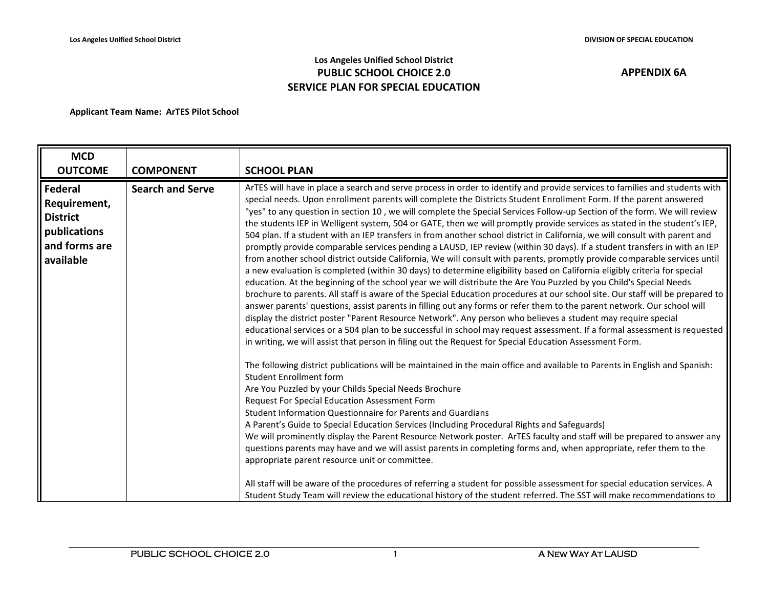**Los Angeles Unified School District**
## PUBLIC SCHOOL CHOICE 2.0
## SERVICE PLAN FOR SPECIAL EDUCATION

**APPENDIX 6A**

**Applicant Team Name: ArTES Pilot School**

| MCD OUTCOME | COMPONENT | SCHOOL PLAN |
|---|---|---|
| **Federal Requirement, District publications and forms are available** | **Search and Serve** | ArTES will have in place a search and serve process in order to identify and provide services to families and students with special needs. Upon enrollment parents will complete the Districts Student Enrollment Form. If the parent answered "yes" to any question in section 10 , we will complete the Special Services Follow-up Section of the form. We will review the students IEP in Welligent system, 504 or GATE, then we will promptly provide services as stated in the student's IEP, 504 plan. If a student with an IEP transfers in from another school district in California, we will consult with parent and promptly provide comparable services pending a LAUSD, IEP review (within 30 days). If a student transfers in with an IEP from another school district outside California, We will consult with parents, promptly provide comparable services until a new evaluation is completed (within 30 days) to determine eligibility based on California eligibly criteria for special education. At the beginning of the school year we will distribute the Are You Puzzled by you Child's Special Needs brochure to parents. All staff is aware of the Special Education procedures at our school site. Our staff will be prepared to answer parents' questions, assist parents in filling out any forms or refer them to the parent network. Our school will display the district poster "Parent Resource Network". Any person who believes a student may require special educational services or a 504 plan to be successful in school may request assessment. If a formal assessment is requested in writing, we will assist that person in filing out the Request for Special Education Assessment Form.<br><br>The following district publications will be maintained in the main office and available to Parents in English and Spanish:<br>Student Enrollment form<br>Are You Puzzled by your Childs Special Needs Brochure<br>Request For Special Education Assessment Form<br>Student Information Questionnaire for Parents and Guardians<br>A Parent's Guide to Special Education Services (Including Procedural Rights and Safeguards)<br>We will prominently display the Parent Resource Network poster. ArTES faculty and staff will be prepared to answer any questions parents may have and we will assist parents in completing forms and, when appropriate, refer them to the appropriate parent resource unit or committee.<br><br>All staff will be aware of the procedures of referring a student for possible assessment for special education services. A Student Study Team will review the educational history of the student referred. The SST will make recommendations to |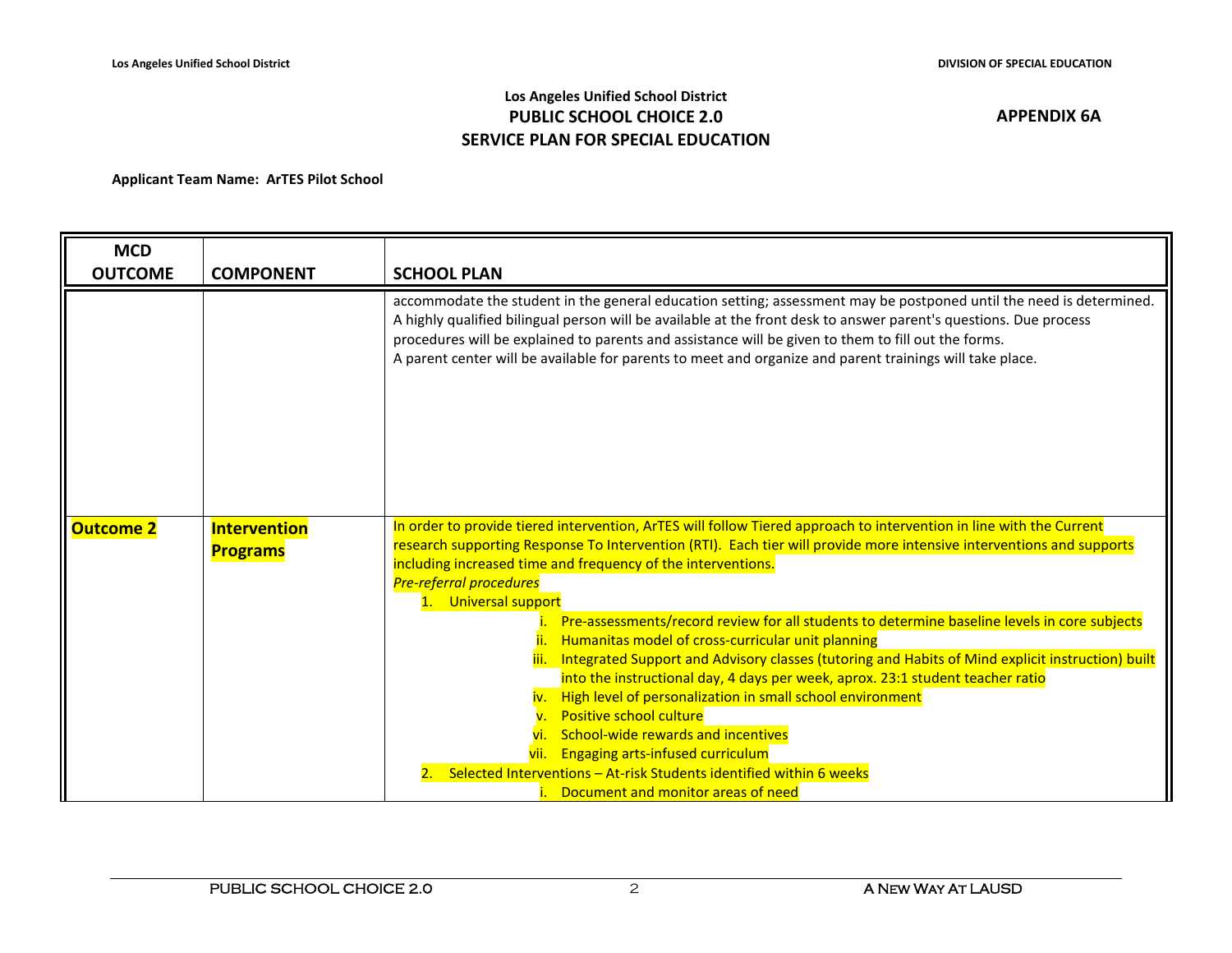Los Angeles Unified School District
**PUBLIC SCHOOL CHOICE 2.0**
**SERVICE PLAN FOR SPECIAL EDUCATION**

**APPENDIX 6A**

**Applicant Team Name: ArTES Pilot School**

| MCD OUTCOME | COMPONENT | SCHOOL PLAN |
|---|---|---|
| | | accommodate the student in the general education setting; assessment may be postponed until the need is determined.<br>A highly qualified bilingual person will be available at the front desk to answer parent's questions. Due process procedures will be explained to parents and assistance will be given to them to fill out the forms.<br>A parent center will be available for parents to meet and organize and parent trainings will take place. |
| **Outcome 2** | **Intervention Programs** | In order to provide tiered intervention, ArTES will follow Tiered approach to intervention in line with the Current research supporting Response To Intervention (RTI). Each tier will provide more intensive interventions and supports including increased time and frequency of the interventions.<br>*Pre-referral procedures*<br>1. Universal support<br>i. Pre-assessments/record review for all students to determine baseline levels in core subjects<br>ii. Humanitas model of cross-curricular unit planning<br>iii. Integrated Support and Advisory classes (tutoring and Habits of Mind explicit instruction) built into the instructional day, 4 days per week, aprox. 23:1 student teacher ratio<br>iv. High level of personalization in small school environment<br>v. Positive school culture<br>vi. School-wide rewards and incentives<br>vii. Engaging arts-infused curriculum<br>2. Selected Interventions – At-risk Students identified within 6 weeks<br>i. Document and monitor areas of need |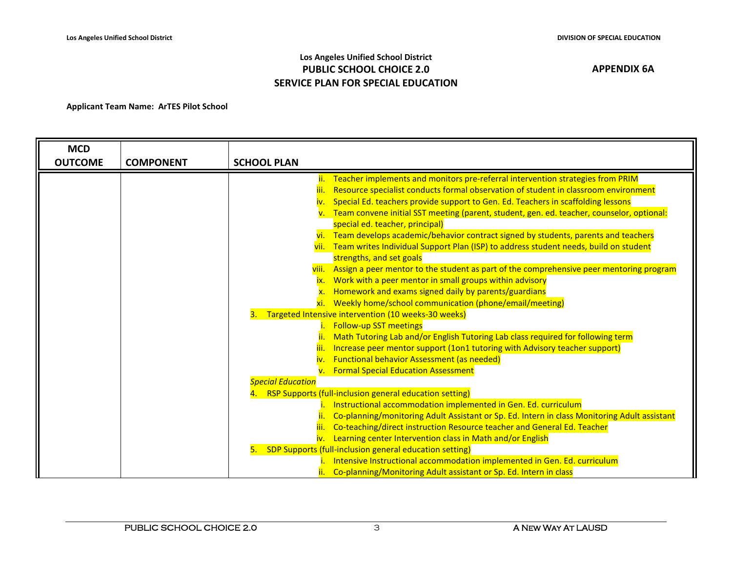Los Angeles Unified School District

**PUBLIC SCHOOL CHOICE 2.0**

**SERVICE PLAN FOR SPECIAL EDUCATION**

**APPENDIX 6A**

**Applicant Team Name: ArTES Pilot School**

| MCD OUTCOME | COMPONENT | SCHOOL PLAN |
|---|---|---|
| | | ii. Teacher implements and monitors pre-referral intervention strategies from PRIM<br>iii. Resource specialist conducts formal observation of student in classroom environment<br>iv. Special Ed. teachers provide support to Gen. Ed. Teachers in scaffolding lessons<br>v. Team convene initial SST meeting (parent, student, gen. ed. teacher, counselor, optional: special ed. teacher, principal)<br>vi. Team develops academic/behavior contract signed by students, parents and teachers<br>vii. Team writes Individual Support Plan (ISP) to address student needs, build on student strengths, and set goals<br>viii. Assign a peer mentor to the student as part of the comprehensive peer mentoring program<br>ix. Work with a peer mentor in small groups within advisory<br>x. Homework and exams signed daily by parents/guardians<br>xi. Weekly home/school communication (phone/email/meeting)<br>3. Targeted Intensive intervention (10 weeks-30 weeks)<br>i. Follow-up SST meetings<br>ii. Math Tutoring Lab and/or English Tutoring Lab class required for following term<br>iii. Increase peer mentor support (1on1 tutoring with Advisory teacher support)<br>iv. Functional behavior Assessment (as needed)<br>v. Formal Special Education Assessment<br>*Special Education*<br>4. RSP Supports (full-inclusion general education setting)<br>i. Instructional accommodation implemented in Gen. Ed. curriculum<br>ii. Co-planning/monitoring Adult Assistant or Sp. Ed. Intern in class Monitoring Adult assistant<br>iii. Co-teaching/direct instruction Resource teacher and General Ed. Teacher<br>iv. Learning center Intervention class in Math and/or English<br>5. SDP Supports (full-inclusion general education setting)<br>i. Intensive Instructional accommodation implemented in Gen. Ed. curriculum<br>ii. Co-planning/Monitoring Adult assistant or Sp. Ed. Intern in class |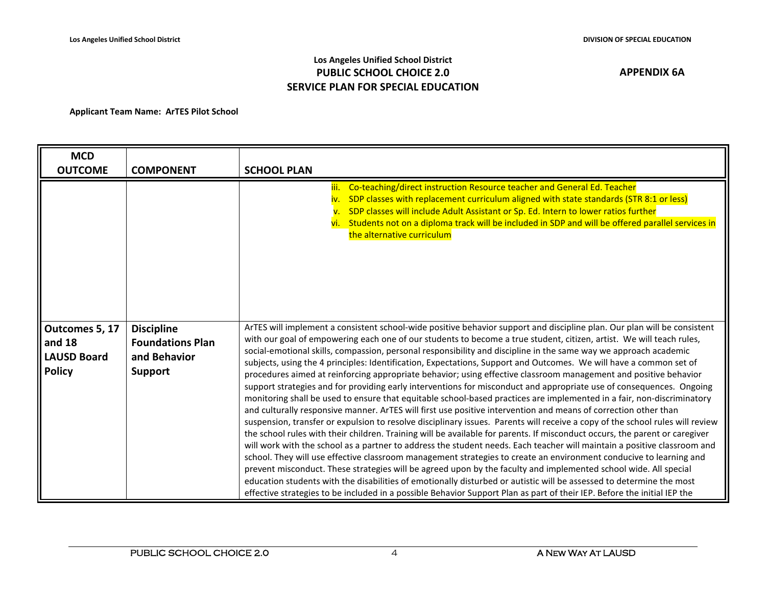Los Angeles Unified School District
**PUBLIC SCHOOL CHOICE 2.0**
**SERVICE PLAN FOR SPECIAL EDUCATION**

**APPENDIX 6A**

**Applicant Team Name: ArTES Pilot School**

| MCD OUTCOME | COMPONENT | SCHOOL PLAN |
|---|---|---|
| | | iii. Co-teaching/direct instruction Resource teacher and General Ed. Teacher<br>iv. SDP classes with replacement curriculum aligned with state standards (STR 8:1 or less)<br>v. SDP classes will include Adult Assistant or Sp. Ed. Intern to lower ratios further<br>vi. Students not on a diploma track will be included in SDP and will be offered parallel services in the alternative curriculum |
| **Outcomes 5, 17 and 18 LAUSD Board Policy** | **Discipline Foundations Plan and Behavior Support** | ArTES will implement a consistent school-wide positive behavior support and discipline plan. Our plan will be consistent with our goal of empowering each one of our students to become a true student, citizen, artist. We will teach rules, social-emotional skills, compassion, personal responsibility and discipline in the same way we approach academic subjects, using the 4 principles: Identification, Expectations, Support and Outcomes. We will have a common set of procedures aimed at reinforcing appropriate behavior; using effective classroom management and positive behavior support strategies and for providing early interventions for misconduct and appropriate use of consequences. Ongoing monitoring shall be used to ensure that equitable school-based practices are implemented in a fair, non-discriminatory and culturally responsive manner. ArTES will first use positive intervention and means of correction other than suspension, transfer or expulsion to resolve disciplinary issues. Parents will receive a copy of the school rules will review the school rules with their children. Training will be available for parents. If misconduct occurs, the parent or caregiver will work with the school as a partner to address the student needs. Each teacher will maintain a positive classroom and school. They will use effective classroom management strategies to create an environment conducive to learning and prevent misconduct. These strategies will be agreed upon by the faculty and implemented school wide. All special education students with the disabilities of emotionally disturbed or autistic will be assessed to determine the most effective strategies to be included in a possible Behavior Support Plan as part of their IEP. Before the initial IEP the |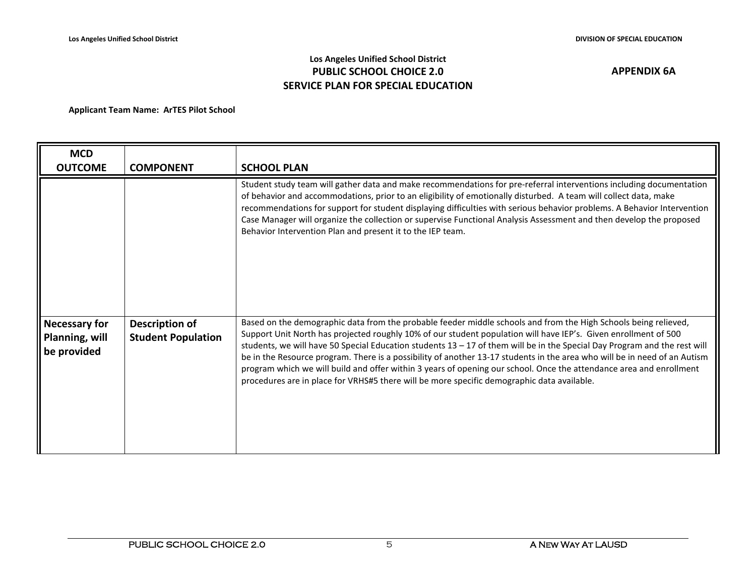Los Angeles Unified School District
**PUBLIC SCHOOL CHOICE 2.0**
**SERVICE PLAN FOR SPECIAL EDUCATION**

**APPENDIX 6A**

**Applicant Team Name: ArTES Pilot School**

| MCD OUTCOME | COMPONENT | SCHOOL PLAN |
|---|---|---|
| | | Student study team will gather data and make recommendations for pre-referral interventions including documentation of behavior and accommodations, prior to an eligibility of emotionally disturbed. A team will collect data, make recommendations for support for student displaying difficulties with serious behavior problems. A Behavior Intervention Case Manager will organize the collection or supervise Functional Analysis Assessment and then develop the proposed Behavior Intervention Plan and present it to the IEP team. |
| **Necessary for Planning, will be provided** | **Description of Student Population** | Based on the demographic data from the probable feeder middle schools and from the High Schools being relieved, Support Unit North has projected roughly 10% of our student population will have IEP's. Given enrollment of 500 students, we will have 50 Special Education students 13 – 17 of them will be in the Special Day Program and the rest will be in the Resource program. There is a possibility of another 13-17 students in the area who will be in need of an Autism program which we will build and offer within 3 years of opening our school. Once the attendance area and enrollment procedures are in place for VRHS#5 there will be more specific demographic data available. |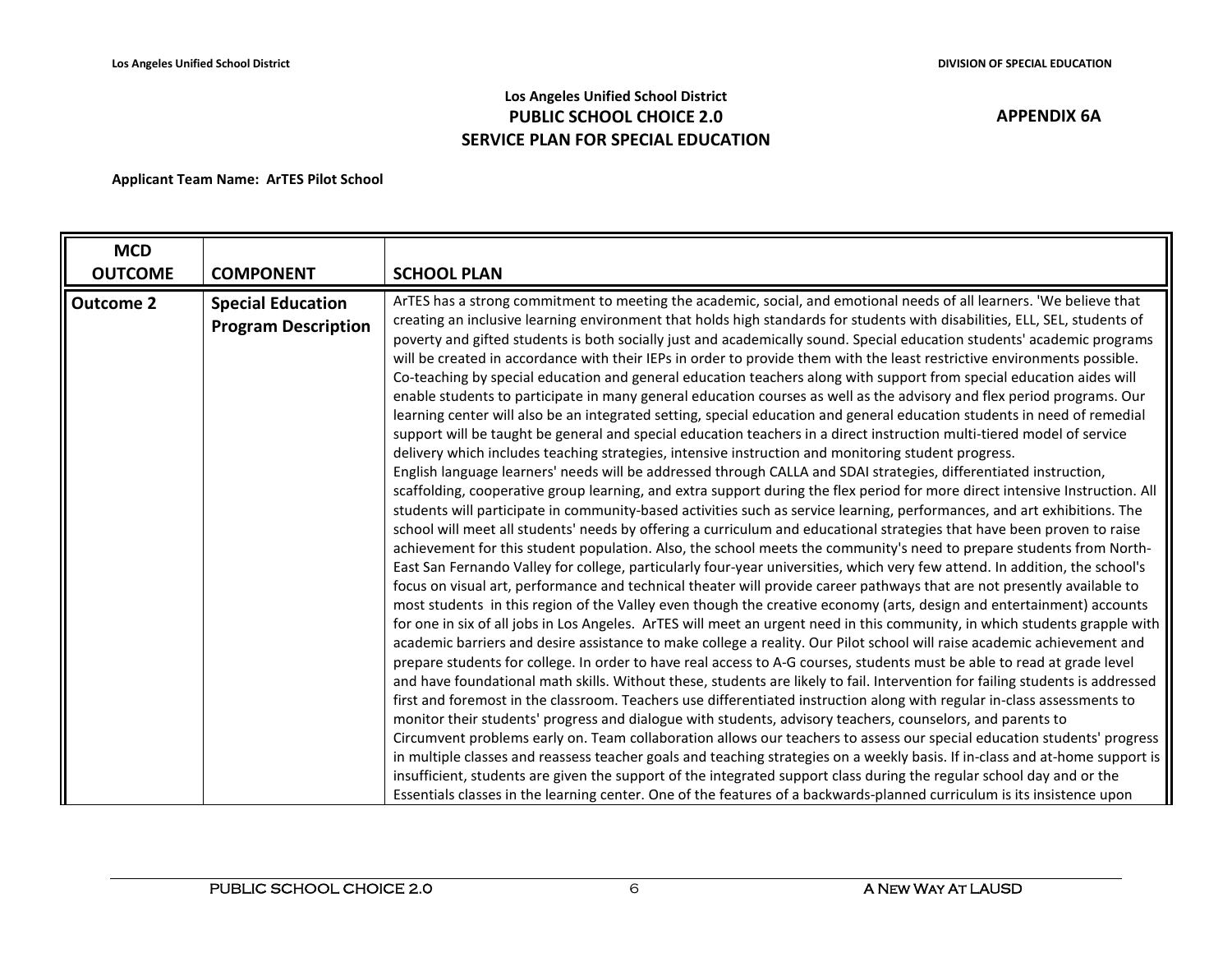**Los Angeles Unified School District**
**PUBLIC SCHOOL CHOICE 2.0**
**SERVICE PLAN FOR SPECIAL EDUCATION**

**APPENDIX 6A**

**Applicant Team Name: ArTES Pilot School**

| MCD OUTCOME | COMPONENT | SCHOOL PLAN |
|---|---|---|
| **Outcome 2** | **Special Education Program Description** | ArTES has a strong commitment to meeting the academic, social, and emotional needs of all learners. 'We believe that creating an inclusive learning environment that holds high standards for students with disabilities, ELL, SEL, students of poverty and gifted students is both socially just and academically sound. Special education students' academic programs will be created in accordance with their IEPs in order to provide them with the least restrictive environments possible. Co-teaching by special education and general education teachers along with support from special education aides will enable students to participate in many general education courses as well as the advisory and flex period programs. Our learning center will also be an integrated setting, special education and general education students in need of remedial support will be taught be general and special education teachers in a direct instruction multi-tiered model of service delivery which includes teaching strategies, intensive instruction and monitoring student progress.<br>English language learners' needs will be addressed through CALLA and SDAI strategies, differentiated instruction, scaffolding, cooperative group learning, and extra support during the flex period for more direct intensive Instruction. All students will participate in community-based activities such as service learning, performances, and art exhibitions. The school will meet all students' needs by offering a curriculum and educational strategies that have been proven to raise achievement for this student population. Also, the school meets the community's need to prepare students from North-East San Fernando Valley for college, particularly four-year universities, which very few attend. In addition, the school's focus on visual art, performance and technical theater will provide career pathways that are not presently available to most students in this region of the Valley even though the creative economy (arts, design and entertainment) accounts for one in six of all jobs in Los Angeles. ArTES will meet an urgent need in this community, in which students grapple with academic barriers and desire assistance to make college a reality. Our Pilot school will raise academic achievement and prepare students for college. In order to have real access to A-G courses, students must be able to read at grade level and have foundational math skills. Without these, students are likely to fail. Intervention for failing students is addressed first and foremost in the classroom. Teachers use differentiated instruction along with regular in-class assessments to monitor their students' progress and dialogue with students, advisory teachers, counselors, and parents to Circumvent problems early on. Team collaboration allows our teachers to assess our special education students' progress in multiple classes and reassess teacher goals and teaching strategies on a weekly basis. If in-class and at-home support is insufficient, students are given the support of the integrated support class during the regular school day and or the Essentials classes in the learning center. One of the features of a backwards-planned curriculum is its insistence upon |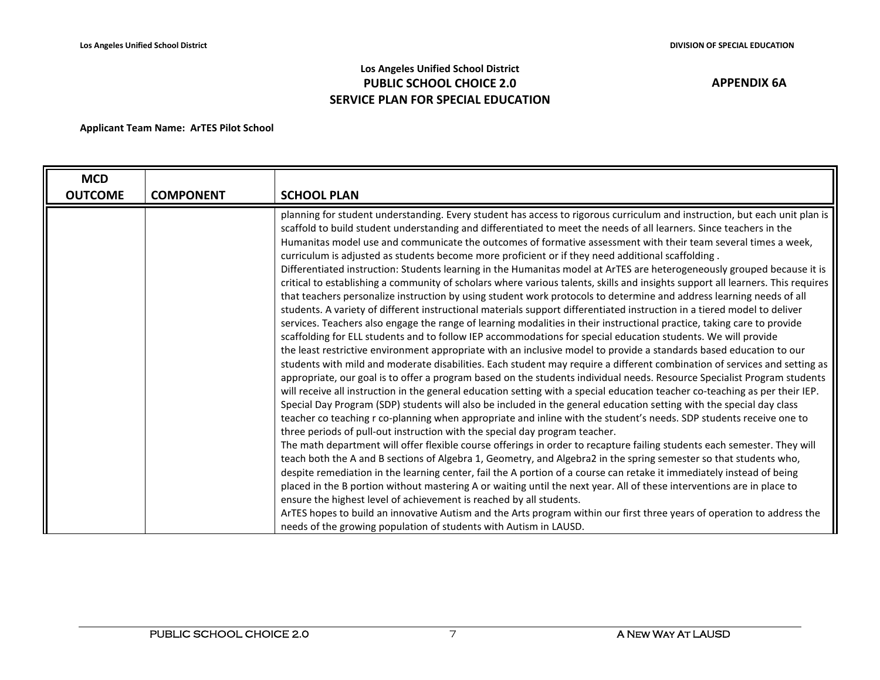**Los Angeles Unified School District**
**PUBLIC SCHOOL CHOICE 2.0**
**SERVICE PLAN FOR SPECIAL EDUCATION**

**APPENDIX 6A**

**Applicant Team Name: ArTES Pilot School**

| MCD OUTCOME | COMPONENT | SCHOOL PLAN |
|---|---|---|
| | | planning for student understanding. Every student has access to rigorous curriculum and instruction, but each unit plan is scaffold to build student understanding and differentiated to meet the needs of all learners. Since teachers in the Humanitas model use and communicate the outcomes of formative assessment with their team several times a week, curriculum is adjusted as students become more proficient or if they need additional scaffolding .<br>Differentiated instruction: Students learning in the Humanitas model at ArTES are heterogeneously grouped because it is critical to establishing a community of scholars where various talents, skills and insights support all learners. This requires that teachers personalize instruction by using student work protocols to determine and address learning needs of all students. A variety of different instructional materials support differentiated instruction in a tiered model to deliver services. Teachers also engage the range of learning modalities in their instructional practice, taking care to provide scaffolding for ELL students and to follow IEP accommodations for special education students. We will provide the least restrictive environment appropriate with an inclusive model to provide a standards based education to our students with mild and moderate disabilities. Each student may require a different combination of services and setting as appropriate, our goal is to offer a program based on the students individual needs. Resource Specialist Program students will receive all instruction in the general education setting with a special education teacher co-teaching as per their IEP. Special Day Program (SDP) students will also be included in the general education setting with the special day class teacher co teaching r co-planning when appropriate and inline with the student's needs. SDP students receive one to three periods of pull-out instruction with the special day program teacher.<br>The math department will offer flexible course offerings in order to recapture failing students each semester. They will teach both the A and B sections of Algebra 1, Geometry, and Algebra2 in the spring semester so that students who, despite remediation in the learning center, fail the A portion of a course can retake it immediately instead of being placed in the B portion without mastering A or waiting until the next year. All of these interventions are in place to ensure the highest level of achievement is reached by all students.<br>ArTES hopes to build an innovative Autism and the Arts program within our first three years of operation to address the needs of the growing population of students with Autism in LAUSD. |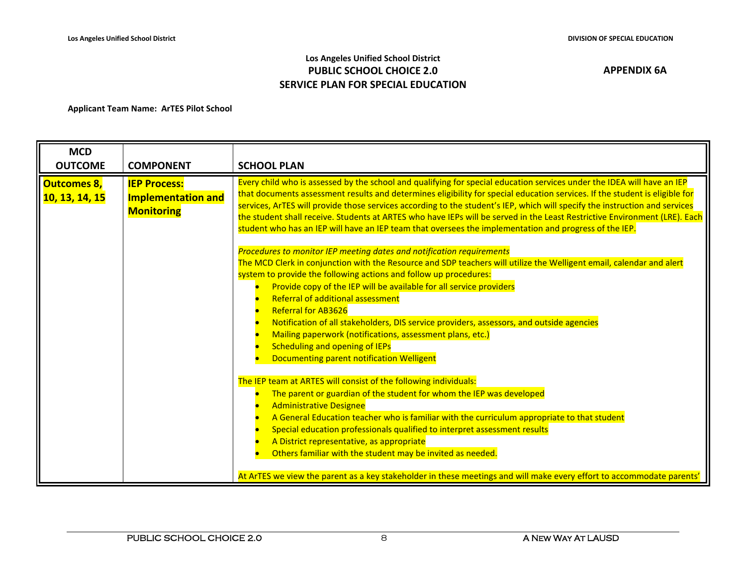Los Angeles Unified School District
**PUBLIC SCHOOL CHOICE 2.0**
**SERVICE PLAN FOR SPECIAL EDUCATION**

**APPENDIX 6A**

**Applicant Team Name: ArTES Pilot School**

| MCD OUTCOME | COMPONENT | SCHOOL PLAN |
|---|---|---|
| **Outcomes 8, 10, 13, 14, 15** | **IEP Process: Implementation and Monitoring** | Every child who is assessed by the school and qualifying for special education services under the IDEA will have an IEP that documents assessment results and determines eligibility for special education services. If the student is eligible for services, ArTES will provide those services according to the student's IEP, which will specify the instruction and services the student shall receive. Students at ARTES who have IEPs will be served in the Least Restrictive Environment (LRE). Each student who has an IEP will have an IEP team that oversees the implementation and progress of the IEP.<br><br>*Procedures to monitor IEP meeting dates and notification requirements*<br>The MCD Clerk in conjunction with the Resource and SDP teachers will utilize the Welligent email, calendar and alert system to provide the following actions and follow up procedures:<br>• Provide copy of the IEP will be available for all service providers<br>• Referral of additional assessment<br>• Referral for AB3626<br>• Notification of all stakeholders, DIS service providers, assessors, and outside agencies<br>• Mailing paperwork (notifications, assessment plans, etc.)<br>• Scheduling and opening of IEPs<br>• Documenting parent notification Welligent<br><br>The IEP team at ARTES will consist of the following individuals:<br>• The parent or guardian of the student for whom the IEP was developed<br>• Administrative Designee<br>• A General Education teacher who is familiar with the curriculum appropriate to that student<br>• Special education professionals qualified to interpret assessment results<br>• A District representative, as appropriate<br>• Others familiar with the student may be invited as needed.<br><br>At ArTES we view the parent as a key stakeholder in these meetings and will make every effort to accommodate parents' |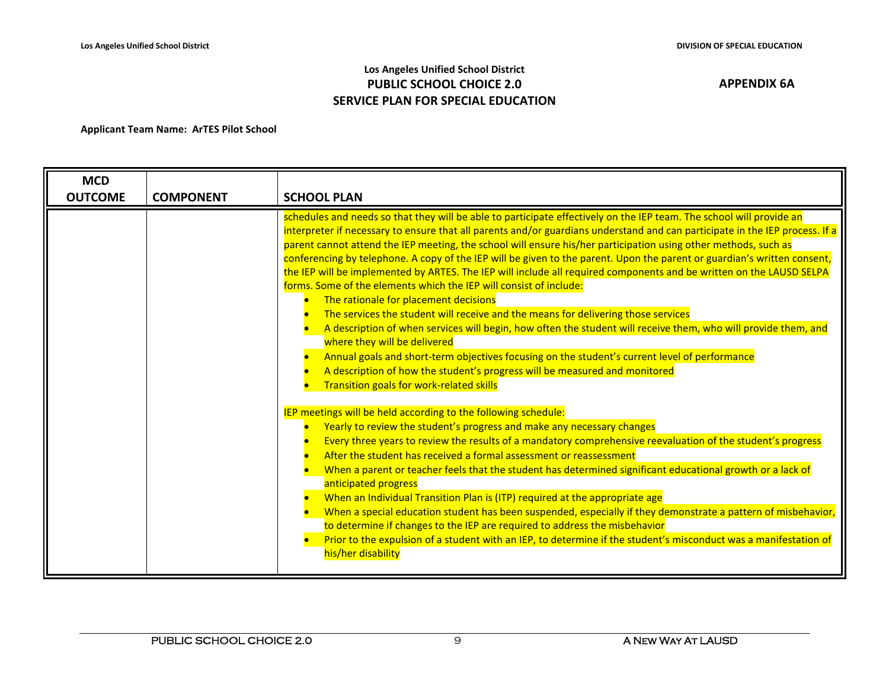Los Angeles Unified School District
**PUBLIC SCHOOL CHOICE 2.0**
**SERVICE PLAN FOR SPECIAL EDUCATION**

**APPENDIX 6A**

**Applicant Team Name: ArTES Pilot School**

| MCD OUTCOME | COMPONENT | SCHOOL PLAN |
|---|---|---|
| | | schedules and needs so that they will be able to participate effectively on the IEP team. The school will provide an interpreter if necessary to ensure that all parents and/or guardians understand and can participate in the IEP process. If a parent cannot attend the IEP meeting, the school will ensure his/her participation using other methods, such as conferencing by telephone. A copy of the IEP will be given to the parent. Upon the parent or guardian's written consent, the IEP will be implemented by ARTES. The IEP will include all required components and be written on the LAUSD SELPA forms. Some of the elements which the IEP will consist of include:<br>• The rationale for placement decisions<br>• The services the student will receive and the means for delivering those services<br>• A description of when services will begin, how often the student will receive them, who will provide them, and where they will be delivered<br>• Annual goals and short-term objectives focusing on the student's current level of performance<br>• A description of how the student's progress will be measured and monitored<br>• Transition goals for work-related skills<br><br>IEP meetings will be held according to the following schedule:<br>• Yearly to review the student's progress and make any necessary changes<br>• Every three years to review the results of a mandatory comprehensive reevaluation of the student's progress<br>• After the student has received a formal assessment or reassessment<br>• When a parent or teacher feels that the student has determined significant educational growth or a lack of anticipated progress<br>• When an Individual Transition Plan is (ITP) required at the appropriate age<br>• When a special education student has been suspended, especially if they demonstrate a pattern of misbehavior, to determine if changes to the IEP are required to address the misbehavior<br>• Prior to the expulsion of a student with an IEP, to determine if the student's misconduct was a manifestation of his/her disability |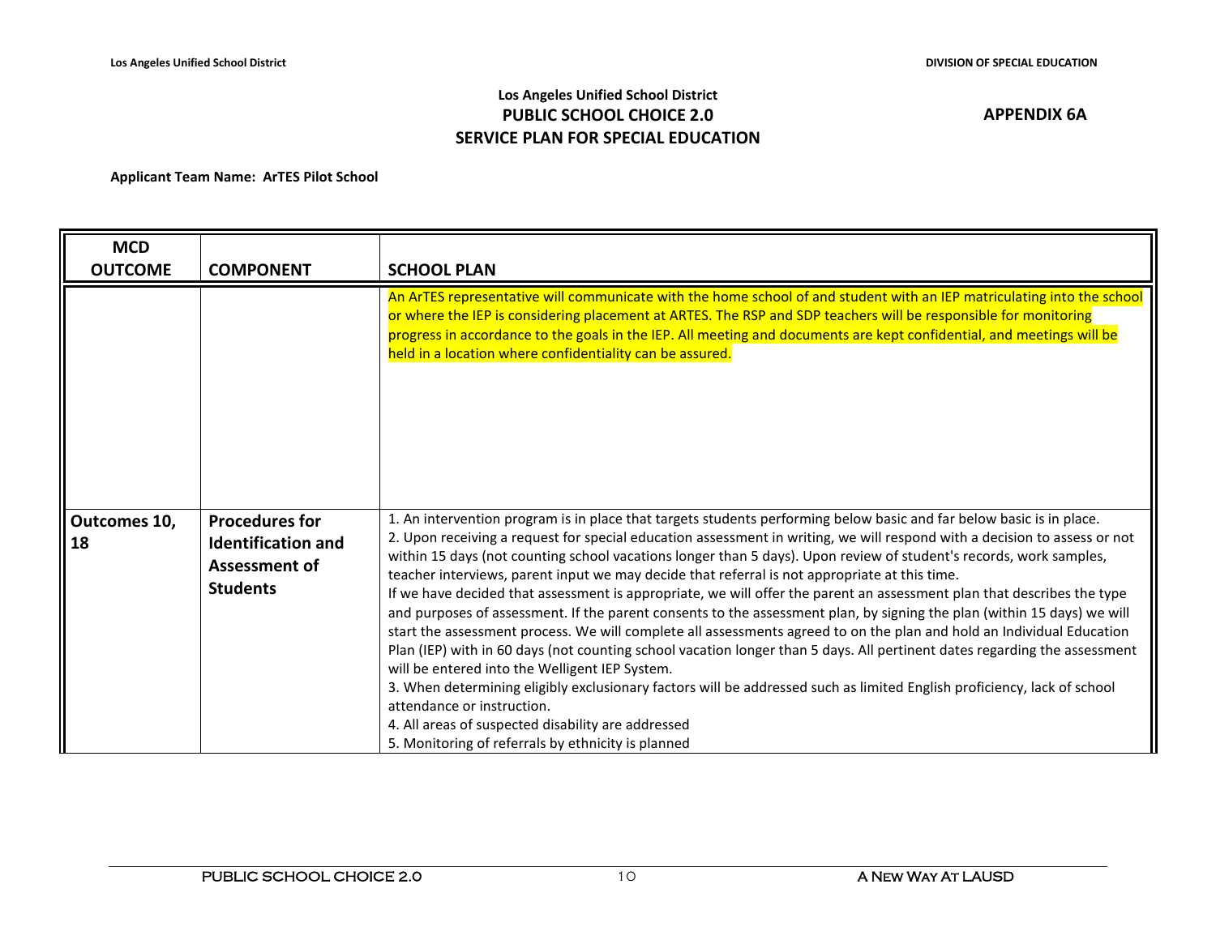**Los Angeles Unified School District**
**PUBLIC SCHOOL CHOICE 2.0**
**SERVICE PLAN FOR SPECIAL EDUCATION**

**APPENDIX 6A**

**Applicant Team Name: ArTES Pilot School**

| MCD OUTCOME | COMPONENT | SCHOOL PLAN |
|---|---|---|
| | | An ArTES representative will communicate with the home school of and student with an IEP matriculating into the school or where the IEP is considering placement at ARTES. The RSP and SDP teachers will be responsible for monitoring progress in accordance to the goals in the IEP. All meeting and documents are kept confidential, and meetings will be held in a location where confidentiality can be assured. |
| **Outcomes 10, 18** | **Procedures for Identification and Assessment of Students** | 1. An intervention program is in place that targets students performing below basic and far below basic is in place.<br>2. Upon receiving a request for special education assessment in writing, we will respond with a decision to assess or not within 15 days (not counting school vacations longer than 5 days). Upon review of student's records, work samples, teacher interviews, parent input we may decide that referral is not appropriate at this time.<br>If we have decided that assessment is appropriate, we will offer the parent an assessment plan that describes the type and purposes of assessment. If the parent consents to the assessment plan, by signing the plan (within 15 days) we will start the assessment process. We will complete all assessments agreed to on the plan and hold an Individual Education Plan (IEP) with in 60 days (not counting school vacation longer than 5 days. All pertinent dates regarding the assessment will be entered into the Welligent IEP System.<br>3. When determining eligibly exclusionary factors will be addressed such as limited English proficiency, lack of school attendance or instruction.<br>4. All areas of suspected disability are addressed<br>5. Monitoring of referrals by ethnicity is planned |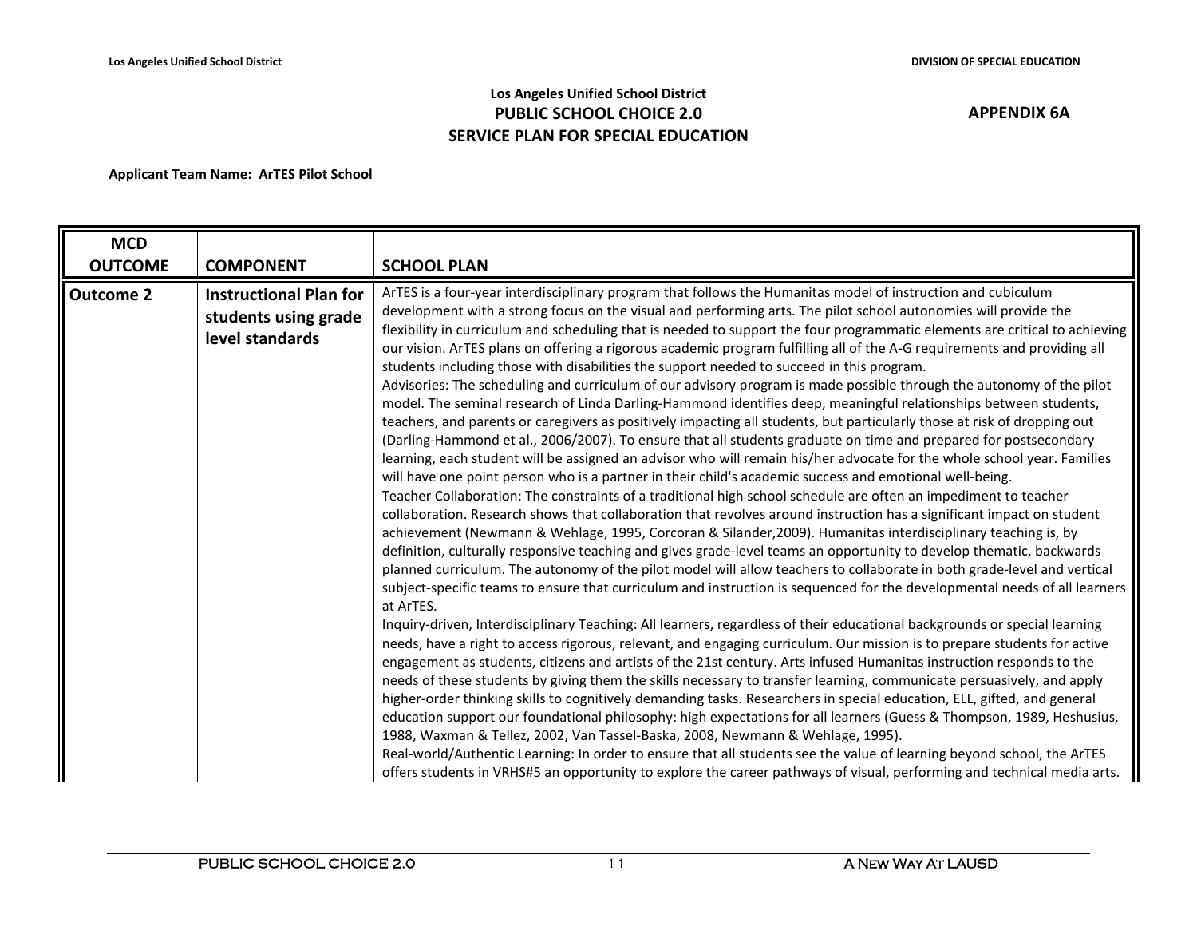Los Angeles Unified School District

DIVISION OF SPECIAL EDUCATION

**Los Angeles Unified School District**
**PUBLIC SCHOOL CHOICE 2.0**
**SERVICE PLAN FOR SPECIAL EDUCATION**

**APPENDIX 6A**

**Applicant Team Name: ArTES Pilot School**

| MCD OUTCOME | COMPONENT | SCHOOL PLAN |
|---|---|---|
| **Outcome 2** | **Instructional Plan for students using grade level standards** | ArTES is a four-year interdisciplinary program that follows the Humanitas model of instruction and cubiculum development with a strong focus on the visual and performing arts. The pilot school autonomies will provide the flexibility in curriculum and scheduling that is needed to support the four programmatic elements are critical to achieving our vision. ArTES plans on offering a rigorous academic program fulfilling all of the A-G requirements and providing all students including those with disabilities the support needed to succeed in this program.<br>Advisories: The scheduling and curriculum of our advisory program is made possible through the autonomy of the pilot model. The seminal research of Linda Darling-Hammond identifies deep, meaningful relationships between students, teachers, and parents or caregivers as positively impacting all students, but particularly those at risk of dropping out (Darling-Hammond et al., 2006/2007). To ensure that all students graduate on time and prepared for postsecondary learning, each student will be assigned an advisor who will remain his/her advocate for the whole school year. Families will have one point person who is a partner in their child's academic success and emotional well-being.<br>Teacher Collaboration: The constraints of a traditional high school schedule are often an impediment to teacher collaboration. Research shows that collaboration that revolves around instruction has a significant impact on student achievement (Newmann & Wehlage, 1995, Corcoran & Silander,2009). Humanitas interdisciplinary teaching is, by definition, culturally responsive teaching and gives grade-level teams an opportunity to develop thematic, backwards planned curriculum. The autonomy of the pilot model will allow teachers to collaborate in both grade-level and vertical subject-specific teams to ensure that curriculum and instruction is sequenced for the developmental needs of all learners at ArTES.<br>Inquiry-driven, Interdisciplinary Teaching: All learners, regardless of their educational backgrounds or special learning needs, have a right to access rigorous, relevant, and engaging curriculum. Our mission is to prepare students for active engagement as students, citizens and artists of the 21st century. Arts infused Humanitas instruction responds to the needs of these students by giving them the skills necessary to transfer learning, communicate persuasively, and apply higher-order thinking skills to cognitively demanding tasks. Researchers in special education, ELL, gifted, and general education support our foundational philosophy: high expectations for all learners (Guess & Thompson, 1989, Heshusius, 1988, Waxman & Tellez, 2002, Van Tassel-Baska, 2008, Newmann & Wehlage, 1995).<br>Real-world/Authentic Learning: In order to ensure that all students see the value of learning beyond school, the ArTES offers students in VRHS#5 an opportunity to explore the career pathways of visual, performing and technical media arts. |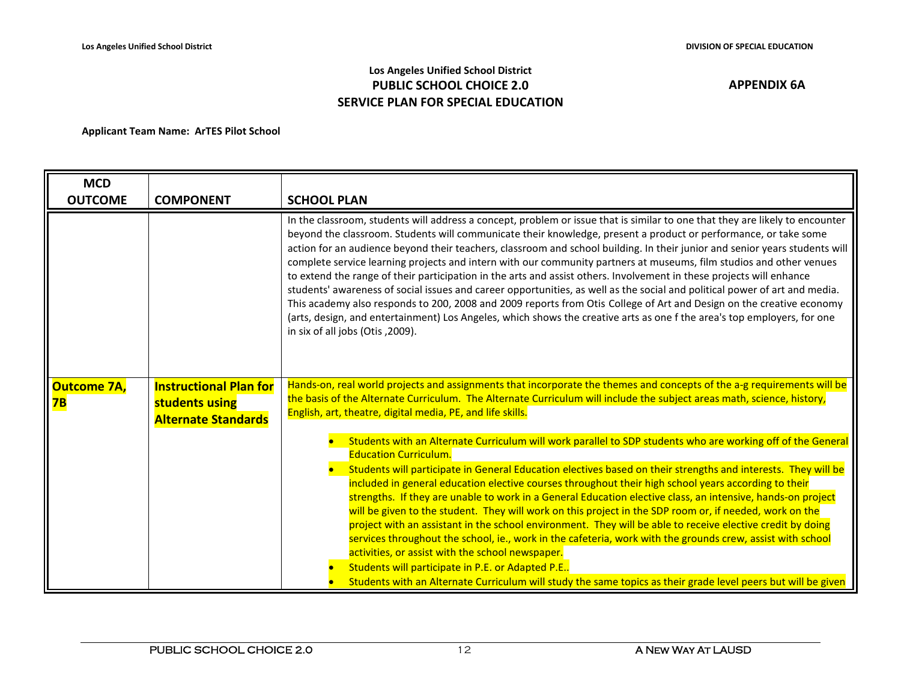Los Angeles Unified School District
**PUBLIC SCHOOL CHOICE 2.0**
**SERVICE PLAN FOR SPECIAL EDUCATION**

**APPENDIX 6A**

**Applicant Team Name: ArTES Pilot School**

| MCD OUTCOME | COMPONENT | SCHOOL PLAN |
|---|---|---|
| | | In the classroom, students will address a concept, problem or issue that is similar to one that they are likely to encounter beyond the classroom. Students will communicate their knowledge, present a product or performance, or take some action for an audience beyond their teachers, classroom and school building. In their junior and senior years students will complete service learning projects and intern with our community partners at museums, film studios and other venues to extend the range of their participation in the arts and assist others. Involvement in these projects will enhance students' awareness of social issues and career opportunities, as well as the social and political power of art and media. This academy also responds to 200, 2008 and 2009 reports from Otis College of Art and Design on the creative economy (arts, design, and entertainment) Los Angeles, which shows the creative arts as one f the area's top employers, for one in six of all jobs (Otis ,2009). |
| **Outcome 7A, 7B** | **Instructional Plan for students using Alternate Standards** | Hands-on, real world projects and assignments that incorporate the themes and concepts of the a-g requirements will be the basis of the Alternate Curriculum. The Alternate Curriculum will include the subject areas math, science, history, English, art, theatre, digital media, PE, and life skills.<br><br>• Students with an Alternate Curriculum will work parallel to SDP students who are working off of the General Education Curriculum.<br>• Students will participate in General Education electives based on their strengths and interests. They will be included in general education elective courses throughout their high school years according to their strengths. If they are unable to work in a General Education elective class, an intensive, hands-on project will be given to the student. They will work on this project in the SDP room or, if needed, work on the project with an assistant in the school environment. They will be able to receive elective credit by doing services throughout the school, ie., work in the cafeteria, work with the grounds crew, assist with school activities, or assist with the school newspaper.<br>• Students will participate in P.E. or Adapted P.E..<br>• Students with an Alternate Curriculum will study the same topics as their grade level peers but will be given |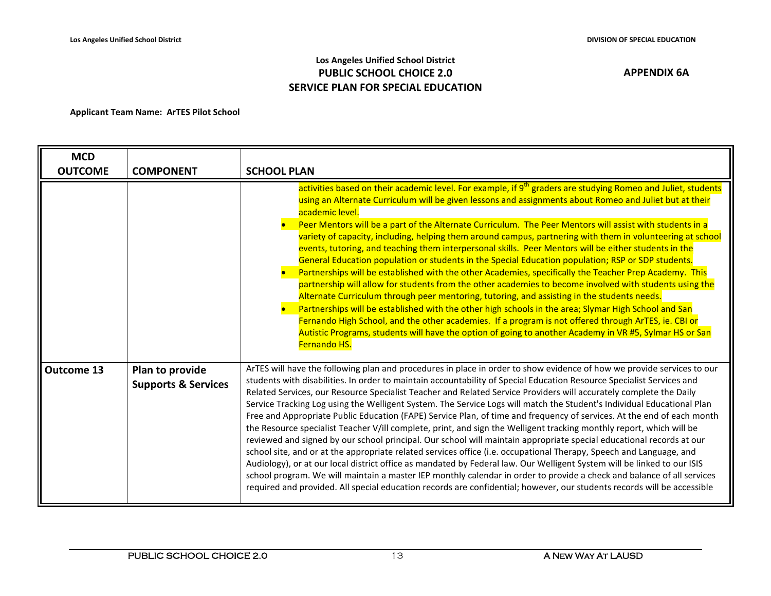Los Angeles Unified School District

**PUBLIC SCHOOL CHOICE 2.0**

**SERVICE PLAN FOR SPECIAL EDUCATION**

**APPENDIX 6A**

**Applicant Team Name: ArTES Pilot School**

| MCD OUTCOME | COMPONENT | SCHOOL PLAN |
|---|---|---|
| | | activities based on their academic level. For example, if 9th graders are studying Romeo and Juliet, students using an Alternate Curriculum will be given lessons and assignments about Romeo and Juliet but at their academic level.<br>• Peer Mentors will be a part of the Alternate Curriculum. The Peer Mentors will assist with students in a variety of capacity, including, helping them around campus, partnering with them in volunteering at school events, tutoring, and teaching them interpersonal skills. Peer Mentors will be either students in the General Education population or students in the Special Education population; RSP or SDP students.<br>• Partnerships will be established with the other Academies, specifically the Teacher Prep Academy. This partnership will allow for students from the other academies to become involved with students using the Alternate Curriculum through peer mentoring, tutoring, and assisting in the students needs.<br>• Partnerships will be established with the other high schools in the area; Slymar High School and San Fernando High School, and the other academies. If a program is not offered through ArTES, ie. CBI or Autistic Programs, students will have the option of going to another Academy in VR #5, Sylmar HS or San Fernando HS. |
| **Outcome 13** | **Plan to provide Supports & Services** | ArTES will have the following plan and procedures in place in order to show evidence of how we provide services to our students with disabilities. In order to maintain accountability of Special Education Resource Specialist Services and Related Services, our Resource Specialist Teacher and Related Service Providers will accurately complete the Daily Service Tracking Log using the Welligent System. The Service Logs will match the Student's Individual Educational Plan Free and Appropriate Public Education (FAPE) Service Plan, of time and frequency of services. At the end of each month the Resource specialist Teacher V/ill complete, print, and sign the Welligent tracking monthly report, which will be reviewed and signed by our school principal. Our school will maintain appropriate special educational records at our school site, and or at the appropriate related services office (i.e. occupational Therapy, Speech and Language, and Audiology), or at our local district office as mandated by Federal law. Our Welligent System will be linked to our ISIS school program. We will maintain a master IEP monthly calendar in order to provide a check and balance of all services required and provided. All special education records are confidential; however, our students records will be accessible |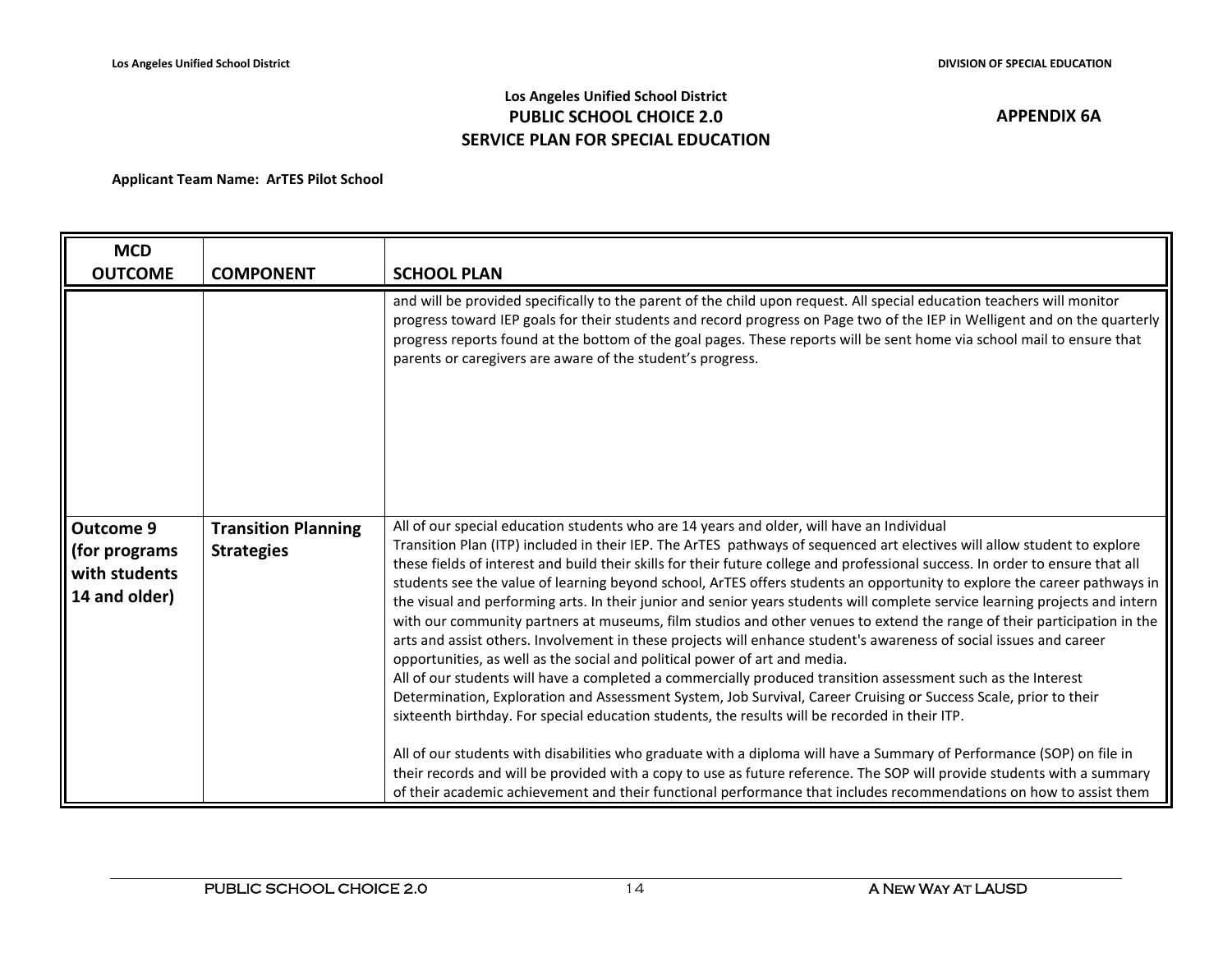Los Angeles Unified School District
**PUBLIC SCHOOL CHOICE 2.0**
**SERVICE PLAN FOR SPECIAL EDUCATION**

**APPENDIX 6A**

**Applicant Team Name: ArTES Pilot School**

| MCD OUTCOME | COMPONENT | SCHOOL PLAN |
|---|---|---|
| | | and will be provided specifically to the parent of the child upon request. All special education teachers will monitor progress toward IEP goals for their students and record progress on Page two of the IEP in Welligent and on the quarterly progress reports found at the bottom of the goal pages. These reports will be sent home via school mail to ensure that parents or caregivers are aware of the student's progress. |
| **Outcome 9 (for programs with students 14 and older)** | **Transition Planning Strategies** | All of our special education students who are 14 years and older, will have an Individual Transition Plan (ITP) included in their IEP. The ArTES pathways of sequenced art electives will allow student to explore these fields of interest and build their skills for their future college and professional success. In order to ensure that all students see the value of learning beyond school, ArTES offers students an opportunity to explore the career pathways in the visual and performing arts. In their junior and senior years students will complete service learning projects and intern with our community partners at museums, film studios and other venues to extend the range of their participation in the arts and assist others. Involvement in these projects will enhance student's awareness of social issues and career opportunities, as well as the social and political power of art and media.<br>All of our students will have a completed a commercially produced transition assessment such as the Interest Determination, Exploration and Assessment System, Job Survival, Career Cruising or Success Scale, prior to their sixteenth birthday. For special education students, the results will be recorded in their ITP.<br><br>All of our students with disabilities who graduate with a diploma will have a Summary of Performance (SOP) on file in their records and will be provided with a copy to use as future reference. The SOP will provide students with a summary of their academic achievement and their functional performance that includes recommendations on how to assist them |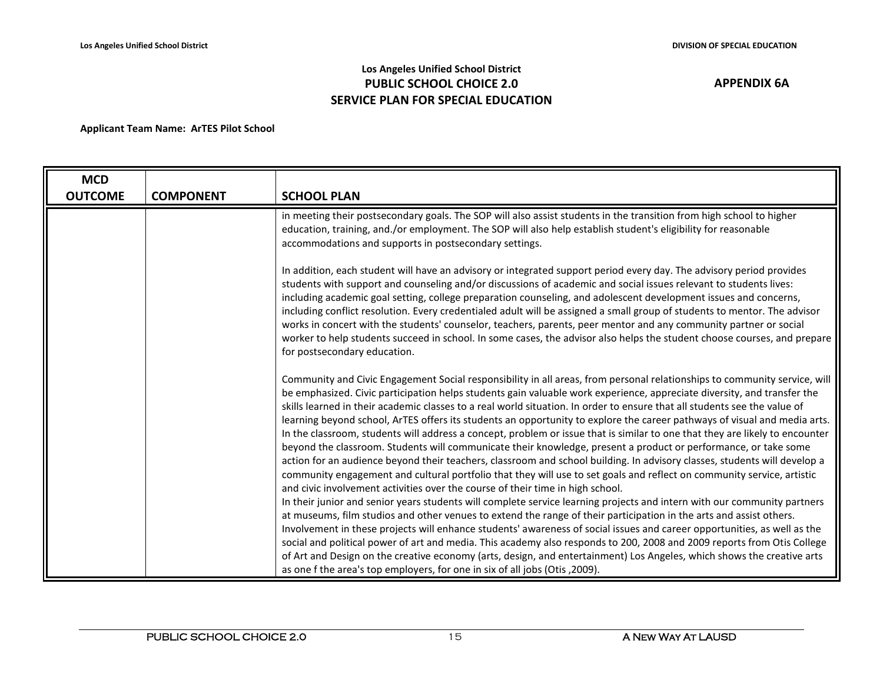**Los Angeles Unified School District**
**PUBLIC SCHOOL CHOICE 2.0**
**SERVICE PLAN FOR SPECIAL EDUCATION**

**APPENDIX 6A**

**Applicant Team Name: ArTES Pilot School**

| MCD OUTCOME | COMPONENT | SCHOOL PLAN |
|---|---|---|
| | | in meeting their postsecondary goals. The SOP will also assist students in the transition from high school to higher education, training, and./or employment. The SOP will also help establish student's eligibility for reasonable accommodations and supports in postsecondary settings.<br><br>In addition, each student will have an advisory or integrated support period every day. The advisory period provides students with support and counseling and/or discussions of academic and social issues relevant to students lives: including academic goal setting, college preparation counseling, and adolescent development issues and concerns, including conflict resolution. Every credentialed adult will be assigned a small group of students to mentor. The advisor works in concert with the students' counselor, teachers, parents, peer mentor and any community partner or social worker to help students succeed in school. In some cases, the advisor also helps the student choose courses, and prepare for postsecondary education.<br><br>Community and Civic Engagement Social responsibility in all areas, from personal relationships to community service, will be emphasized. Civic participation helps students gain valuable work experience, appreciate diversity, and transfer the skills learned in their academic classes to a real world situation. In order to ensure that all students see the value of learning beyond school, ArTES offers its students an opportunity to explore the career pathways of visual and media arts. In the classroom, students will address a concept, problem or issue that is similar to one that they are likely to encounter beyond the classroom. Students will communicate their knowledge, present a product or performance, or take some action for an audience beyond their teachers, classroom and school building. In advisory classes, students will develop a community engagement and cultural portfolio that they will use to set goals and reflect on community service, artistic and civic involvement activities over the course of their time in high school.<br>In their junior and senior years students will complete service learning projects and intern with our community partners at museums, film studios and other venues to extend the range of their participation in the arts and assist others. Involvement in these projects will enhance students' awareness of social issues and career opportunities, as well as the social and political power of art and media. This academy also responds to 200, 2008 and 2009 reports from Otis College of Art and Design on the creative economy (arts, design, and entertainment) Los Angeles, which shows the creative arts as one f the area's top employers, for one in six of all jobs (Otis ,2009). |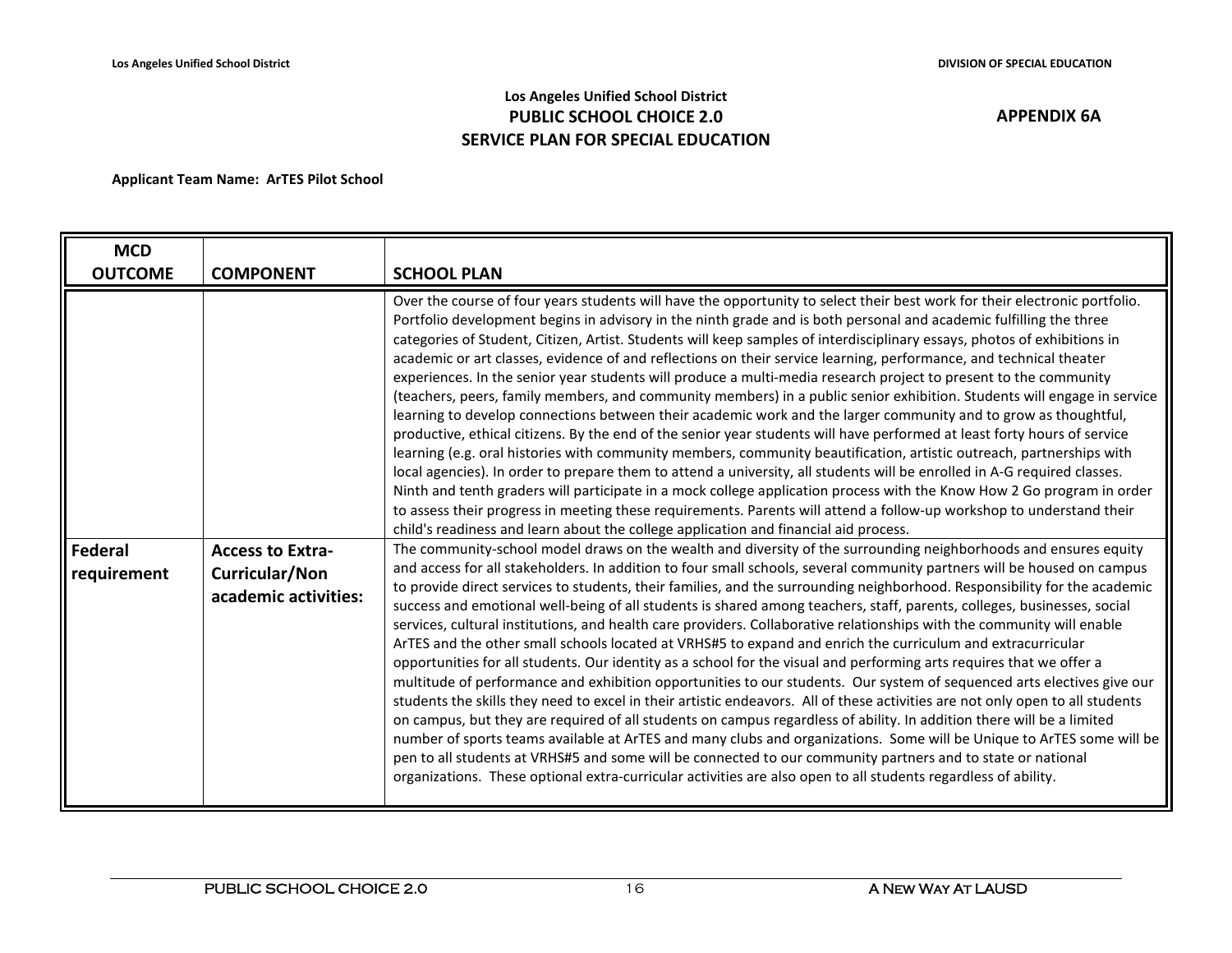**Los Angeles Unified School District**
**PUBLIC SCHOOL CHOICE 2.0**
**SERVICE PLAN FOR SPECIAL EDUCATION**

**APPENDIX 6A**

**Applicant Team Name: ArTES Pilot School**

| MCD OUTCOME | COMPONENT | SCHOOL PLAN |
|---|---|---|
| | | Over the course of four years students will have the opportunity to select their best work for their electronic portfolio. Portfolio development begins in advisory in the ninth grade and is both personal and academic fulfilling the three categories of Student, Citizen, Artist. Students will keep samples of interdisciplinary essays, photos of exhibitions in academic or art classes, evidence of and reflections on their service learning, performance, and technical theater experiences. In the senior year students will produce a multi-media research project to present to the community (teachers, peers, family members, and community members) in a public senior exhibition. Students will engage in service learning to develop connections between their academic work and the larger community and to grow as thoughtful, productive, ethical citizens. By the end of the senior year students will have performed at least forty hours of service learning (e.g. oral histories with community members, community beautification, artistic outreach, partnerships with local agencies). In order to prepare them to attend a university, all students will be enrolled in A-G required classes. Ninth and tenth graders will participate in a mock college application process with the Know How 2 Go program in order to assess their progress in meeting these requirements. Parents will attend a follow-up workshop to understand their child's readiness and learn about the college application and financial aid process. |
| **Federal requirement** | **Access to Extra-Curricular/Non academic activities:** | The community-school model draws on the wealth and diversity of the surrounding neighborhoods and ensures equity and access for all stakeholders. In addition to four small schools, several community partners will be housed on campus to provide direct services to students, their families, and the surrounding neighborhood. Responsibility for the academic success and emotional well-being of all students is shared among teachers, staff, parents, colleges, businesses, social services, cultural institutions, and health care providers. Collaborative relationships with the community will enable ArTES and the other small schools located at VRHS#5 to expand and enrich the curriculum and extracurricular opportunities for all students. Our identity as a school for the visual and performing arts requires that we offer a multitude of performance and exhibition opportunities to our students. Our system of sequenced arts electives give our students the skills they need to excel in their artistic endeavors. All of these activities are not only open to all students on campus, but they are required of all students on campus regardless of ability. In addition there will be a limited number of sports teams available at ArTES and many clubs and organizations. Some will be Unique to ArTES some will be pen to all students at VRHS#5 and some will be connected to our community partners and to state or national organizations. These optional extra-curricular activities are also open to all students regardless of ability. |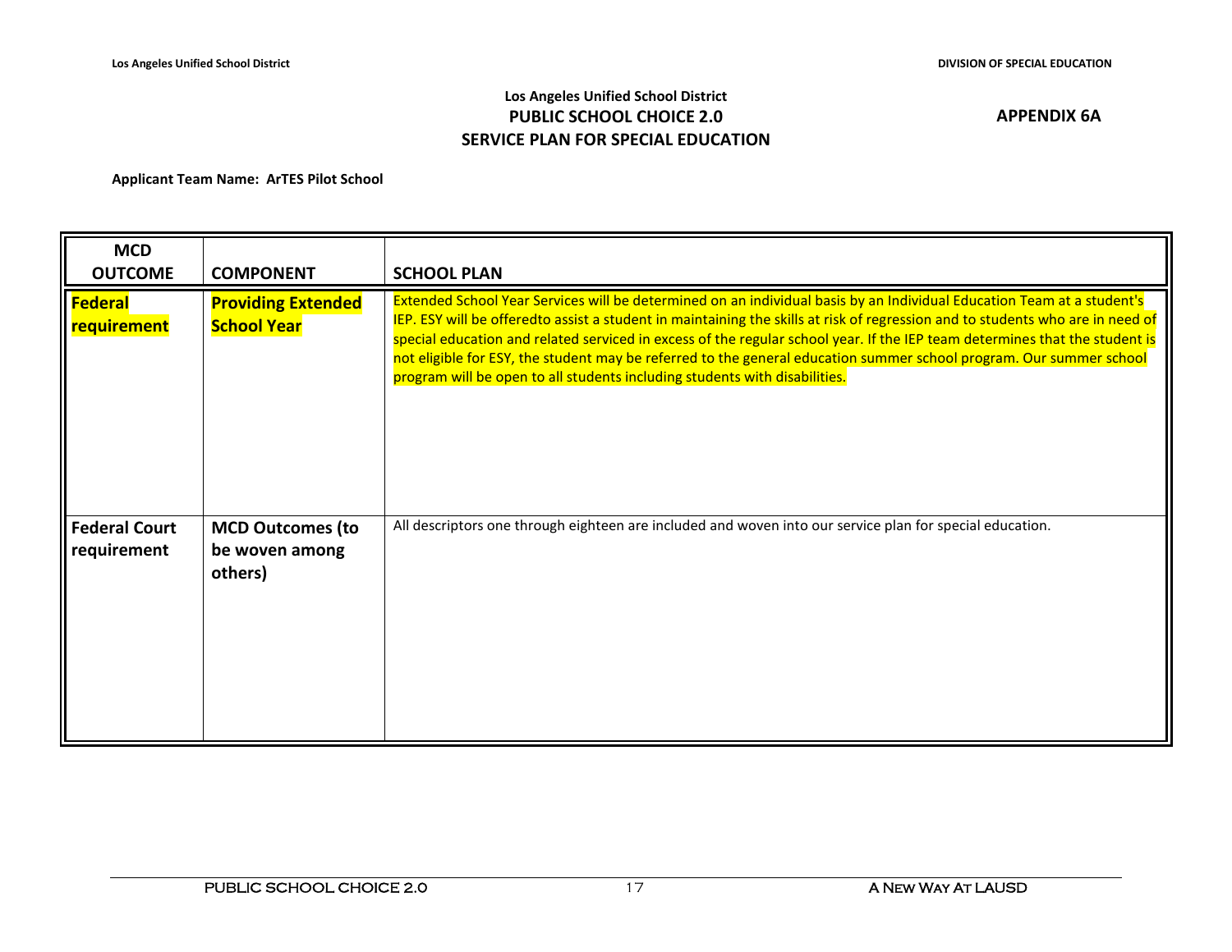**Los Angeles Unified School District**
**PUBLIC SCHOOL CHOICE 2.0**
**SERVICE PLAN FOR SPECIAL EDUCATION**

**APPENDIX 6A**

**Applicant Team Name: ArTES Pilot School**

| MCD OUTCOME | COMPONENT | SCHOOL PLAN |
|---|---|---|
| **Federal requirement** | **Providing Extended School Year** | Extended School Year Services will be determined on an individual basis by an Individual Education Team at a student's IEP. ESY will be offeredto assist a student in maintaining the skills at risk of regression and to students who are in need of special education and related serviced in excess of the regular school year. If the IEP team determines that the student is not eligible for ESY, the student may be referred to the general education summer school program. Our summer school program will be open to all students including students with disabilities. |
| **Federal Court requirement** | **MCD Outcomes (to be woven among others)** | All descriptors one through eighteen are included and woven into our service plan for special education. |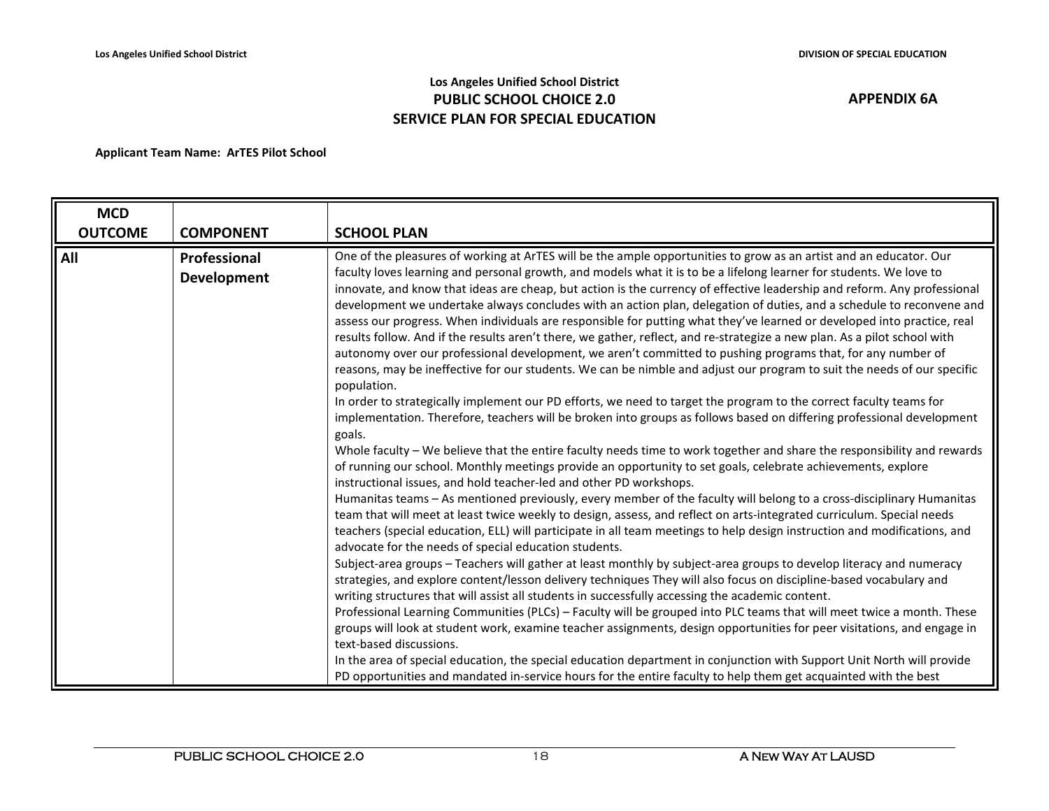# Los Angeles Unified School District
## PUBLIC SCHOOL CHOICE 2.0
## SERVICE PLAN FOR SPECIAL EDUCATION

**APPENDIX 6A**

**Applicant Team Name: ArTES Pilot School**

| MCD OUTCOME | COMPONENT | SCHOOL PLAN |
|---|---|---|
| **All** | **Professional Development** | One of the pleasures of working at ArTES will be the ample opportunities to grow as an artist and an educator. Our faculty loves learning and personal growth, and models what it is to be a lifelong learner for students. We love to innovate, and know that ideas are cheap, but action is the currency of effective leadership and reform. Any professional development we undertake always concludes with an action plan, delegation of duties, and a schedule to reconvene and assess our progress. When individuals are responsible for putting what they've learned or developed into practice, real results follow. And if the results aren't there, we gather, reflect, and re-strategize a new plan. As a pilot school with autonomy over our professional development, we aren't committed to pushing programs that, for any number of reasons, may be ineffective for our students. We can be nimble and adjust our program to suit the needs of our specific population.<br>In order to strategically implement our PD efforts, we need to target the program to the correct faculty teams for implementation. Therefore, teachers will be broken into groups as follows based on differing professional development goals.<br>Whole faculty – We believe that the entire faculty needs time to work together and share the responsibility and rewards of running our school. Monthly meetings provide an opportunity to set goals, celebrate achievements, explore instructional issues, and hold teacher-led and other PD workshops.<br>Humanitas teams – As mentioned previously, every member of the faculty will belong to a cross-disciplinary Humanitas team that will meet at least twice weekly to design, assess, and reflect on arts-integrated curriculum. Special needs teachers (special education, ELL) will participate in all team meetings to help design instruction and modifications, and advocate for the needs of special education students.<br>Subject-area groups – Teachers will gather at least monthly by subject-area groups to develop literacy and numeracy strategies, and explore content/lesson delivery techniques They will also focus on discipline-based vocabulary and writing structures that will assist all students in successfully accessing the academic content.<br>Professional Learning Communities (PLCs) – Faculty will be grouped into PLC teams that will meet twice a month. These groups will look at student work, examine teacher assignments, design opportunities for peer visitations, and engage in text-based discussions.<br>In the area of special education, the special education department in conjunction with Support Unit North will provide PD opportunities and mandated in-service hours for the entire faculty to help them get acquainted with the best |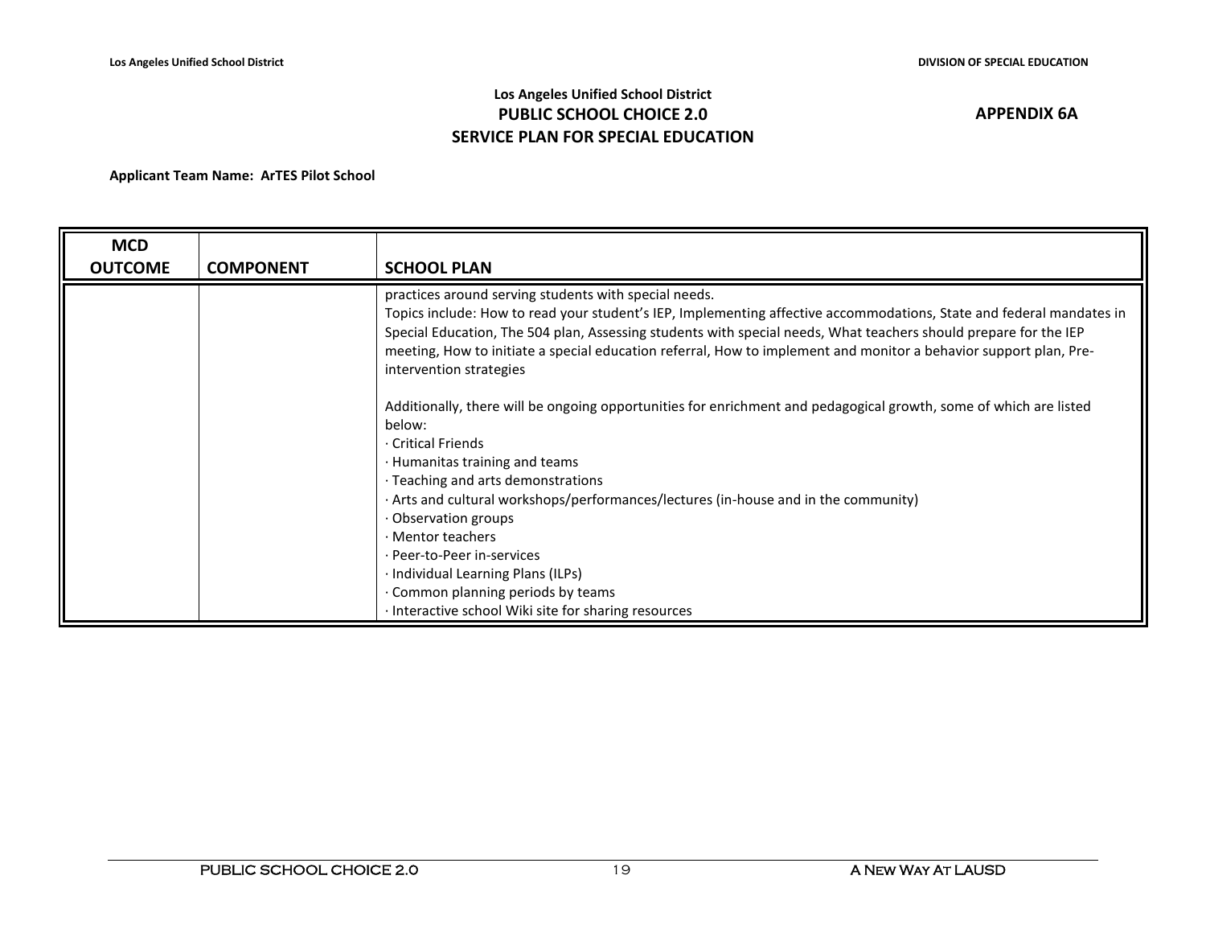Los Angeles Unified School District
**PUBLIC SCHOOL CHOICE 2.0**
**SERVICE PLAN FOR SPECIAL EDUCATION**

**APPENDIX 6A**

**Applicant Team Name: ArTES Pilot School**

| MCD OUTCOME | COMPONENT | SCHOOL PLAN |
|---|---|---|
| | | practices around serving students with special needs.<br>Topics include: How to read your student's IEP, Implementing affective accommodations, State and federal mandates in Special Education, The 504 plan, Assessing students with special needs, What teachers should prepare for the IEP meeting, How to initiate a special education referral, How to implement and monitor a behavior support plan, Pre-intervention strategies<br><br>Additionally, there will be ongoing opportunities for enrichment and pedagogical growth, some of which are listed below:<br>· Critical Friends<br>· Humanitas training and teams<br>· Teaching and arts demonstrations<br>· Arts and cultural workshops/performances/lectures (in-house and in the community)<br>· Observation groups<br>· Mentor teachers<br>· Peer-to-Peer in-services<br>· Individual Learning Plans (ILPs)<br>· Common planning periods by teams<br>· Interactive school Wiki site for sharing resources |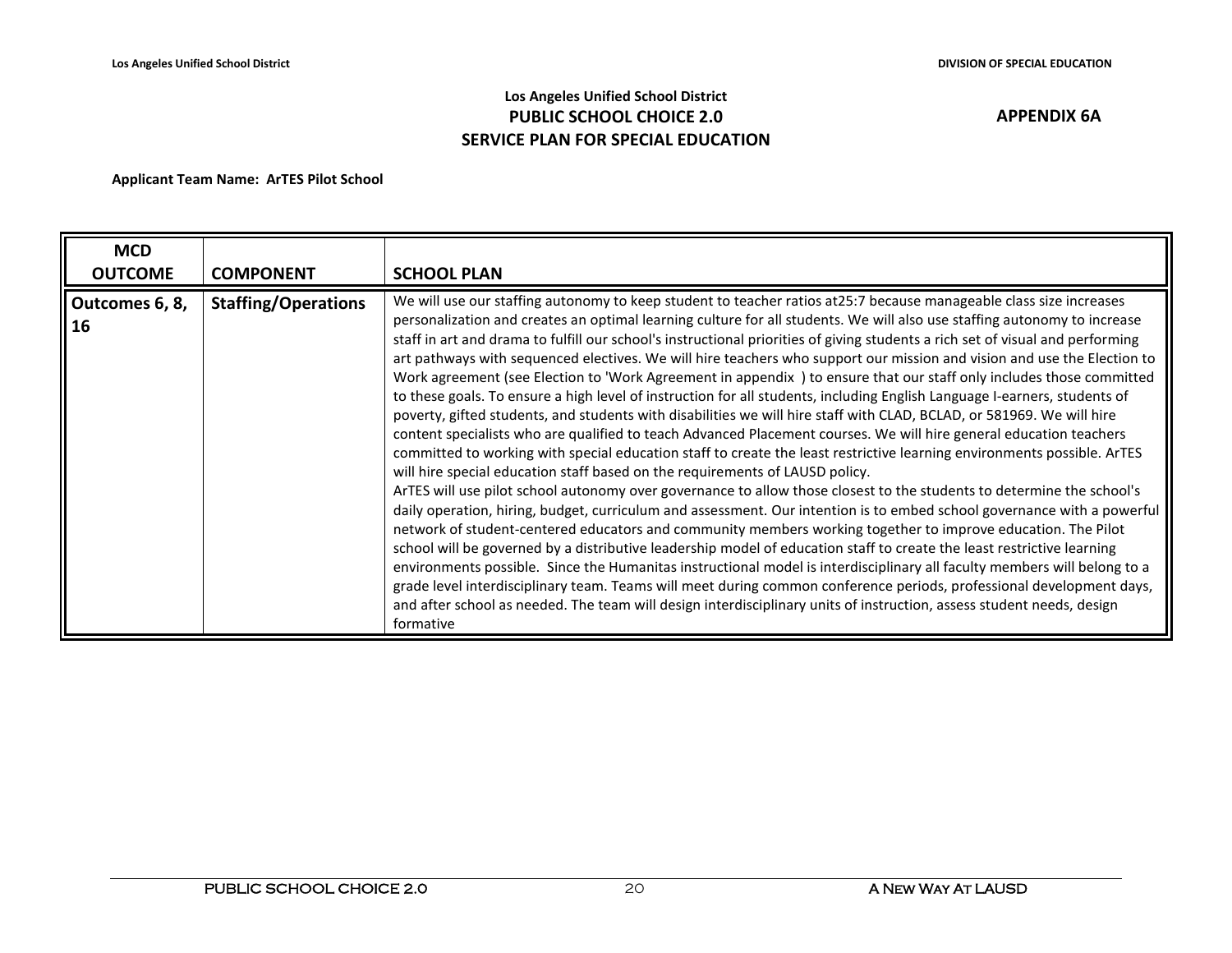**Los Angeles Unified School District**
**PUBLIC SCHOOL CHOICE 2.0**
**SERVICE PLAN FOR SPECIAL EDUCATION**

**APPENDIX 6A**

**Applicant Team Name: ArTES Pilot School**

| MCD OUTCOME | COMPONENT | SCHOOL PLAN |
|---|---|---|
| **Outcomes 6, 8, 16** | **Staffing/Operations** | We will use our staffing autonomy to keep student to teacher ratios at25:7 because manageable class size increases personalization and creates an optimal learning culture for all students. We will also use staffing autonomy to increase staff in art and drama to fulfill our school's instructional priorities of giving students a rich set of visual and performing art pathways with sequenced electives. We will hire teachers who support our mission and vision and use the Election to Work agreement (see Election to 'Work Agreement in appendix ) to ensure that our staff only includes those committed to these goals. To ensure a high level of instruction for all students, including English Language I-earners, students of poverty, gifted students, and students with disabilities we will hire staff with CLAD, BCLAD, or 581969. We will hire content specialists who are qualified to teach Advanced Placement courses. We will hire general education teachers committed to working with special education staff to create the least restrictive learning environments possible. ArTES will hire special education staff based on the requirements of LAUSD policy.<br>ArTES will use pilot school autonomy over governance to allow those closest to the students to determine the school's daily operation, hiring, budget, curriculum and assessment. Our intention is to embed school governance with a powerful network of student-centered educators and community members working together to improve education. The Pilot school will be governed by a distributive leadership model of education staff to create the least restrictive learning environments possible. Since the Humanitas instructional model is interdisciplinary all faculty members will belong to a grade level interdisciplinary team. Teams will meet during common conference periods, professional development days, and after school as needed. The team will design interdisciplinary units of instruction, assess student needs, design formative |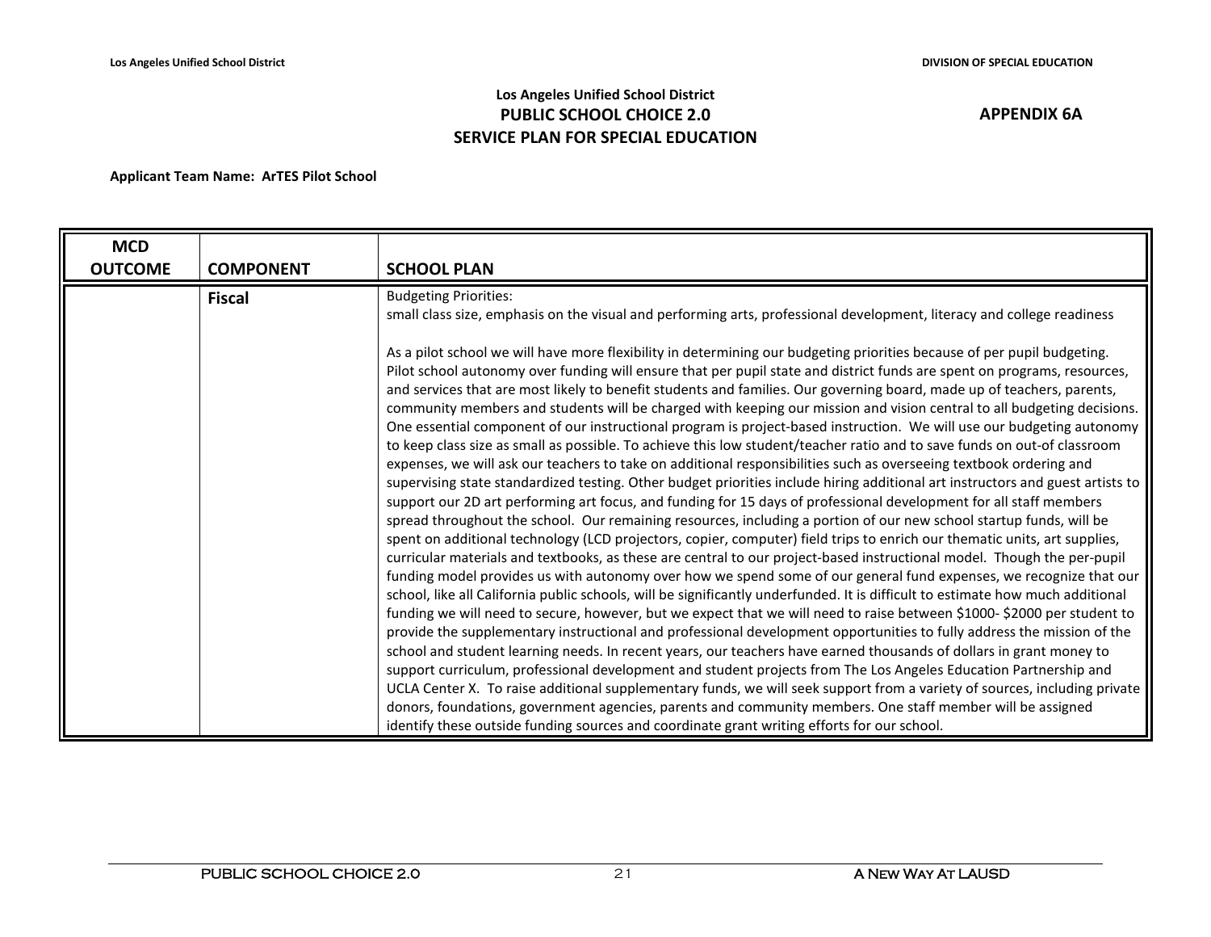**Los Angeles Unified School District**
**PUBLIC SCHOOL CHOICE 2.0**
**SERVICE PLAN FOR SPECIAL EDUCATION**

**APPENDIX 6A**

**Applicant Team Name: ArTES Pilot School**

| MCD OUTCOME | COMPONENT | SCHOOL PLAN |
|---|---|---|
| | **Fiscal** | Budgeting Priorities:<br>small class size, emphasis on the visual and performing arts, professional development, literacy and college readiness<br><br>As a pilot school we will have more flexibility in determining our budgeting priorities because of per pupil budgeting. Pilot school autonomy over funding will ensure that per pupil state and district funds are spent on programs, resources, and services that are most likely to benefit students and families. Our governing board, made up of teachers, parents, community members and students will be charged with keeping our mission and vision central to all budgeting decisions. One essential component of our instructional program is project-based instruction. We will use our budgeting autonomy to keep class size as small as possible. To achieve this low student/teacher ratio and to save funds on out-of classroom expenses, we will ask our teachers to take on additional responsibilities such as overseeing textbook ordering and supervising state standardized testing. Other budget priorities include hiring additional art instructors and guest artists to support our 2D art performing art focus, and funding for 15 days of professional development for all staff members spread throughout the school. Our remaining resources, including a portion of our new school startup funds, will be spent on additional technology (LCD projectors, copier, computer) field trips to enrich our thematic units, art supplies, curricular materials and textbooks, as these are central to our project-based instructional model. Though the per-pupil funding model provides us with autonomy over how we spend some of our general fund expenses, we recognize that our school, like all California public schools, will be significantly underfunded. It is difficult to estimate how much additional funding we will need to secure, however, but we expect that we will need to raise between \$1000- \$2000 per student to provide the supplementary instructional and professional development opportunities to fully address the mission of the school and student learning needs. In recent years, our teachers have earned thousands of dollars in grant money to support curriculum, professional development and student projects from The Los Angeles Education Partnership and UCLA Center X. To raise additional supplementary funds, we will seek support from a variety of sources, including private donors, foundations, government agencies, parents and community members. One staff member will be assigned identify these outside funding sources and coordinate grant writing efforts for our school. |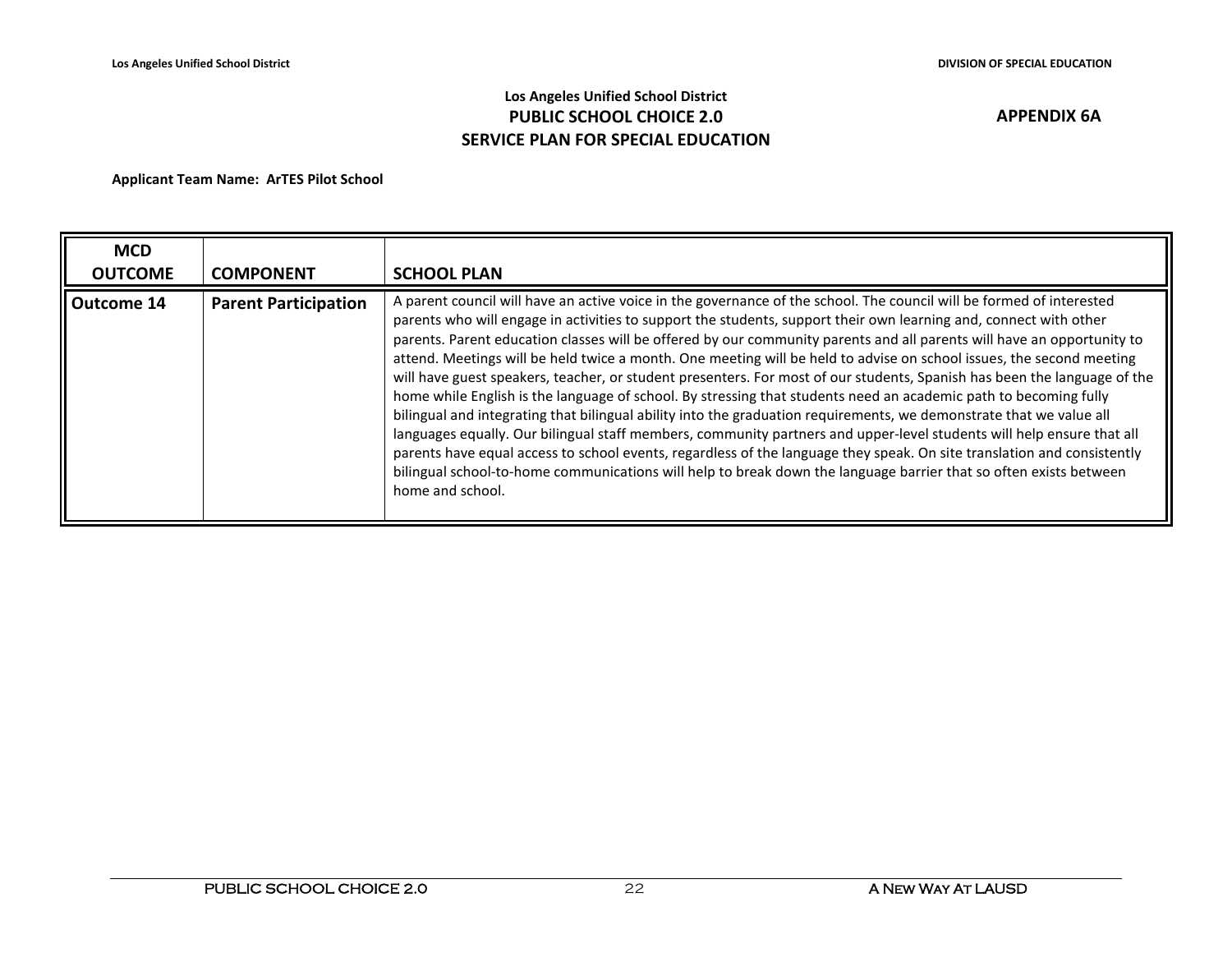**Los Angeles Unified School District**
**PUBLIC SCHOOL CHOICE 2.0**
**SERVICE PLAN FOR SPECIAL EDUCATION**

**APPENDIX 6A**

**Applicant Team Name: ArTES Pilot School**

| MCD OUTCOME | COMPONENT | SCHOOL PLAN |
|---|---|---|
| **Outcome 14** | **Parent Participation** | A parent council will have an active voice in the governance of the school. The council will be formed of interested parents who will engage in activities to support the students, support their own learning and, connect with other parents. Parent education classes will be offered by our community parents and all parents will have an opportunity to attend. Meetings will be held twice a month. One meeting will be held to advise on school issues, the second meeting will have guest speakers, teacher, or student presenters. For most of our students, Spanish has been the language of the home while English is the language of school. By stressing that students need an academic path to becoming fully bilingual and integrating that bilingual ability into the graduation requirements, we demonstrate that we value all languages equally. Our bilingual staff members, community partners and upper-level students will help ensure that all parents have equal access to school events, regardless of the language they speak. On site translation and consistently bilingual school-to-home communications will help to break down the language barrier that so often exists between home and school. |